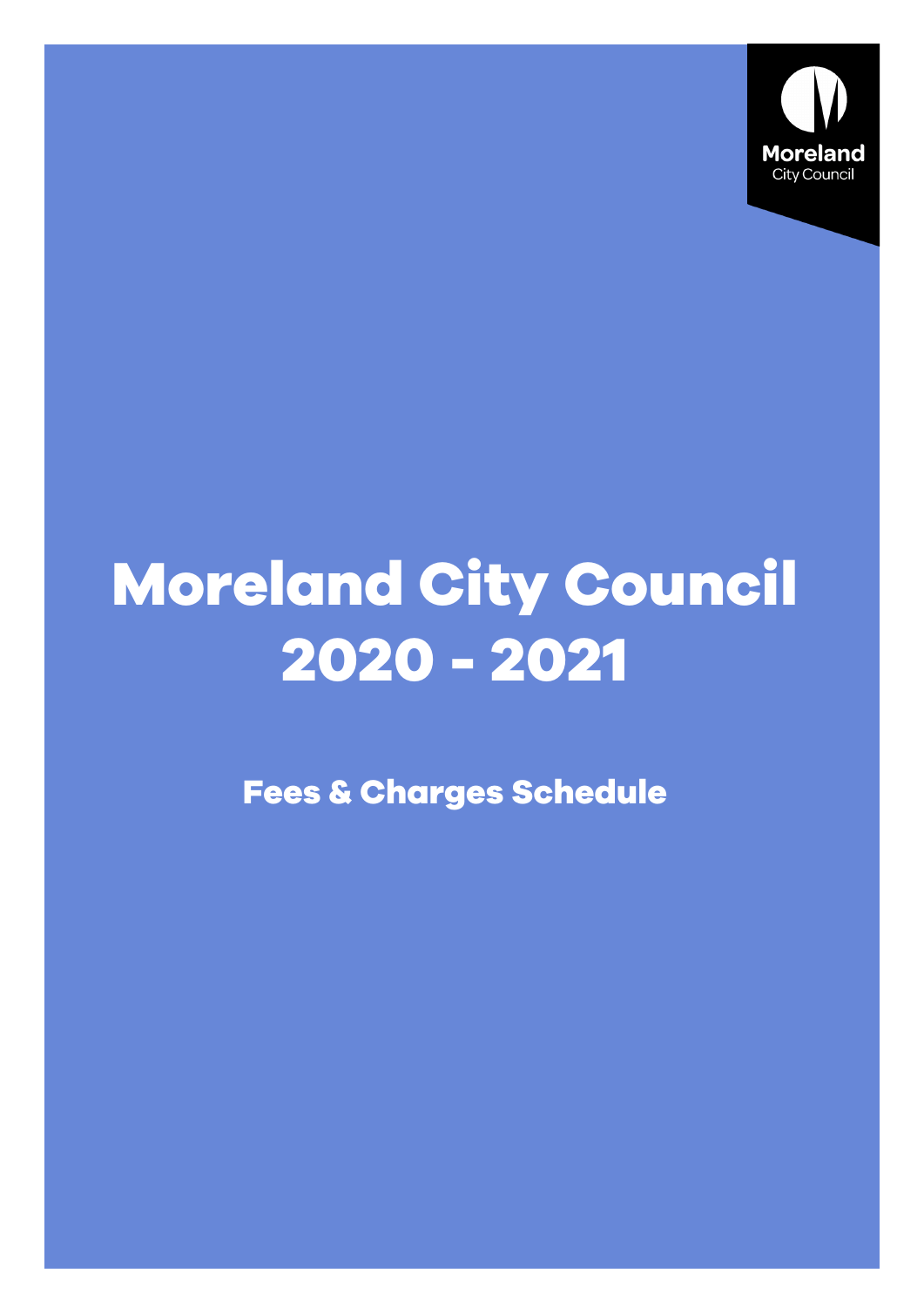Moreland
City Council

# Moreland City Council 2020 - 2021

## Fees & Charges Schedule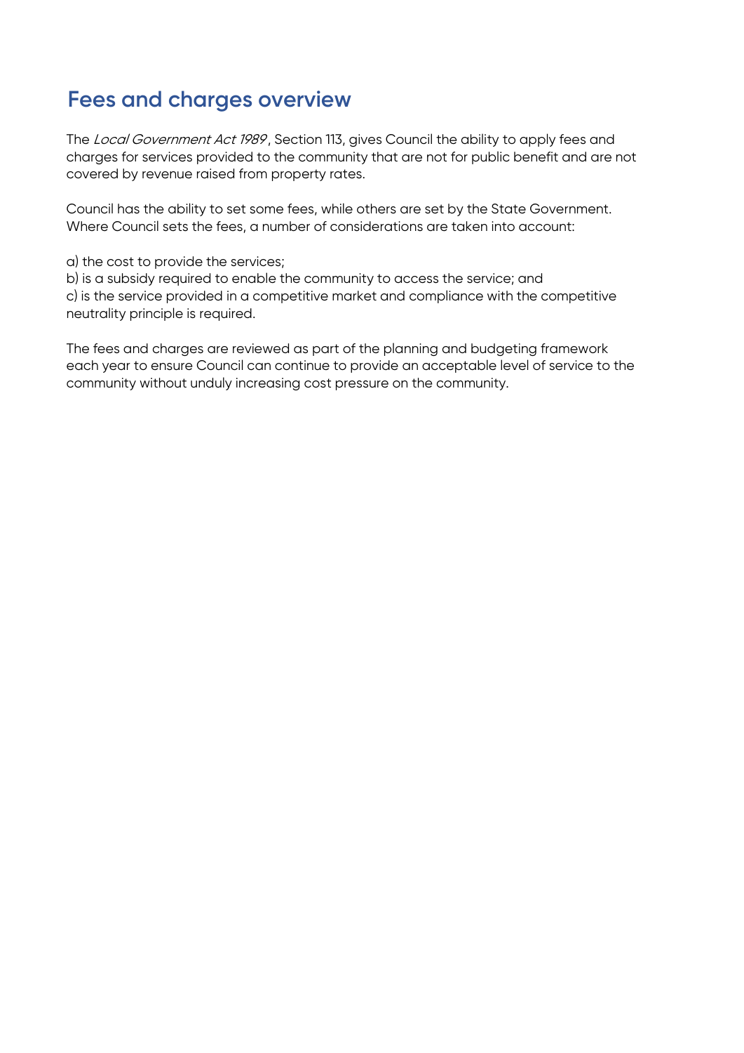## Fees and charges overview

The *Local Government Act 1989*, Section 113, gives Council the ability to apply fees and charges for services provided to the community that are not for public benefit and are not covered by revenue raised from property rates.

Council has the ability to set some fees, while others are set by the State Government. Where Council sets the fees, a number of considerations are taken into account:

a) the cost to provide the services;
b) is a subsidy required to enable the community to access the service; and
c) is the service provided in a competitive market and compliance with the competitive neutrality principle is required.

The fees and charges are reviewed as part of the planning and budgeting framework each year to ensure Council can continue to provide an acceptable level of service to the community without unduly increasing cost pressure on the community.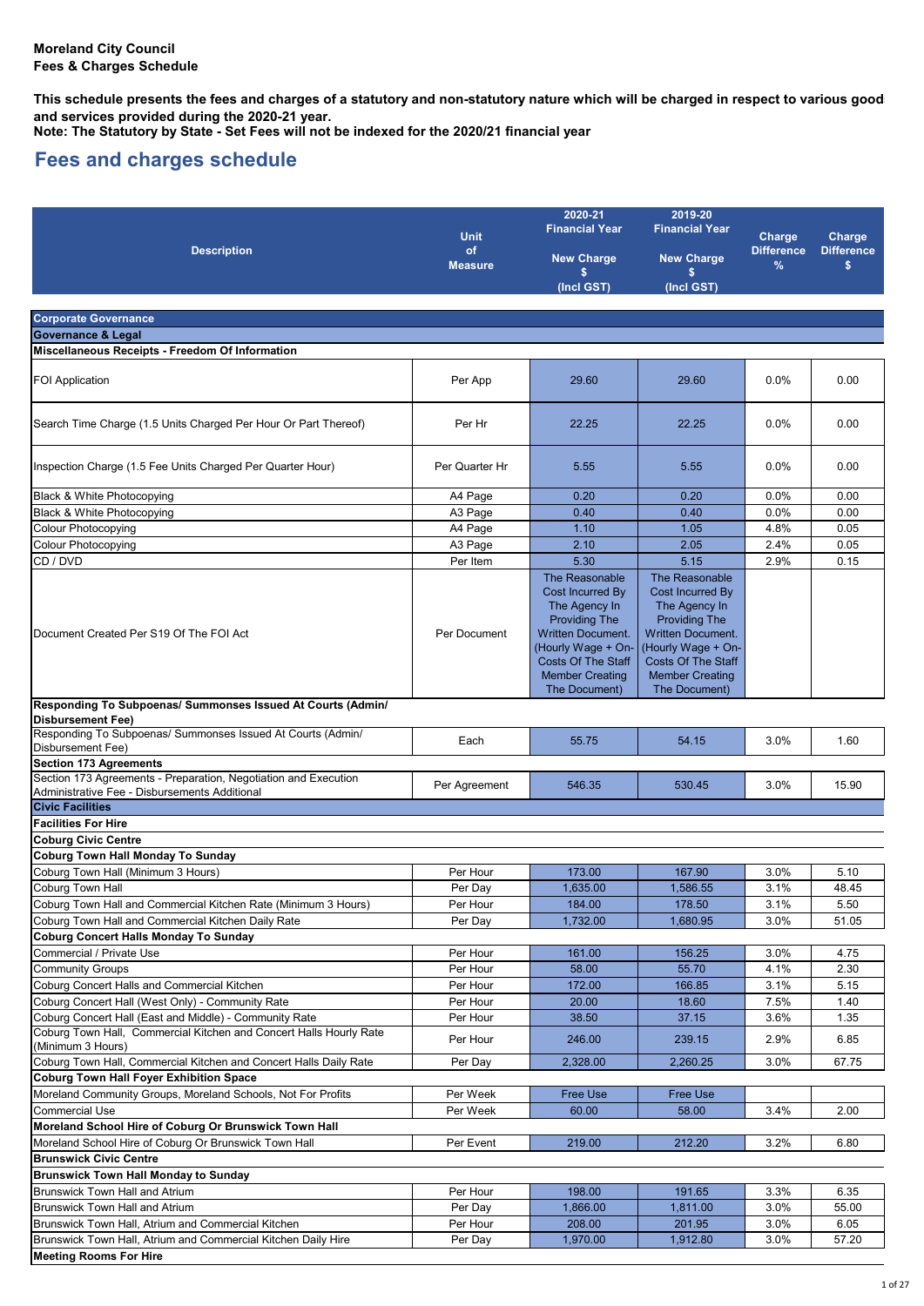**Moreland City Council**
**Fees & Charges Schedule**

**This schedule presents the fees and charges of a statutory and non-statutory nature which will be charged in respect to various good and services provided during the 2020-21 year.**
**Note: The Statutory by State - Set Fees will not be indexed for the 2020/21 financial year**

## Fees and charges schedule

| Description | Unit of Measure | 2020-21 Financial Year New Charge $ (Incl GST) | 2019-20 Financial Year New Charge $ (Incl GST) | Charge Difference % | Charge Difference $ |
|---|---|---|---|---|---|
| **Corporate Governance** | | | | | |
| **Governance & Legal** | | | | | |
| **Miscellaneous Receipts - Freedom Of Information** | | | | | |
| FOI Application | Per App | 29.60 | 29.60 | 0.0% | 0.00 |
| Search Time Charge (1.5 Units Charged Per Hour Or Part Thereof) | Per Hr | 22.25 | 22.25 | 0.0% | 0.00 |
| Inspection Charge (1.5 Fee Units Charged Per Quarter Hour) | Per Quarter Hr | 5.55 | 5.55 | 0.0% | 0.00 |
| Black & White Photocopying | A4 Page | 0.20 | 0.20 | 0.0% | 0.00 |
| Black & White Photocopying | A3 Page | 0.40 | 0.40 | 0.0% | 0.00 |
| Colour Photocopying | A4 Page | 1.10 | 1.05 | 4.8% | 0.05 |
| Colour Photocopying | A3 Page | 2.10 | 2.05 | 2.4% | 0.05 |
| CD / DVD | Per Item | 5.30 | 5.15 | 2.9% | 0.15 |
| Document Created Per S19 Of The FOI Act | Per Document | The Reasonable Cost Incurred By The Agency In Providing The Written Document. (Hourly Wage + On-Costs Of The Staff Member Creating The Document) | The Reasonable Cost Incurred By The Agency In Providing The Written Document. (Hourly Wage + On-Costs Of The Staff Member Creating The Document) | | |
| **Responding To Subpoenas/ Summonses Issued At Courts (Admin/ Disbursement Fee)** | | | | | |
| Responding To Subpoenas/ Summonses Issued At Courts (Admin/ Disbursement Fee) | Each | 55.75 | 54.15 | 3.0% | 1.60 |
| **Section 173 Agreements** | | | | | |
| Section 173 Agreements - Preparation, Negotiation and Execution Administrative Fee - Disbursements Additional | Per Agreement | 546.35 | 530.45 | 3.0% | 15.90 |
| **Civic Facilities** | | | | | |
| **Facilities For Hire** | | | | | |
| **Coburg Civic Centre** | | | | | |
| **Coburg Town Hall Monday To Sunday** | | | | | |
| Coburg Town Hall (Minimum 3 Hours) | Per Hour | 173.00 | 167.90 | 3.0% | 5.10 |
| Coburg Town Hall | Per Day | 1,635.00 | 1,586.55 | 3.1% | 48.45 |
| Coburg Town Hall and Commercial Kitchen Rate (Minimum 3 Hours) | Per Hour | 184.00 | 178.50 | 3.1% | 5.50 |
| Coburg Town Hall and Commercial Kitchen Daily Rate | Per Day | 1,732.00 | 1,680.95 | 3.0% | 51.05 |
| **Coburg Concert Halls Monday To Sunday** | | | | | |
| Commercial / Private Use | Per Hour | 161.00 | 156.25 | 3.0% | 4.75 |
| Community Groups | Per Hour | 58.00 | 55.70 | 4.1% | 2.30 |
| Coburg Concert Halls and Commercial Kitchen | Per Hour | 172.00 | 166.85 | 3.1% | 5.15 |
| Coburg Concert Hall (West Only) - Community Rate | Per Hour | 20.00 | 18.60 | 7.5% | 1.40 |
| Coburg Concert Hall (East and Middle) - Community Rate | Per Hour | 38.50 | 37.15 | 3.6% | 1.35 |
| Coburg Town Hall, Commercial Kitchen and Concert Halls Hourly Rate (Minimum 3 Hours) | Per Hour | 246.00 | 239.15 | 2.9% | 6.85 |
| Coburg Town Hall, Commercial Kitchen and Concert Halls Daily Rate | Per Day | 2,328.00 | 2,260.25 | 3.0% | 67.75 |
| **Coburg Town Hall Foyer Exhibition Space** | | | | | |
| Moreland Community Groups, Moreland Schools, Not For Profits | Per Week | Free Use | Free Use | | |
| Commercial Use | Per Week | 60.00 | 58.00 | 3.4% | 2.00 |
| **Moreland School Hire of Coburg Or Brunswick Town Hall** | | | | | |
| Moreland School Hire of Coburg Or Brunswick Town Hall | Per Event | 219.00 | 212.20 | 3.2% | 6.80 |
| **Brunswick Civic Centre** | | | | | |
| **Brunswick Town Hall Monday to Sunday** | | | | | |
| Brunswick Town Hall and Atrium | Per Hour | 198.00 | 191.65 | 3.3% | 6.35 |
| Brunswick Town Hall and Atrium | Per Day | 1,866.00 | 1,811.00 | 3.0% | 55.00 |
| Brunswick Town Hall, Atrium and Commercial Kitchen | Per Hour | 208.00 | 201.95 | 3.0% | 6.05 |
| Brunswick Town Hall, Atrium and Commercial Kitchen Daily Hire | Per Day | 1,970.00 | 1,912.80 | 3.0% | 57.20 |
| **Meeting Rooms For Hire** | | | | | |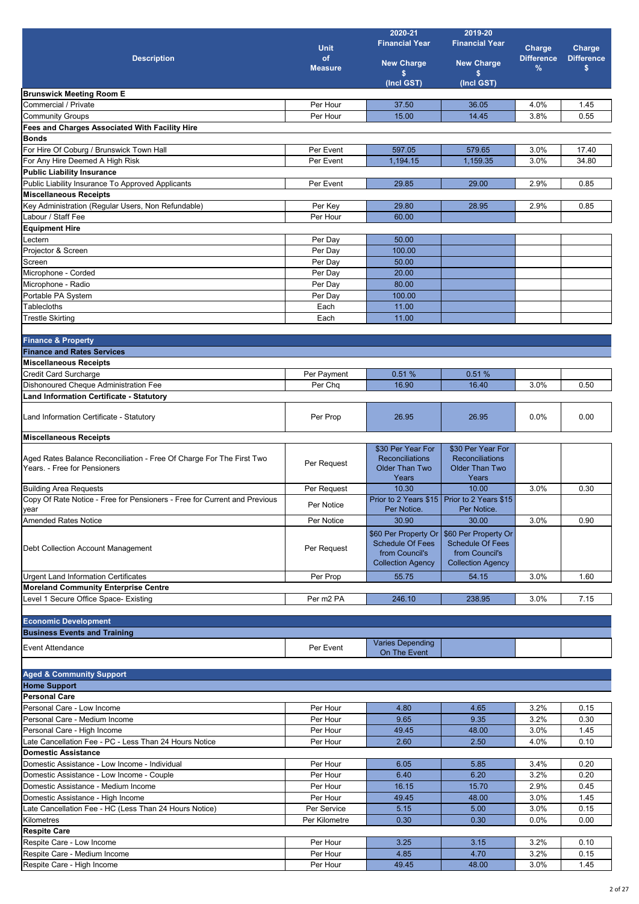| Description | Unit of Measure | 2020-21 Financial Year New Charge $ (Incl GST) | 2019-20 Financial Year New Charge $ (Incl GST) | Charge Difference % | Charge Difference $ |
|---|---|---|---|---|---|
| **Brunswick Meeting Room E** | | | | | |
| Commercial / Private | Per Hour | 37.50 | 36.05 | 4.0% | 1.45 |
| Community Groups | Per Hour | 15.00 | 14.45 | 3.8% | 0.55 |
| **Fees and Charges Associated With Facility Hire** | | | | | |
| **Bonds** | | | | | |
| For Hire Of Coburg / Brunswick Town Hall | Per Event | 597.05 | 579.65 | 3.0% | 17.40 |
| For Any Hire Deemed A High Risk | Per Event | 1,194.15 | 1,159.35 | 3.0% | 34.80 |
| **Public Liability Insurance** | | | | | |
| Public Liability Insurance To Approved Applicants | Per Event | 29.85 | 29.00 | 2.9% | 0.85 |
| **Miscellaneous Receipts** | | | | | |
| Key Administration (Regular Users, Non Refundable) | Per Key | 29.80 | 28.95 | 2.9% | 0.85 |
| Labour / Staff Fee | Per Hour | 60.00 | | | |
| **Equipment Hire** | | | | | |
| Lectern | Per Day | 50.00 | | | |
| Projector & Screen | Per Day | 100.00 | | | |
| Screen | Per Day | 50.00 | | | |
| Microphone - Corded | Per Day | 20.00 | | | |
| Microphone - Radio | Per Day | 80.00 | | | |
| Portable PA System | Per Day | 100.00 | | | |
| Tablecloths | Each | 11.00 | | | |
| Trestle Skirting | Each | 11.00 | | | |
| **Finance & Property** | | | | | |
| **Finance and Rates Services** | | | | | |
| **Miscellaneous Receipts** | | | | | |
| Credit Card Surcharge | Per Payment | 0.51 % | 0.51 % | | |
| Dishonoured Cheque Administration Fee | Per Chq | 16.90 | 16.40 | 3.0% | 0.50 |
| **Land Information Certificate - Statutory** | | | | | |
| Land Information Certificate - Statutory | Per Prop | 26.95 | 26.95 | 0.0% | 0.00 |
| **Miscellaneous Receipts** | | | | | |
| Aged Rates Balance Reconciliation - Free Of Charge For The First Two Years. - Free for Pensioners | Per Request | $30 Per Year For Reconciliations Older Than Two Years | $30 Per Year For Reconciliations Older Than Two Years | | |
| Building Area Requests | Per Request | 10.30 | 10.00 | 3.0% | 0.30 |
| Copy Of Rate Notice - Free for Pensioners - Free for Current and Previous year | Per Notice | Prior to 2 Years $15 Per Notice. | Prior to 2 Years $15 Per Notice. | | |
| Amended Rates Notice | Per Notice | 30.90 | 30.00 | 3.0% | 0.90 |
| Debt Collection Account Management | Per Request | $60 Per Property Or Schedule Of Fees from Council's Collection Agency | $60 Per Property Or Schedule Of Fees from Council's Collection Agency | | |
| Urgent Land Information Certificates | Per Prop | 55.75 | 54.15 | 3.0% | 1.60 |
| **Moreland Community Enterprise Centre** | | | | | |
| Level 1 Secure Office Space- Existing | Per m2 PA | 246.10 | 238.95 | 3.0% | 7.15 |
| **Economic Development** | | | | | |
| **Business Events and Training** | | | | | |
| Event Attendance | Per Event | Varies Depending On The Event | | | |
| **Aged & Community Support** | | | | | |
| **Home Support** | | | | | |
| **Personal Care** | | | | | |
| Personal Care - Low Income | Per Hour | 4.80 | 4.65 | 3.2% | 0.15 |
| Personal Care - Medium Income | Per Hour | 9.65 | 9.35 | 3.2% | 0.30 |
| Personal Care - High Income | Per Hour | 49.45 | 48.00 | 3.0% | 1.45 |
| Late Cancellation Fee - PC - Less Than 24 Hours Notice | Per Hour | 2.60 | 2.50 | 4.0% | 0.10 |
| **Domestic Assistance** | | | | | |
| Domestic Assistance - Low Income - Individual | Per Hour | 6.05 | 5.85 | 3.4% | 0.20 |
| Domestic Assistance - Low Income - Couple | Per Hour | 6.40 | 6.20 | 3.2% | 0.20 |
| Domestic Assistance - Medium Income | Per Hour | 16.15 | 15.70 | 2.9% | 0.45 |
| Domestic Assistance - High Income | Per Hour | 49.45 | 48.00 | 3.0% | 1.45 |
| Late Cancellation Fee - HC (Less Than 24 Hours Notice) | Per Service | 5.15 | 5.00 | 3.0% | 0.15 |
| Kilometres | Per Kilometre | 0.30 | 0.30 | 0.0% | 0.00 |
| **Respite Care** | | | | | |
| Respite Care - Low Income | Per Hour | 3.25 | 3.15 | 3.2% | 0.10 |
| Respite Care - Medium Income | Per Hour | 4.85 | 4.70 | 3.2% | 0.15 |
| Respite Care - High Income | Per Hour | 49.45 | 48.00 | 3.0% | 1.45 |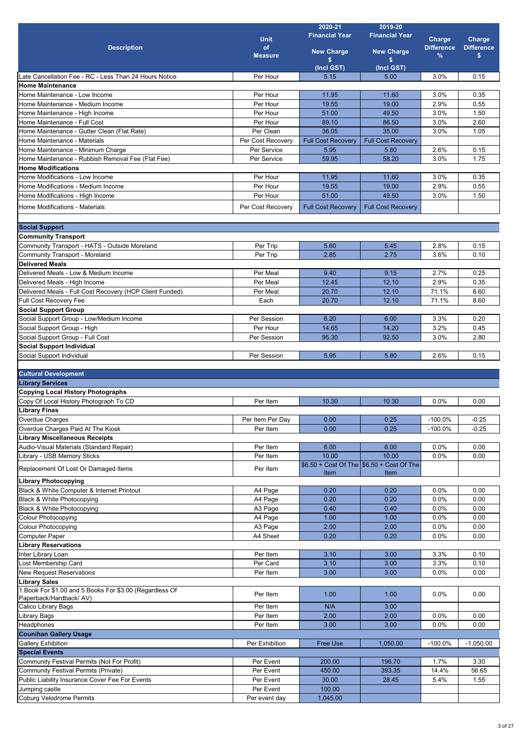| Description | Unit of Measure | 2020-21 Financial Year New Charge $ (Incl GST) | 2019-20 Financial Year New Charge $ (Incl GST) | Charge Difference % | Charge Difference $ |
|---|---|---|---|---|---|
| Late Cancellation Fee - RC - Less Than 24 Hours Notice | Per Hour | 5.15 | 5.00 | 3.0% | 0.15 |
| **Home Maintenance** | | | | | |
| Home Maintenance - Low Income | Per Hour | 11.95 | 11.60 | 3.0% | 0.35 |
| Home Maintenance - Medium Income | Per Hour | 19.55 | 19.00 | 2.9% | 0.55 |
| Home Maintenance - High Income | Per Hour | 51.00 | 49.50 | 3.0% | 1.50 |
| Home Maintenance - Full Cost | Per Hour | 89.10 | 86.50 | 3.0% | 2.60 |
| Home Maintenance - Gutter Clean (Flat Rate) | Per Clean | 36.05 | 35.00 | 3.0% | 1.05 |
| Home Maintenance - Materials | Per Cost Recovery | Full Cost Recovery | Full Cost Recovery | | |
| Home Maintenance - Minimum Charge | Per Service | 5.95 | 5.80 | 2.6% | 0.15 |
| Home Maintenance - Rubbish Removal Fee (Flat Fee) | Per Service | 59.95 | 58.20 | 3.0% | 1.75 |
| **Home Modifications** | | | | | |
| Home Modifications - Low Income | Per Hour | 11.95 | 11.60 | 3.0% | 0.35 |
| Home Modifications - Medium Income | Per Hour | 19.55 | 19.00 | 2.9% | 0.55 |
| Home Modifications - High Income | Per Hour | 51.00 | 49.50 | 3.0% | 1.50 |
| Home Modifications - Materials | Per Cost Recovery | Full Cost Recovery | Full Cost Recovery | | |
| | | | | | |
| **Social Support** | | | | | |
| **Community Transport** | | | | | |
| Community Transport - HATS - Outside Moreland | Per Trip | 5.60 | 5.45 | 2.8% | 0.15 |
| Community Transport - Moreland | Per Trip | 2.85 | 2.75 | 3.6% | 0.10 |
| **Delivered Meals** | | | | | |
| Delivered Meals - Low & Medium Income | Per Meal | 9.40 | 9.15 | 2.7% | 0.25 |
| Delivered Meals - High Income | Per Meal | 12.45 | 12.10 | 2.9% | 0.35 |
| Delivered Meals - Full Cost Recovery (HCP Client Funded) | Per Meal | 20.70 | 12.10 | 71.1% | 8.60 |
| Full Cost Recovery Fee | Each | 20.70 | 12.10 | 71.1% | 8.60 |
| **Social Support Group** | | | | | |
| Social Support Group - Low/Medium Income | Per Session | 6.20 | 6.00 | 3.3% | 0.20 |
| Social Support Group - High | Per Hour | 14.65 | 14.20 | 3.2% | 0.45 |
| Social Support Group - Full Cost | Per Session | 95.30 | 92.50 | 3.0% | 2.80 |
| **Social Support Individual** | | | | | |
| Social Support Individual | Per Session | 5.95 | 5.80 | 2.6% | 0.15 |
| | | | | | |
| **Cultural Development** | | | | | |
| **Library Services** | | | | | |
| **Copying Local History Photographs** | | | | | |
| Copy Of Local History Photograph To CD | Per Item | 10.30 | 10.30 | 0.0% | 0.00 |
| **Library Fines** | | | | | |
| Overdue Charges | Per Item Per Day | 0.00 | 0.25 | -100.0% | -0.25 |
| Overdue Charges Paid At The Kiosk | Per Item | 0.00 | 0.25 | -100.0% | -0.25 |
| **Library Miscellaneous Receipts** | | | | | |
| Audio-Visual Materials (Standard Repair) | Per Item | 6.00 | 6.00 | 0.0% | 0.00 |
| Library - USB Memory Sticks | Per Item | 10.00 | 10.00 | 0.0% | 0.00 |
| Replacement Of Lost Or Damaged Items | Per Item | $6.50 + Cost Of The Item | $6.50 + Cost Of The Item | | |
| **Library Photocopying** | | | | | |
| Black & White Computer & Internet Printout | A4 Page | 0.20 | 0.20 | 0.0% | 0.00 |
| Black & White Photocopying | A4 Page | 0.20 | 0.20 | 0.0% | 0.00 |
| Black & White Photocopying | A3 Page | 0.40 | 0.40 | 0.0% | 0.00 |
| Colour Photocopying | A4 Page | 1.00 | 1.00 | 0.0% | 0.00 |
| Colour Photocopying | A3 Page | 2.00 | 2.00 | 0.0% | 0.00 |
| Computer Paper | A4 Sheet | 0.20 | 0.20 | 0.0% | 0.00 |
| **Library Reservations** | | | | | |
| Inter Library Loan | Per Item | 3.10 | 3.00 | 3.3% | 0.10 |
| Lost Membership Card | Per Card | 3.10 | 3.00 | 3.3% | 0.10 |
| New Request Reservations | Per Item | 3.00 | 3.00 | 0.0% | 0.00 |
| **Library Sales** | | | | | |
| 1 Book For $1.00 and 5 Books For $3.00 (Regardless Of Paperback/Hardback/ AV) | Per Item | 1.00 | 1.00 | 0.0% | 0.00 |
| Calico Library Bags | Per Item | N/A | 3.00 | | |
| Library Bags | Per Item | 2.00 | 2.00 | 0.0% | 0.00 |
| Headphones | Per Item | 3.00 | 3.00 | 0.0% | 0.00 |
| **Counihan Gallery Usage** | | | | | |
| Gallery Exhibition | Per Exhibition | Free Use | 1,050.00 | -100.0% | -1,050.00 |
| **Special Events** | | | | | |
| Community Festival Permits (Not For Profit) | Per Event | 200.00 | 196.70 | 1.7% | 3.30 |
| Community Festival Permits (Private) | Per Event | 450.00 | 393.35 | 14.4% | 56.65 |
| Public Liability Insurance Cover Fee For Events | Per Event | 30.00 | 28.45 | 5.4% | 1.55 |
| Jumping castle | Per Event | 100.00 | | | |
| Coburg Velodrome Permits | Per event day | 1,045.00 | | | |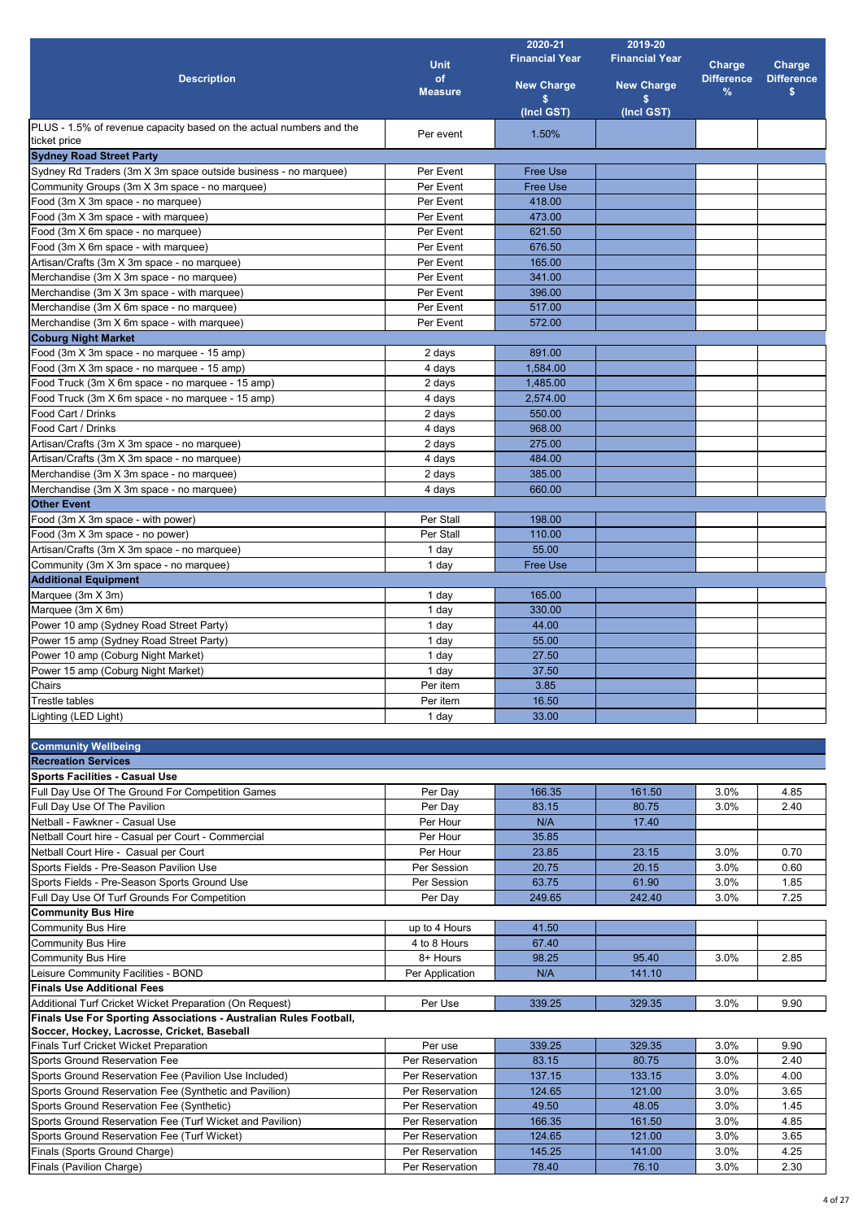| Description | Unit of Measure | 2020-21 Financial Year New Charge $ (Incl GST) | 2019-20 Financial Year New Charge $ (Incl GST) | Charge Difference % | Charge Difference $ |
|---|---|---|---|---|---|
| PLUS - 1.5% of revenue capacity based on the actual numbers and the ticket price | Per event | 1.50% | | | |
| **Sydney Road Street Party** | | | | | |
| Sydney Rd Traders (3m X 3m space outside business - no marquee) | Per Event | Free Use | | | |
| Community Groups (3m X 3m space - no marquee) | Per Event | Free Use | | | |
| Food (3m X 3m space - no marquee) | Per Event | 418.00 | | | |
| Food (3m X 3m space - with marquee) | Per Event | 473.00 | | | |
| Food (3m X 6m space - no marquee) | Per Event | 621.50 | | | |
| Food (3m X 6m space - with marquee) | Per Event | 676.50 | | | |
| Artisan/Crafts (3m X 3m space - no marquee) | Per Event | 165.00 | | | |
| Merchandise (3m X 3m space - no marquee) | Per Event | 341.00 | | | |
| Merchandise (3m X 3m space - with marquee) | Per Event | 396.00 | | | |
| Merchandise (3m X 6m space - no marquee) | Per Event | 517.00 | | | |
| Merchandise (3m X 6m space - with marquee) | Per Event | 572.00 | | | |
| **Coburg Night Market** | | | | | |
| Food (3m X 3m space - no marquee - 15 amp) | 2 days | 891.00 | | | |
| Food (3m X 3m space - no marquee - 15 amp) | 4 days | 1,584.00 | | | |
| Food Truck (3m X 6m space - no marquee - 15 amp) | 2 days | 1,485.00 | | | |
| Food Truck (3m X 6m space - no marquee - 15 amp) | 4 days | 2,574.00 | | | |
| Food Cart / Drinks | 2 days | 550.00 | | | |
| Food Cart / Drinks | 4 days | 968.00 | | | |
| Artisan/Crafts (3m X 3m space - no marquee) | 2 days | 275.00 | | | |
| Artisan/Crafts (3m X 3m space - no marquee) | 4 days | 484.00 | | | |
| Merchandise (3m X 3m space - no marquee) | 2 days | 385.00 | | | |
| Merchandise (3m X 3m space - no marquee) | 4 days | 660.00 | | | |
| **Other Event** | | | | | |
| Food (3m X 3m space - with power) | Per Stall | 198.00 | | | |
| Food (3m X 3m space - no power) | Per Stall | 110.00 | | | |
| Artisan/Crafts (3m X 3m space - no marquee) | 1 day | 55.00 | | | |
| Community (3m X 3m space - no marquee) | 1 day | Free Use | | | |
| **Additional Equipment** | | | | | |
| Marquee (3m X 3m) | 1 day | 165.00 | | | |
| Marquee (3m X 6m) | 1 day | 330.00 | | | |
| Power 10 amp (Sydney Road Street Party) | 1 day | 44.00 | | | |
| Power 15 amp (Sydney Road Street Party) | 1 day | 55.00 | | | |
| Power 10 amp (Coburg Night Market) | 1 day | 27.50 | | | |
| Power 15 amp (Coburg Night Market) | 1 day | 37.50 | | | |
| Chairs | Per item | 3.85 | | | |
| Trestle tables | Per item | 16.50 | | | |
| Lighting (LED Light) | 1 day | 33.00 | | | |
| **Community Wellbeing** | | | | | |
| **Recreation Services** | | | | | |
| **Sports Facilities - Casual Use** | | | | | |
| Full Day Use Of The Ground For Competition Games | Per Day | 166.35 | 161.50 | 3.0% | 4.85 |
| Full Day Use Of The Pavilion | Per Day | 83.15 | 80.75 | 3.0% | 2.40 |
| Netball - Fawkner - Casual Use | Per Hour | N/A | 17.40 | | |
| Netball Court hire - Casual per Court - Commercial | Per Hour | 35.85 | | | |
| Netball Court Hire - Casual per Court | Per Hour | 23.85 | 23.15 | 3.0% | 0.70 |
| Sports Fields - Pre-Season Pavilion Use | Per Session | 20.75 | 20.15 | 3.0% | 0.60 |
| Sports Fields - Pre-Season Sports Ground Use | Per Session | 63.75 | 61.90 | 3.0% | 1.85 |
| Full Day Use Of Turf Grounds For Competition | Per Day | 249.65 | 242.40 | 3.0% | 7.25 |
| **Community Bus Hire** | | | | | |
| Community Bus Hire | up to 4 Hours | 41.50 | | | |
| Community Bus Hire | 4 to 8 Hours | 67.40 | | | |
| Community Bus Hire | 8+ Hours | 98.25 | 95.40 | 3.0% | 2.85 |
| Leisure Community Facilities - BOND | Per Application | N/A | 141.10 | | |
| **Finals Use Additional Fees** | | | | | |
| Additional Turf Cricket Wicket Preparation (On Request) | Per Use | 339.25 | 329.35 | 3.0% | 9.90 |
| **Finals Use For Sporting Associations - Australian Rules Football, Soccer, Hockey, Lacrosse, Cricket, Baseball** | | | | | |
| Finals Turf Cricket Wicket Preparation | Per use | 339.25 | 329.35 | 3.0% | 9.90 |
| Sports Ground Reservation Fee | Per Reservation | 83.15 | 80.75 | 3.0% | 2.40 |
| Sports Ground Reservation Fee (Pavilion Use Included) | Per Reservation | 137.15 | 133.15 | 3.0% | 4.00 |
| Sports Ground Reservation Fee (Synthetic and Pavilion) | Per Reservation | 124.65 | 121.00 | 3.0% | 3.65 |
| Sports Ground Reservation Fee (Synthetic) | Per Reservation | 49.50 | 48.05 | 3.0% | 1.45 |
| Sports Ground Reservation Fee (Turf Wicket and Pavilion) | Per Reservation | 166.35 | 161.50 | 3.0% | 4.85 |
| Sports Ground Reservation Fee (Turf Wicket) | Per Reservation | 124.65 | 121.00 | 3.0% | 3.65 |
| Finals (Sports Ground Charge) | Per Reservation | 145.25 | 141.00 | 3.0% | 4.25 |
| Finals (Pavilion Charge) | Per Reservation | 78.40 | 76.10 | 3.0% | 2.30 |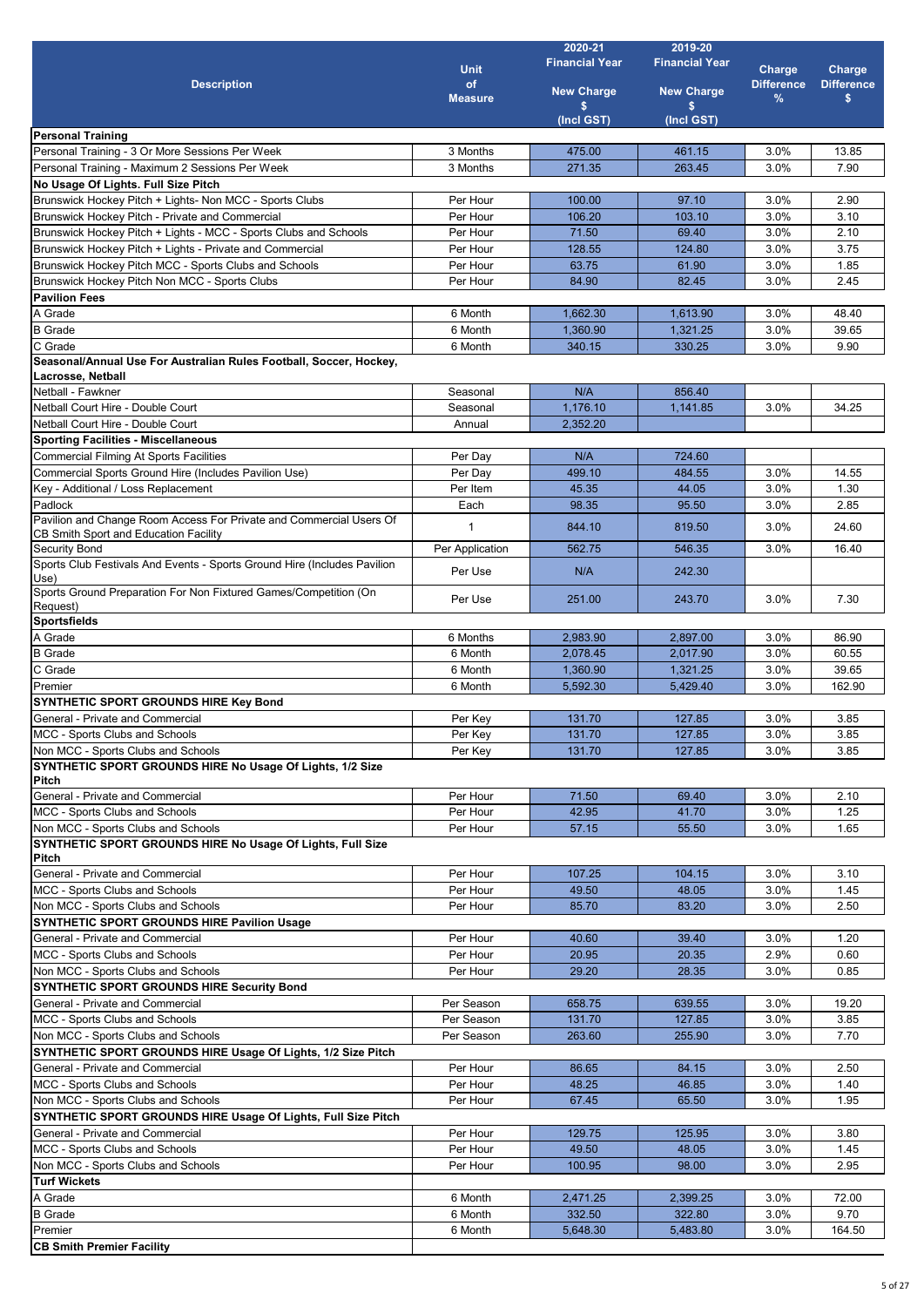| Description | Unit of Measure | 2020-21 Financial Year New Charge $ (Incl GST) | 2019-20 Financial Year New Charge $ (Incl GST) | Charge Difference % | Charge Difference $ |
|---|---|---|---|---|---|
| **Personal Training** | | | | | |
| Personal Training - 3 Or More Sessions Per Week | 3 Months | 475.00 | 461.15 | 3.0% | 13.85 |
| Personal Training - Maximum 2 Sessions Per Week | 3 Months | 271.35 | 263.45 | 3.0% | 7.90 |
| **No Usage Of Lights. Full Size Pitch** | | | | | |
| Brunswick Hockey Pitch + Lights- Non MCC - Sports Clubs | Per Hour | 100.00 | 97.10 | 3.0% | 2.90 |
| Brunswick Hockey Pitch - Private and Commercial | Per Hour | 106.20 | 103.10 | 3.0% | 3.10 |
| Brunswick Hockey Pitch + Lights - MCC - Sports Clubs and Schools | Per Hour | 71.50 | 69.40 | 3.0% | 2.10 |
| Brunswick Hockey Pitch + Lights - Private and Commercial | Per Hour | 128.55 | 124.80 | 3.0% | 3.75 |
| Brunswick Hockey Pitch MCC - Sports Clubs and Schools | Per Hour | 63.75 | 61.90 | 3.0% | 1.85 |
| Brunswick Hockey Pitch Non MCC - Sports Clubs | Per Hour | 84.90 | 82.45 | 3.0% | 2.45 |
| **Pavilion Fees** | | | | | |
| A Grade | 6 Month | 1,662.30 | 1,613.90 | 3.0% | 48.40 |
| B Grade | 6 Month | 1,360.90 | 1,321.25 | 3.0% | 39.65 |
| C Grade | 6 Month | 340.15 | 330.25 | 3.0% | 9.90 |
| **Seasonal/Annual Use For Australian Rules Football, Soccer, Hockey, Lacrosse, Netball** | | | | | |
| Netball - Fawkner | Seasonal | N/A | 856.40 | | |
| Netball Court Hire - Double Court | Seasonal | 1,176.10 | 1,141.85 | 3.0% | 34.25 |
| Netball Court Hire - Double Court | Annual | 2,352.20 | | | |
| **Sporting Facilities - Miscellaneous** | | | | | |
| Commercial Filming At Sports Facilities | Per Day | N/A | 724.60 | | |
| Commercial Sports Ground Hire (Includes Pavilion Use) | Per Day | 499.10 | 484.55 | 3.0% | 14.55 |
| Key - Additional / Loss Replacement | Per Item | 45.35 | 44.05 | 3.0% | 1.30 |
| Padlock | Each | 98.35 | 95.50 | 3.0% | 2.85 |
| Pavilion and Change Room Access For Private and Commercial Users Of CB Smith Sport and Education Facility | 1 | 844.10 | 819.50 | 3.0% | 24.60 |
| Security Bond | Per Application | 562.75 | 546.35 | 3.0% | 16.40 |
| Sports Club Festivals And Events - Sports Ground Hire (Includes Pavilion Use) | Per Use | N/A | 242.30 | | |
| Sports Ground Preparation For Non Fixtured Games/Competition (On Request) | Per Use | 251.00 | 243.70 | 3.0% | 7.30 |
| **Sportsfields** | | | | | |
| A Grade | 6 Months | 2,983.90 | 2,897.00 | 3.0% | 86.90 |
| B Grade | 6 Month | 2,078.45 | 2,017.90 | 3.0% | 60.55 |
| C Grade | 6 Month | 1,360.90 | 1,321.25 | 3.0% | 39.65 |
| Premier | 6 Month | 5,592.30 | 5,429.40 | 3.0% | 162.90 |
| **SYNTHETIC SPORT GROUNDS HIRE Key Bond** | | | | | |
| General - Private and Commercial | Per Key | 131.70 | 127.85 | 3.0% | 3.85 |
| MCC - Sports Clubs and Schools | Per Key | 131.70 | 127.85 | 3.0% | 3.85 |
| Non MCC - Sports Clubs and Schools | Per Key | 131.70 | 127.85 | 3.0% | 3.85 |
| **SYNTHETIC SPORT GROUNDS HIRE No Usage Of Lights, 1/2 Size Pitch** | | | | | |
| General - Private and Commercial | Per Hour | 71.50 | 69.40 | 3.0% | 2.10 |
| MCC - Sports Clubs and Schools | Per Hour | 42.95 | 41.70 | 3.0% | 1.25 |
| Non MCC - Sports Clubs and Schools | Per Hour | 57.15 | 55.50 | 3.0% | 1.65 |
| **SYNTHETIC SPORT GROUNDS HIRE No Usage Of Lights, Full Size Pitch** | | | | | |
| General - Private and Commercial | Per Hour | 107.25 | 104.15 | 3.0% | 3.10 |
| MCC - Sports Clubs and Schools | Per Hour | 49.50 | 48.05 | 3.0% | 1.45 |
| Non MCC - Sports Clubs and Schools | Per Hour | 85.70 | 83.20 | 3.0% | 2.50 |
| **SYNTHETIC SPORT GROUNDS HIRE Pavilion Usage** | | | | | |
| General - Private and Commercial | Per Hour | 40.60 | 39.40 | 3.0% | 1.20 |
| MCC - Sports Clubs and Schools | Per Hour | 20.95 | 20.35 | 2.9% | 0.60 |
| Non MCC - Sports Clubs and Schools | Per Hour | 29.20 | 28.35 | 3.0% | 0.85 |
| **SYNTHETIC SPORT GROUNDS HIRE Security Bond** | | | | | |
| General - Private and Commercial | Per Season | 658.75 | 639.55 | 3.0% | 19.20 |
| MCC - Sports Clubs and Schools | Per Season | 131.70 | 127.85 | 3.0% | 3.85 |
| Non MCC - Sports Clubs and Schools | Per Season | 263.60 | 255.90 | 3.0% | 7.70 |
| **SYNTHETIC SPORT GROUNDS HIRE Usage Of Lights, 1/2 Size Pitch** | | | | | |
| General - Private and Commercial | Per Hour | 86.65 | 84.15 | 3.0% | 2.50 |
| MCC - Sports Clubs and Schools | Per Hour | 48.25 | 46.85 | 3.0% | 1.40 |
| Non MCC - Sports Clubs and Schools | Per Hour | 67.45 | 65.50 | 3.0% | 1.95 |
| **SYNTHETIC SPORT GROUNDS HIRE Usage Of Lights, Full Size Pitch** | | | | | |
| General - Private and Commercial | Per Hour | 129.75 | 125.95 | 3.0% | 3.80 |
| MCC - Sports Clubs and Schools | Per Hour | 49.50 | 48.05 | 3.0% | 1.45 |
| Non MCC - Sports Clubs and Schools | Per Hour | 100.95 | 98.00 | 3.0% | 2.95 |
| **Turf Wickets** | | | | | |
| A Grade | 6 Month | 2,471.25 | 2,399.25 | 3.0% | 72.00 |
| B Grade | 6 Month | 332.50 | 322.80 | 3.0% | 9.70 |
| Premier | 6 Month | 5,648.30 | 5,483.80 | 3.0% | 164.50 |
| **CB Smith Premier Facility** | | | | | |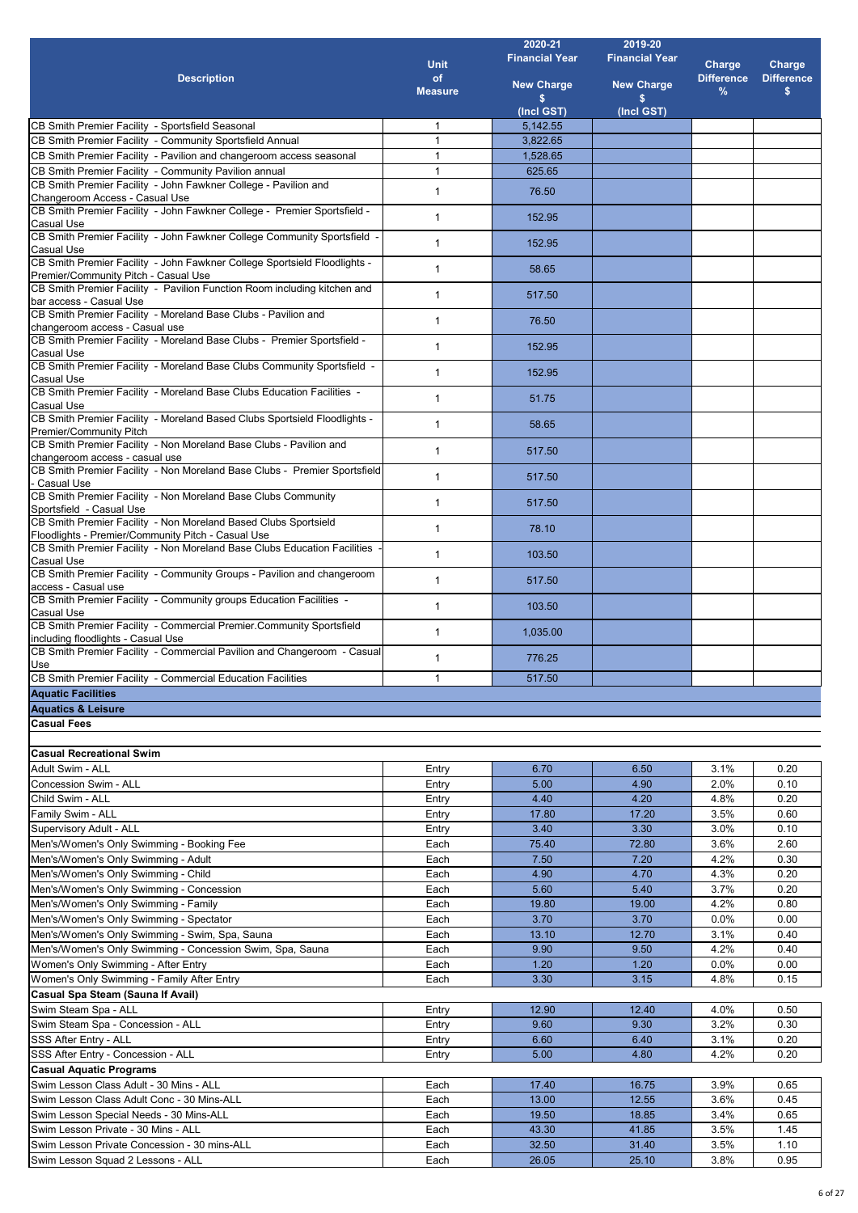| Description | Unit of Measure | 2020-21 Financial Year New Charge $ (Incl GST) | 2019-20 Financial Year New Charge $ (Incl GST) | Charge Difference % | Charge Difference $ |
|---|---|---|---|---|---|
| CB Smith Premier Facility - Sportsfield Seasonal | 1 | 5,142.55 | | | |
| CB Smith Premier Facility - Community Sportsfield Annual | 1 | 3,822.65 | | | |
| CB Smith Premier Facility - Pavilion and changeroom access seasonal | 1 | 1,528.65 | | | |
| CB Smith Premier Facility - Community Pavilion annual | 1 | 625.65 | | | |
| CB Smith Premier Facility - John Fawkner College - Pavilion and Changeroom Access - Casual Use | 1 | 76.50 | | | |
| CB Smith Premier Facility - John Fawkner College - Premier Sportsfield - Casual Use | 1 | 152.95 | | | |
| CB Smith Premier Facility - John Fawkner College Community Sportsfield - Casual Use | 1 | 152.95 | | | |
| CB Smith Premier Facility - John Fawkner College Sportsield Floodlights - Premier/Community Pitch - Casual Use | 1 | 58.65 | | | |
| CB Smith Premier Facility - Pavilion Function Room including kitchen and bar access - Casual Use | 1 | 517.50 | | | |
| CB Smith Premier Facility - Moreland Base Clubs - Pavilion and changeroom access - Casual use | 1 | 76.50 | | | |
| CB Smith Premier Facility - Moreland Base Clubs - Premier Sportsfield - Casual Use | 1 | 152.95 | | | |
| CB Smith Premier Facility - Moreland Base Clubs Community Sportsfield - Casual Use | 1 | 152.95 | | | |
| CB Smith Premier Facility - Moreland Base Clubs Education Facilities - Casual Use | 1 | 51.75 | | | |
| CB Smith Premier Facility - Moreland Based Clubs Sportsield Floodlights - Premier/Community Pitch | 1 | 58.65 | | | |
| CB Smith Premier Facility - Non Moreland Base Clubs - Pavilion and changeroom access - casual use | 1 | 517.50 | | | |
| CB Smith Premier Facility - Non Moreland Base Clubs - Premier Sportsfield - Casual Use | 1 | 517.50 | | | |
| CB Smith Premier Facility - Non Moreland Base Clubs Community Sportsfield - Casual Use | 1 | 517.50 | | | |
| CB Smith Premier Facility - Non Moreland Based Clubs Sportsield Floodlights - Premier/Community Pitch - Casual Use | 1 | 78.10 | | | |
| CB Smith Premier Facility - Non Moreland Base Clubs Education Facilities - Casual Use | 1 | 103.50 | | | |
| CB Smith Premier Facility - Community Groups - Pavilion and changeroom access - Casual Use | 1 | 517.50 | | | |
| CB Smith Premier Facility - Community groups Education Facilities - Casual Use | 1 | 103.50 | | | |
| CB Smith Premier Facility - Commercial Premier.Community Sportsfield including floodlights - Casual Use | 1 | 1,035.00 | | | |
| CB Smith Premier Facility - Commercial Pavilion and Changeroom - Casual Use | 1 | 776.25 | | | |
| CB Smith Premier Facility - Commercial Education Facilities | 1 | 517.50 | | | |
| **Aquatic Facilities** | | | | | |
| **Aquatics & Leisure** | | | | | |
| **Casual Fees** | | | | | |
| | | | | | |
| **Casual Recreational Swim** | | | | | |
| Adult Swim - ALL | Entry | 6.70 | 6.50 | 3.1% | 0.20 |
| Concession Swim - ALL | Entry | 5.00 | 4.90 | 2.0% | 0.10 |
| Child Swim - ALL | Entry | 4.40 | 4.20 | 4.8% | 0.20 |
| Family Swim - ALL | Entry | 17.80 | 17.20 | 3.5% | 0.60 |
| Supervisory Adult - ALL | Entry | 3.40 | 3.30 | 3.0% | 0.10 |
| Men's/Women's Only Swimming - Booking Fee | Each | 75.40 | 72.80 | 3.6% | 2.60 |
| Men's/Women's Only Swimming - Adult | Each | 7.50 | 7.20 | 4.2% | 0.30 |
| Men's/Women's Only Swimming - Child | Each | 4.90 | 4.70 | 4.3% | 0.20 |
| Men's/Women's Only Swimming - Concession | Each | 5.60 | 5.40 | 3.7% | 0.20 |
| Men's/Women's Only Swimming - Family | Each | 19.80 | 19.00 | 4.2% | 0.80 |
| Men's/Women's Only Swimming - Spectator | Each | 3.70 | 3.70 | 0.0% | 0.00 |
| Men's/Women's Only Swimming - Swim, Spa, Sauna | Each | 13.10 | 12.70 | 3.1% | 0.40 |
| Men's/Women's Only Swimming - Concession Swim, Spa, Sauna | Each | 9.90 | 9.50 | 4.2% | 0.40 |
| Women's Only Swimming - After Entry | Each | 1.20 | 1.20 | 0.0% | 0.00 |
| Women's Only Swimming - Family After Entry | Each | 3.30 | 3.15 | 4.8% | 0.15 |
| **Casual Spa Steam (Sauna If Avail)** | | | | | |
| Swim Steam Spa - ALL | Entry | 12.90 | 12.40 | 4.0% | 0.50 |
| Swim Steam Spa - Concession - ALL | Entry | 9.60 | 9.30 | 3.2% | 0.30 |
| SSS After Entry - ALL | Entry | 6.60 | 6.40 | 3.1% | 0.20 |
| SSS After Entry - Concession - ALL | Entry | 5.00 | 4.80 | 4.2% | 0.20 |
| **Casual Aquatic Programs** | | | | | |
| Swim Lesson Class Adult - 30 Mins - ALL | Each | 17.40 | 16.75 | 3.9% | 0.65 |
| Swim Lesson Class Adult Conc - 30 Mins-ALL | Each | 13.00 | 12.55 | 3.6% | 0.45 |
| Swim Lesson Special Needs - 30 Mins-ALL | Each | 19.50 | 18.85 | 3.4% | 0.65 |
| Swim Lesson Private - 30 Mins - ALL | Each | 43.30 | 41.85 | 3.5% | 1.45 |
| Swim Lesson Private Concession - 30 mins-ALL | Each | 32.50 | 31.40 | 3.5% | 1.10 |
| Swim Lesson Squad 2 Lessons - ALL | Each | 26.05 | 25.10 | 3.8% | 0.95 |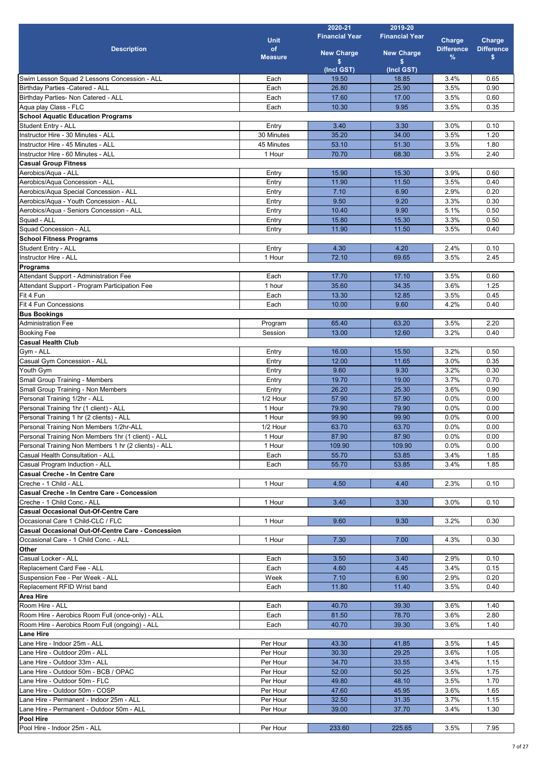| Description | Unit of Measure | 2020-21 Financial Year New Charge $ (Incl GST) | 2019-20 Financial Year New Charge $ (Incl GST) | Charge Difference % | Charge Difference $ |
|---|---|---|---|---|---|
| Swim Lesson Squad 2 Lessons Concession - ALL | Each | 19.50 | 18.85 | 3.4% | 0.65 |
| Birthday Parties -Catered - ALL | Each | 26.80 | 25.90 | 3.5% | 0.90 |
| Birthday Parties- Non Catered - ALL | Each | 17.60 | 17.00 | 3.5% | 0.60 |
| Aqua play Class - FLC | Each | 10.30 | 9.95 | 3.5% | 0.35 |
| **School Aquatic Education Programs** | | | | | |
| Student Entry - ALL | Entry | 3.40 | 3.30 | 3.0% | 0.10 |
| Instructor Hire - 30 Minutes - ALL | 30 Minutes | 35.20 | 34.00 | 3.5% | 1.20 |
| Instructor Hire - 45 Minutes - ALL | 45 Minutes | 53.10 | 51.30 | 3.5% | 1.80 |
| Instructor Hire - 60 Minutes - ALL | 1 Hour | 70.70 | 68.30 | 3.5% | 2.40 |
| **Casual Group Fitness** | | | | | |
| Aerobics/Aqua - ALL | Entry | 15.90 | 15.30 | 3.9% | 0.60 |
| Aerobics/Aqua Concession - ALL | Entry | 11.90 | 11.50 | 3.5% | 0.40 |
| Aerobics/Aqua Special Concession - ALL | Entry | 7.10 | 6.90 | 2.9% | 0.20 |
| Aerobics/Aqua - Youth Concession - ALL | Entry | 9.50 | 9.20 | 3.3% | 0.30 |
| Aerobics/Aqua - Seniors Concession - ALL | Entry | 10.40 | 9.90 | 5.1% | 0.50 |
| Squad - ALL | Entry | 15.80 | 15.30 | 3.3% | 0.50 |
| Squad Concession - ALL | Entry | 11.90 | 11.50 | 3.5% | 0.40 |
| **School Fitness Programs** | | | | | |
| Student Entry - ALL | Entry | 4.30 | 4.20 | 2.4% | 0.10 |
| Instructor Hire - ALL | 1 Hour | 72.10 | 69.65 | 3.5% | 2.45 |
| **Programs** | | | | | |
| Attendant Support - Administration Fee | Each | 17.70 | 17.10 | 3.5% | 0.60 |
| Attendant Support - Program Participation Fee | 1 hour | 35.60 | 34.35 | 3.6% | 1.25 |
| Fit 4 Fun | Each | 13.30 | 12.85 | 3.5% | 0.45 |
| Fit 4 Fun Concessions | Each | 10.00 | 9.60 | 4.2% | 0.40 |
| **Bus Bookings** | | | | | |
| Administration Fee | Program | 65.40 | 63.20 | 3.5% | 2.20 |
| Booking Fee | Session | 13.00 | 12.60 | 3.2% | 0.40 |
| **Casual Health Club** | | | | | |
| Gym - ALL | Entry | 16.00 | 15.50 | 3.2% | 0.50 |
| Casual Gym Concession - ALL | Entry | 12.00 | 11.65 | 3.0% | 0.35 |
| Youth Gym | Entry | 9.60 | 9.30 | 3.2% | 0.30 |
| Small Group Training - Members | Entry | 19.70 | 19.00 | 3.7% | 0.70 |
| Small Group Training - Non Members | Entry | 26.20 | 25.30 | 3.6% | 0.90 |
| Personal Training 1/2hr - ALL | 1/2 Hour | 57.90 | 57.90 | 0.0% | 0.00 |
| Personal Training 1hr (1 client) - ALL | 1 Hour | 79.90 | 79.90 | 0.0% | 0.00 |
| Personal Training 1 hr (2 clients) - ALL | 1 Hour | 99.90 | 99.90 | 0.0% | 0.00 |
| Personal Training Non Members 1/2hr-ALL | 1/2 Hour | 63.70 | 63.70 | 0.0% | 0.00 |
| Personal Training Non Members 1hr (1 client) - ALL | 1 Hour | 87.90 | 87.90 | 0.0% | 0.00 |
| Personal Training Non Members 1 hr (2 clients) - ALL | 1 Hour | 109.90 | 109.90 | 0.0% | 0.00 |
| Casual Health Consultation - ALL | Each | 55.70 | 53.85 | 3.4% | 1.85 |
| Casual Program Induction - ALL | Each | 55.70 | 53.85 | 3.4% | 1.85 |
| **Casual Creche - In Centre Care** | | | | | |
| Creche - 1 Child - ALL | 1 Hour | 4.50 | 4.40 | 2.3% | 0.10 |
| **Casual Creche - In Centre Care - Concession** | | | | | |
| Creche - 1 Child Conc.- ALL | 1 Hour | 3.40 | 3.30 | 3.0% | 0.10 |
| **Casual Occasional Out-Of-Centre Care** | | | | | |
| Occasional Care 1 Child-CLC / FLC | 1 Hour | 9.60 | 9.30 | 3.2% | 0.30 |
| **Casual Occasional Out-Of-Centre Care - Concession** | | | | | |
| Occasional Care - 1 Child Conc. - ALL | 1 Hour | 7.30 | 7.00 | 4.3% | 0.30 |
| **Other** | | | | | |
| Casual Locker - ALL | Each | 3.50 | 3.40 | 2.9% | 0.10 |
| Replacement Card Fee - ALL | Each | 4.60 | 4.45 | 3.4% | 0.15 |
| Suspension Fee - Per Week - ALL | Week | 7.10 | 6.90 | 2.9% | 0.20 |
| Replacement RFID Wrist band | Each | 11.80 | 11.40 | 3.5% | 0.40 |
| **Area Hire** | | | | | |
| Room Hire - ALL | Each | 40.70 | 39.30 | 3.6% | 1.40 |
| Room Hire - Aerobics Room Full (once-only) - ALL | Each | 81.50 | 78.70 | 3.6% | 2.80 |
| Room Hire - Aerobics Room Full (ongoing) - ALL | Each | 40.70 | 39.30 | 3.6% | 1.40 |
| **Lane Hire** | | | | | |
| Lane Hire - Indoor 25m - ALL | Per Hour | 43.30 | 41.85 | 3.5% | 1.45 |
| Lane Hire - Outdoor 20m - ALL | Per Hour | 30.30 | 29.25 | 3.6% | 1.05 |
| Lane Hire - Outdoor 33m - ALL | Per Hour | 34.70 | 33.55 | 3.4% | 1.15 |
| Lane Hire - Outdoor 50m - BCB / OPAC | Per Hour | 52.00 | 50.25 | 3.5% | 1.75 |
| Lane Hire - Outdoor 50m - FLC | Per Hour | 49.80 | 48.10 | 3.5% | 1.70 |
| Lane Hire - Outdoor 50m - COSP | Per Hour | 47.60 | 45.95 | 3.6% | 1.65 |
| Lane Hire - Permanent - Indoor 25m - ALL | Per Hour | 32.50 | 31.35 | 3.7% | 1.15 |
| Lane Hire - Permanent - Outdoor 50m - ALL | Per Hour | 39.00 | 37.70 | 3.4% | 1.30 |
| **Pool Hire** | | | | | |
| Pool Hire - Indoor 25m - ALL | Per Hour | 233.60 | 225.65 | 3.5% | 7.95 |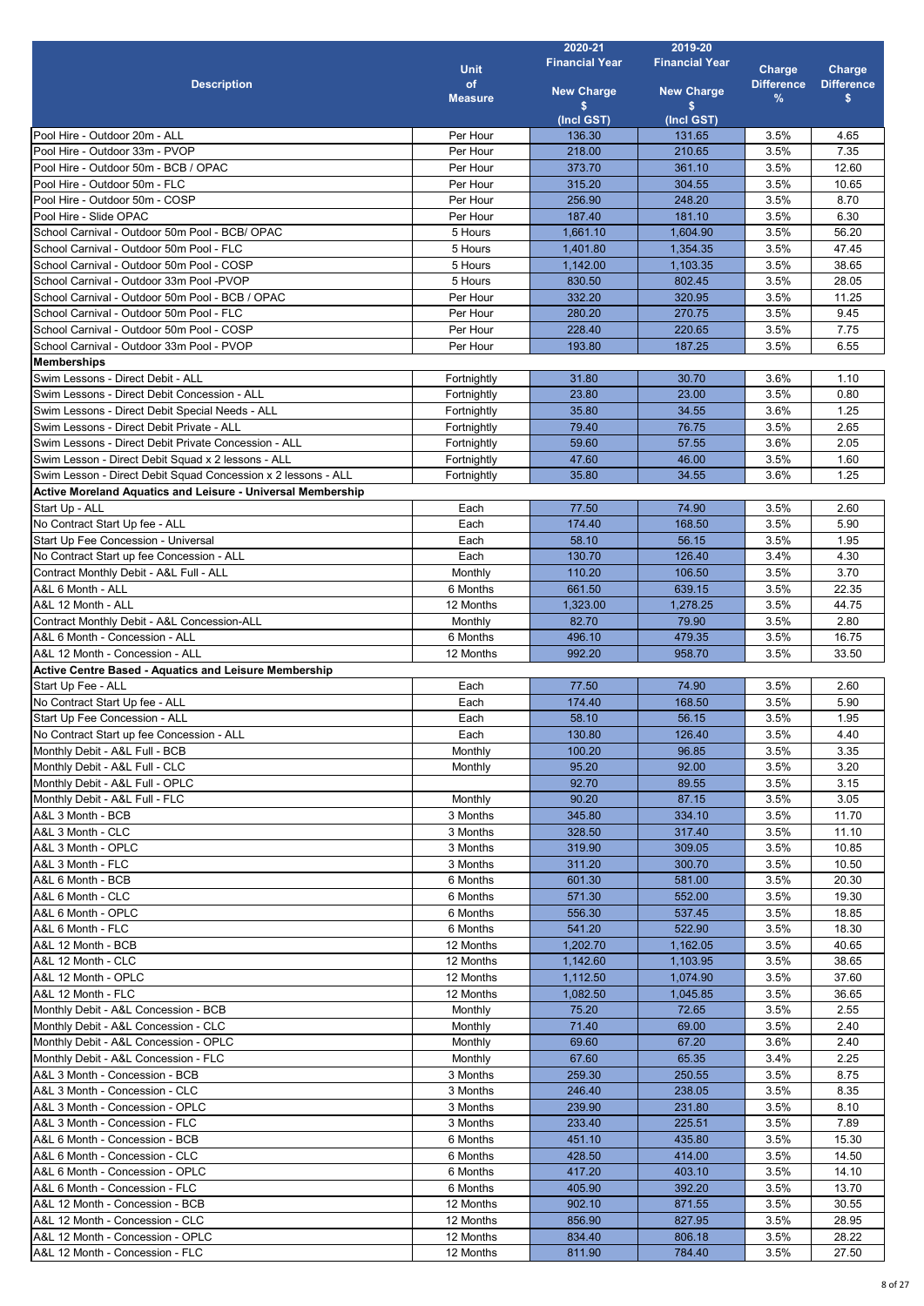| Description | Unit of Measure | 2020-21 Financial Year New Charge $ (Incl GST) | 2019-20 Financial Year New Charge $ (Incl GST) | Charge Difference % | Charge Difference $ |
|---|---|---|---|---|---|
| Pool Hire - Outdoor 20m - ALL | Per Hour | 136.30 | 131.65 | 3.5% | 4.65 |
| Pool Hire - Outdoor 33m - PVOP | Per Hour | 218.00 | 210.65 | 3.5% | 7.35 |
| Pool Hire - Outdoor 50m - BCB / OPAC | Per Hour | 373.70 | 361.10 | 3.5% | 12.60 |
| Pool Hire - Outdoor 50m - FLC | Per Hour | 315.20 | 304.55 | 3.5% | 10.65 |
| Pool Hire - Outdoor 50m - COSP | Per Hour | 256.90 | 248.20 | 3.5% | 8.70 |
| Pool Hire - Slide OPAC | Per Hour | 187.40 | 181.10 | 3.5% | 6.30 |
| School Carnival - Outdoor 50m Pool - BCB/ OPAC | 5 Hours | 1,661.10 | 1,604.90 | 3.5% | 56.20 |
| School Carnival - Outdoor 50m Pool - FLC | 5 Hours | 1,401.80 | 1,354.35 | 3.5% | 47.45 |
| School Carnival - Outdoor 50m Pool - COSP | 5 Hours | 1,142.00 | 1,103.35 | 3.5% | 38.65 |
| School Carnival - Outdoor 33m Pool -PVOP | 5 Hours | 830.50 | 802.45 | 3.5% | 28.05 |
| School Carnival - Outdoor 50m Pool - BCB / OPAC | Per Hour | 332.20 | 320.95 | 3.5% | 11.25 |
| School Carnival - Outdoor 50m Pool - FLC | Per Hour | 280.20 | 270.75 | 3.5% | 9.45 |
| School Carnival - Outdoor 50m Pool - COSP | Per Hour | 228.40 | 220.65 | 3.5% | 7.75 |
| School Carnival - Outdoor 33m Pool - PVOP | Per Hour | 193.80 | 187.25 | 3.5% | 6.55 |
| **Memberships** | | | | | |
| Swim Lessons - Direct Debit - ALL | Fortnightly | 31.80 | 30.70 | 3.6% | 1.10 |
| Swim Lessons - Direct Debit Concession - ALL | Fortnightly | 23.80 | 23.00 | 3.5% | 0.80 |
| Swim Lessons - Direct Debit Special Needs - ALL | Fortnightly | 35.80 | 34.55 | 3.6% | 1.25 |
| Swim Lessons - Direct Debit Private - ALL | Fortnightly | 79.40 | 76.75 | 3.5% | 2.65 |
| Swim Lessons - Direct Debit Private Concession - ALL | Fortnightly | 59.60 | 57.55 | 3.6% | 2.05 |
| Swim Lesson - Direct Debit Squad x 2 lessons - ALL | Fortnightly | 47.60 | 46.00 | 3.5% | 1.60 |
| Swim Lesson - Direct Debit Squad Concession x 2 lessons - ALL | Fortnightly | 35.80 | 34.55 | 3.6% | 1.25 |
| **Active Moreland Aquatics and Leisure - Universal Membership** | | | | | |
| Start Up - ALL | Each | 77.50 | 74.90 | 3.5% | 2.60 |
| No Contract Start Up fee - ALL | Each | 174.40 | 168.50 | 3.5% | 5.90 |
| Start Up Fee Concession - Universal | Each | 58.10 | 56.15 | 3.5% | 1.95 |
| No Contract Start up fee Concession - ALL | Each | 130.70 | 126.40 | 3.4% | 4.30 |
| Contract Monthly Debit - A&L Full - ALL | Monthly | 110.20 | 106.50 | 3.5% | 3.70 |
| A&L 6 Month - ALL | 6 Months | 661.50 | 639.15 | 3.5% | 22.35 |
| A&L 12 Month - ALL | 12 Months | 1,323.00 | 1,278.25 | 3.5% | 44.75 |
| Contract Monthly Debit - A&L Concession-ALL | Monthly | 82.70 | 79.90 | 3.5% | 2.80 |
| A&L 6 Month - Concession - ALL | 6 Months | 496.10 | 479.35 | 3.5% | 16.75 |
| A&L 12 Month - Concession - ALL | 12 Months | 992.20 | 958.70 | 3.5% | 33.50 |
| **Active Centre Based - Aquatics and Leisure Membership** | | | | | |
| Start Up Fee - ALL | Each | 77.50 | 74.90 | 3.5% | 2.60 |
| No Contract Start Up fee - ALL | Each | 174.40 | 168.50 | 3.5% | 5.90 |
| Start Up Fee Concession - ALL | Each | 58.10 | 56.15 | 3.5% | 1.95 |
| No Contract Start up fee Concession - ALL | Each | 130.80 | 126.40 | 3.5% | 4.40 |
| Monthly Debit - A&L Full - BCB | Monthly | 100.20 | 96.85 | 3.5% | 3.35 |
| Monthly Debit - A&L Full - CLC | Monthly | 95.20 | 92.00 | 3.5% | 3.20 |
| Monthly Debit - A&L Full - OPLC | | 92.70 | 89.55 | 3.5% | 3.15 |
| Monthly Debit - A&L Full - FLC | Monthly | 90.20 | 87.15 | 3.5% | 3.05 |
| A&L 3 Month - BCB | 3 Months | 345.80 | 334.10 | 3.5% | 11.70 |
| A&L 3 Month - CLC | 3 Months | 328.50 | 317.40 | 3.5% | 11.10 |
| A&L 3 Month - OPLC | 3 Months | 319.90 | 309.05 | 3.5% | 10.85 |
| A&L 3 Month - FLC | 3 Months | 311.20 | 300.70 | 3.5% | 10.50 |
| A&L 6 Month - BCB | 6 Months | 601.30 | 581.00 | 3.5% | 20.30 |
| A&L 6 Month - CLC | 6 Months | 571.30 | 552.00 | 3.5% | 19.30 |
| A&L 6 Month - OPLC | 6 Months | 556.30 | 537.45 | 3.5% | 18.85 |
| A&L 6 Month - FLC | 6 Months | 541.20 | 522.90 | 3.5% | 18.30 |
| A&L 12 Month - BCB | 12 Months | 1,202.70 | 1,162.05 | 3.5% | 40.65 |
| A&L 12 Month - CLC | 12 Months | 1,142.60 | 1,103.95 | 3.5% | 38.65 |
| A&L 12 Month - OPLC | 12 Months | 1,112.50 | 1,074.90 | 3.5% | 37.60 |
| A&L 12 Month - FLC | 12 Months | 1,082.50 | 1,045.85 | 3.5% | 36.65 |
| Monthly Debit - A&L Concession - BCB | Monthly | 75.20 | 72.65 | 3.5% | 2.55 |
| Monthly Debit - A&L Concession - CLC | Monthly | 71.40 | 69.00 | 3.5% | 2.40 |
| Monthly Debit - A&L Concession - OPLC | Monthly | 69.60 | 67.20 | 3.6% | 2.40 |
| Monthly Debit - A&L Concession - FLC | Monthly | 67.60 | 65.35 | 3.4% | 2.25 |
| A&L 3 Month - Concession - BCB | 3 Months | 259.30 | 250.55 | 3.5% | 8.75 |
| A&L 3 Month - Concession - CLC | 3 Months | 246.40 | 238.05 | 3.5% | 8.35 |
| A&L 3 Month - Concession - OPLC | 3 Months | 239.90 | 231.80 | 3.5% | 8.10 |
| A&L 3 Month - Concession - FLC | 3 Months | 233.40 | 225.51 | 3.5% | 7.89 |
| A&L 6 Month - Concession - BCB | 6 Months | 451.10 | 435.80 | 3.5% | 15.30 |
| A&L 6 Month - Concession - CLC | 6 Months | 428.50 | 414.00 | 3.5% | 14.50 |
| A&L 6 Month - Concession - OPLC | 6 Months | 417.20 | 403.10 | 3.5% | 14.10 |
| A&L 6 Month - Concession - FLC | 6 Months | 405.90 | 392.20 | 3.5% | 13.70 |
| A&L 12 Month - Concession - BCB | 12 Months | 902.10 | 871.55 | 3.5% | 30.55 |
| A&L 12 Month - Concession - CLC | 12 Months | 856.90 | 827.95 | 3.5% | 28.95 |
| A&L 12 Month - Concession - OPLC | 12 Months | 834.40 | 806.18 | 3.5% | 28.22 |
| A&L 12 Month - Concession - FLC | 12 Months | 811.90 | 784.40 | 3.5% | 27.50 |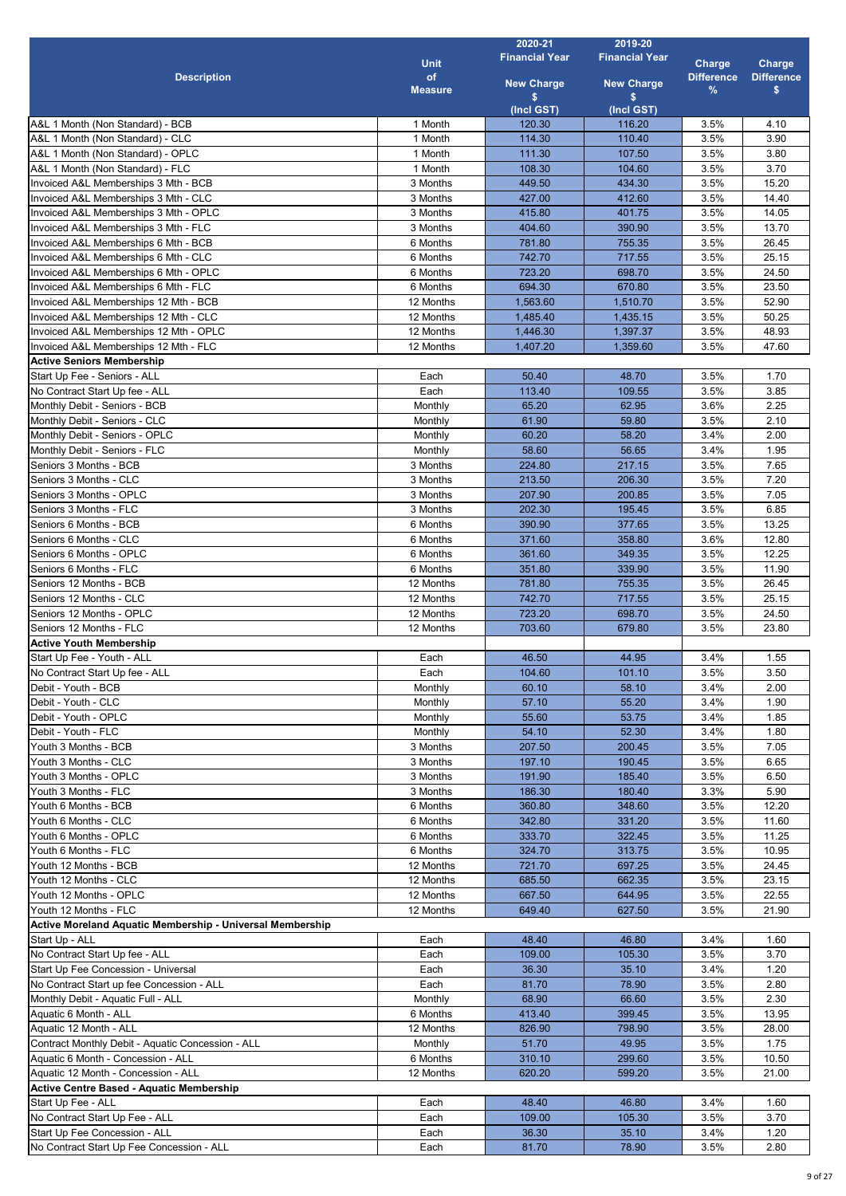| Description | Unit of Measure | 2020-21 Financial Year New Charge $ (Incl GST) | 2019-20 Financial Year New Charge $ (Incl GST) | Charge Difference % | Charge Difference $ |
|---|---|---|---|---|---|
| A&L 1 Month (Non Standard) - BCB | 1 Month | 120.30 | 116.20 | 3.5% | 4.10 |
| A&L 1 Month (Non Standard) - CLC | 1 Month | 114.30 | 110.40 | 3.5% | 3.90 |
| A&L 1 Month (Non Standard) - OPLC | 1 Month | 111.30 | 107.50 | 3.5% | 3.80 |
| A&L 1 Month (Non Standard) - FLC | 1 Month | 108.30 | 104.60 | 3.5% | 3.70 |
| Invoiced A&L Memberships 3 Mth - BCB | 3 Months | 449.50 | 434.30 | 3.5% | 15.20 |
| Invoiced A&L Memberships 3 Mth - CLC | 3 Months | 427.00 | 412.60 | 3.5% | 14.40 |
| Invoiced A&L Memberships 3 Mth - OPLC | 3 Months | 415.80 | 401.75 | 3.5% | 14.05 |
| Invoiced A&L Memberships 3 Mth - FLC | 3 Months | 404.60 | 390.90 | 3.5% | 13.70 |
| Invoiced A&L Memberships 6 Mth - BCB | 6 Months | 781.80 | 755.35 | 3.5% | 26.45 |
| Invoiced A&L Memberships 6 Mth - CLC | 6 Months | 742.70 | 717.55 | 3.5% | 25.15 |
| Invoiced A&L Memberships 6 Mth - OPLC | 6 Months | 723.20 | 698.70 | 3.5% | 24.50 |
| Invoiced A&L Memberships 6 Mth - FLC | 6 Months | 694.30 | 670.80 | 3.5% | 23.50 |
| Invoiced A&L Memberships 12 Mth - BCB | 12 Months | 1,563.60 | 1,510.70 | 3.5% | 52.90 |
| Invoiced A&L Memberships 12 Mth - CLC | 12 Months | 1,485.40 | 1,435.15 | 3.5% | 50.25 |
| Invoiced A&L Memberships 12 Mth - OPLC | 12 Months | 1,446.30 | 1,397.37 | 3.5% | 48.93 |
| Invoiced A&L Memberships 12 Mth - FLC | 12 Months | 1,407.20 | 1,359.60 | 3.5% | 47.60 |
| **Active Seniors Membership** | | | | | |
| Start Up Fee - Seniors - ALL | Each | 50.40 | 48.70 | 3.5% | 1.70 |
| No Contract Start Up fee - ALL | Each | 113.40 | 109.55 | 3.5% | 3.85 |
| Monthly Debit - Seniors - BCB | Monthly | 65.20 | 62.95 | 3.6% | 2.25 |
| Monthly Debit - Seniors - CLC | Monthly | 61.90 | 59.80 | 3.5% | 2.10 |
| Monthly Debit - Seniors - OPLC | Monthly | 60.20 | 58.20 | 3.4% | 2.00 |
| Monthly Debit - Seniors - FLC | Monthly | 58.60 | 56.65 | 3.4% | 1.95 |
| Seniors 3 Months - BCB | 3 Months | 224.80 | 217.15 | 3.5% | 7.65 |
| Seniors 3 Months - CLC | 3 Months | 213.50 | 206.30 | 3.5% | 7.20 |
| Seniors 3 Months - OPLC | 3 Months | 207.90 | 200.85 | 3.5% | 7.05 |
| Seniors 3 Months - FLC | 3 Months | 202.30 | 195.45 | 3.5% | 6.85 |
| Seniors 6 Months - BCB | 6 Months | 390.90 | 377.65 | 3.5% | 13.25 |
| Seniors 6 Months - CLC | 6 Months | 371.60 | 358.80 | 3.6% | 12.80 |
| Seniors 6 Months - OPLC | 6 Months | 361.60 | 349.35 | 3.5% | 12.25 |
| Seniors 6 Months - FLC | 6 Months | 351.80 | 339.90 | 3.5% | 11.90 |
| Seniors 12 Months - BCB | 12 Months | 781.80 | 755.35 | 3.5% | 26.45 |
| Seniors 12 Months - CLC | 12 Months | 742.70 | 717.55 | 3.5% | 25.15 |
| Seniors 12 Months - OPLC | 12 Months | 723.20 | 698.70 | 3.5% | 24.50 |
| Seniors 12 Months - FLC | 12 Months | 703.60 | 679.80 | 3.5% | 23.80 |
| **Active Youth Membership** | | | | | |
| Start Up Fee - Youth - ALL | Each | 46.50 | 44.95 | 3.4% | 1.55 |
| No Contract Start Up fee - ALL | Each | 104.60 | 101.10 | 3.5% | 3.50 |
| Debit - Youth - BCB | Monthly | 60.10 | 58.10 | 3.4% | 2.00 |
| Debit - Youth - CLC | Monthly | 57.10 | 55.20 | 3.4% | 1.90 |
| Debit - Youth - OPLC | Monthly | 55.60 | 53.75 | 3.4% | 1.85 |
| Debit - Youth - FLC | Monthly | 54.10 | 52.30 | 3.4% | 1.80 |
| Youth 3 Months - BCB | 3 Months | 207.50 | 200.45 | 3.5% | 7.05 |
| Youth 3 Months - CLC | 3 Months | 197.10 | 190.45 | 3.5% | 6.65 |
| Youth 3 Months - OPLC | 3 Months | 191.90 | 185.40 | 3.5% | 6.50 |
| Youth 3 Months - FLC | 3 Months | 186.30 | 180.40 | 3.3% | 5.90 |
| Youth 6 Months - BCB | 6 Months | 360.80 | 348.60 | 3.5% | 12.20 |
| Youth 6 Months - CLC | 6 Months | 342.80 | 331.20 | 3.5% | 11.60 |
| Youth 6 Months - OPLC | 6 Months | 333.70 | 322.45 | 3.5% | 11.25 |
| Youth 6 Months - FLC | 6 Months | 324.70 | 313.75 | 3.5% | 10.95 |
| Youth 12 Months - BCB | 12 Months | 721.70 | 697.25 | 3.5% | 24.45 |
| Youth 12 Months - CLC | 12 Months | 685.50 | 662.35 | 3.5% | 23.15 |
| Youth 12 Months - OPLC | 12 Months | 667.50 | 644.95 | 3.5% | 22.55 |
| Youth 12 Months - FLC | 12 Months | 649.40 | 627.50 | 3.5% | 21.90 |
| **Active Moreland Aquatic Membership - Universal Membership** | | | | | |
| Start Up - ALL | Each | 48.40 | 46.80 | 3.4% | 1.60 |
| No Contract Start Up fee - ALL | Each | 109.00 | 105.30 | 3.5% | 3.70 |
| Start Up Fee Concession - Universal | Each | 36.30 | 35.10 | 3.4% | 1.20 |
| No Contract Start up fee Concession - ALL | Each | 81.70 | 78.90 | 3.5% | 2.80 |
| Monthly Debit - Aquatic Full - ALL | Monthly | 68.90 | 66.60 | 3.5% | 2.30 |
| Aquatic 6 Month - ALL | 6 Months | 413.40 | 399.45 | 3.5% | 13.95 |
| Aquatic 12 Month - ALL | 12 Months | 826.90 | 798.90 | 3.5% | 28.00 |
| Contract Monthly Debit - Aquatic Concession - ALL | Monthly | 51.70 | 49.95 | 3.5% | 1.75 |
| Aquatic 6 Month - Concession - ALL | 6 Months | 310.10 | 299.60 | 3.5% | 10.50 |
| Aquatic 12 Month - Concession - ALL | 12 Months | 620.20 | 599.20 | 3.5% | 21.00 |
| **Active Centre Based - Aquatic Membership** | | | | | |
| Start Up Fee - ALL | Each | 48.40 | 46.80 | 3.4% | 1.60 |
| No Contract Start Up Fee - ALL | Each | 109.00 | 105.30 | 3.5% | 3.70 |
| Start Up Fee Concession - ALL | Each | 36.30 | 35.10 | 3.4% | 1.20 |
| No Contract Start Up Fee Concession - ALL | Each | 81.70 | 78.90 | 3.5% | 2.80 |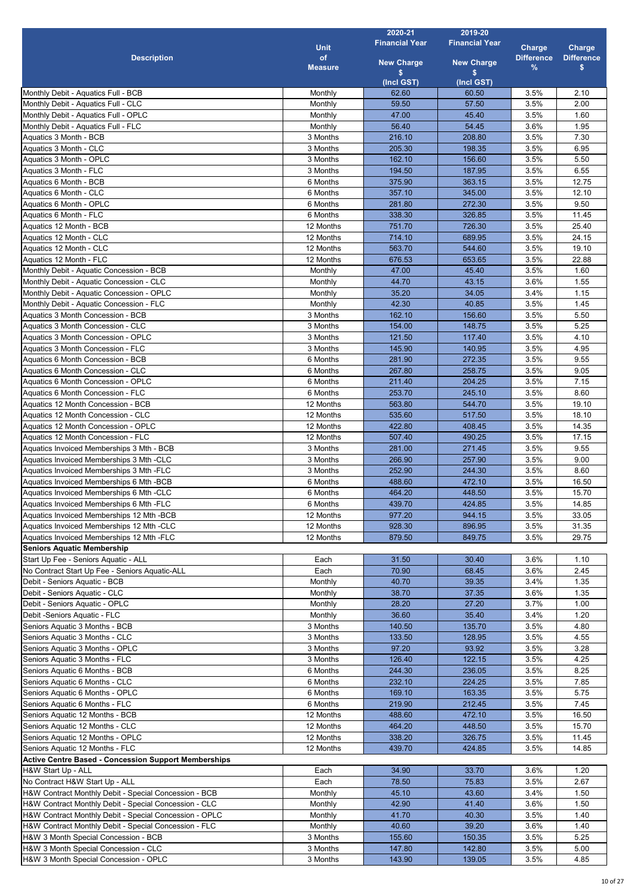| Description | Unit of Measure | 2020-21 Financial Year New Charge $ (Incl GST) | 2019-20 Financial Year New Charge $ (Incl GST) | Charge Difference % | Charge Difference $ |
|---|---|---|---|---|---|
| Monthly Debit - Aquatics Full - BCB | Monthly | 62.60 | 60.50 | 3.5% | 2.10 |
| Monthly Debit - Aquatics Full - CLC | Monthly | 59.50 | 57.50 | 3.5% | 2.00 |
| Monthly Debit - Aquatics Full - OPLC | Monthly | 47.00 | 45.40 | 3.5% | 1.60 |
| Monthly Debit - Aquatics Full - FLC | Monthly | 56.40 | 54.45 | 3.6% | 1.95 |
| Aquatics 3 Month - BCB | 3 Months | 216.10 | 208.80 | 3.5% | 7.30 |
| Aquatics 3 Month - CLC | 3 Months | 205.30 | 198.35 | 3.5% | 6.95 |
| Aquatics 3 Month - OPLC | 3 Months | 162.10 | 156.60 | 3.5% | 5.50 |
| Aquatics 3 Month - FLC | 3 Months | 194.50 | 187.95 | 3.5% | 6.55 |
| Aquatics 6 Month - BCB | 6 Months | 375.90 | 363.15 | 3.5% | 12.75 |
| Aquatics 6 Month - CLC | 6 Months | 357.10 | 345.00 | 3.5% | 12.10 |
| Aquatics 6 Month - OPLC | 6 Months | 281.80 | 272.30 | 3.5% | 9.50 |
| Aquatics 6 Month - FLC | 6 Months | 338.30 | 326.85 | 3.5% | 11.45 |
| Aquatics 12 Month - BCB | 12 Months | 751.70 | 726.30 | 3.5% | 25.40 |
| Aquatics 12 Month - CLC | 12 Months | 714.10 | 689.95 | 3.5% | 24.15 |
| Aquatics 12 Month - CLC | 12 Months | 563.70 | 544.60 | 3.5% | 19.10 |
| Aquatics 12 Month - FLC | 12 Months | 676.53 | 653.65 | 3.5% | 22.88 |
| Monthly Debit - Aquatic Concession - BCB | Monthly | 47.00 | 45.40 | 3.5% | 1.60 |
| Monthly Debit - Aquatic Concession - CLC | Monthly | 44.70 | 43.15 | 3.6% | 1.55 |
| Monthly Debit - Aquatic Concession - OPLC | Monthly | 35.20 | 34.05 | 3.4% | 1.15 |
| Monthly Debit - Aquatic Concession - FLC | Monthly | 42.30 | 40.85 | 3.5% | 1.45 |
| Aquatics 3 Month Concession - BCB | 3 Months | 162.10 | 156.60 | 3.5% | 5.50 |
| Aquatics 3 Month Concession - CLC | 3 Months | 154.00 | 148.75 | 3.5% | 5.25 |
| Aquatics 3 Month Concession - OPLC | 3 Months | 121.50 | 117.40 | 3.5% | 4.10 |
| Aquatics 3 Month Concession - FLC | 3 Months | 145.90 | 140.95 | 3.5% | 4.95 |
| Aquatics 6 Month Concession - BCB | 6 Months | 281.90 | 272.35 | 3.5% | 9.55 |
| Aquatics 6 Month Concession - CLC | 6 Months | 267.80 | 258.75 | 3.5% | 9.05 |
| Aquatics 6 Month Concession - OPLC | 6 Months | 211.40 | 204.25 | 3.5% | 7.15 |
| Aquatics 6 Month Concession - FLC | 6 Months | 253.70 | 245.10 | 3.5% | 8.60 |
| Aquatics 12 Month Concession - BCB | 12 Months | 563.80 | 544.70 | 3.5% | 19.10 |
| Aquatics 12 Month Concession - CLC | 12 Months | 535.60 | 517.50 | 3.5% | 18.10 |
| Aquatics 12 Month Concession - OPLC | 12 Months | 422.80 | 408.45 | 3.5% | 14.35 |
| Aquatics 12 Month Concession - FLC | 12 Months | 507.40 | 490.25 | 3.5% | 17.15 |
| Aquatics Invoiced Memberships 3 Mth - BCB | 3 Months | 281.00 | 271.45 | 3.5% | 9.55 |
| Aquatics Invoiced Memberships 3 Mth -CLC | 3 Months | 266.90 | 257.90 | 3.5% | 9.00 |
| Aquatics Invoiced Memberships 3 Mth -FLC | 3 Months | 252.90 | 244.30 | 3.5% | 8.60 |
| Aquatics Invoiced Memberships 6 Mth -BCB | 6 Months | 488.60 | 472.10 | 3.5% | 16.50 |
| Aquatics Invoiced Memberships 6 Mth -CLC | 6 Months | 464.20 | 448.50 | 3.5% | 15.70 |
| Aquatics Invoiced Memberships 6 Mth -FLC | 6 Months | 439.70 | 424.85 | 3.5% | 14.85 |
| Aquatics Invoiced Memberships 12 Mth -BCB | 12 Months | 977.20 | 944.15 | 3.5% | 33.05 |
| Aquatics Invoiced Memberships 12 Mth -CLC | 12 Months | 928.30 | 896.95 | 3.5% | 31.35 |
| Aquatics Invoiced Memberships 12 Mth -FLC | 12 Months | 879.50 | 849.75 | 3.5% | 29.75 |
| **Seniors Aquatic Membership** | | | | | |
| Start Up Fee - Seniors Aquatic - ALL | Each | 31.50 | 30.40 | 3.6% | 1.10 |
| No Contract Start Up Fee - Seniors Aquatic-ALL | Each | 70.90 | 68.45 | 3.6% | 2.45 |
| Debit - Seniors Aquatic - BCB | Monthly | 40.70 | 39.35 | 3.4% | 1.35 |
| Debit - Seniors Aquatic - CLC | Monthly | 38.70 | 37.35 | 3.6% | 1.35 |
| Debit - Seniors Aquatic - OPLC | Monthly | 28.20 | 27.20 | 3.7% | 1.00 |
| Debit -Seniors Aquatic - FLC | Monthly | 36.60 | 35.40 | 3.4% | 1.20 |
| Seniors Aquatic 3 Months - BCB | 3 Months | 140.50 | 135.70 | 3.5% | 4.80 |
| Seniors Aquatic 3 Months - CLC | 3 Months | 133.50 | 128.95 | 3.5% | 4.55 |
| Seniors Aquatic 3 Months - OPLC | 3 Months | 97.20 | 93.92 | 3.5% | 3.28 |
| Seniors Aquatic 3 Months - FLC | 3 Months | 126.40 | 122.15 | 3.5% | 4.25 |
| Seniors Aquatic 6 Months - BCB | 6 Months | 244.30 | 236.05 | 3.5% | 8.25 |
| Seniors Aquatic 6 Months - CLC | 6 Months | 232.10 | 224.25 | 3.5% | 7.85 |
| Seniors Aquatic 6 Months - OPLC | 6 Months | 169.10 | 163.35 | 3.5% | 5.75 |
| Seniors Aquatic 6 Months - FLC | 6 Months | 219.90 | 212.45 | 3.5% | 7.45 |
| Seniors Aquatic 12 Months - BCB | 12 Months | 488.60 | 472.10 | 3.5% | 16.50 |
| Seniors Aquatic 12 Months - CLC | 12 Months | 464.20 | 448.50 | 3.5% | 15.70 |
| Seniors Aquatic 12 Months - OPLC | 12 Months | 338.20 | 326.75 | 3.5% | 11.45 |
| Seniors Aquatic 12 Months - FLC | 12 Months | 439.70 | 424.85 | 3.5% | 14.85 |
| **Active Centre Based - Concession Support Memberships** | | | | | |
| H&W Start Up - ALL | Each | 34.90 | 33.70 | 3.6% | 1.20 |
| No Contract H&W Start Up - ALL | Each | 78.50 | 75.83 | 3.5% | 2.67 |
| H&W Contract Monthly Debit - Special Concession - BCB | Monthly | 45.10 | 43.60 | 3.4% | 1.50 |
| H&W Contract Monthly Debit - Special Concession - CLC | Monthly | 42.90 | 41.40 | 3.6% | 1.50 |
| H&W Contract Monthly Debit - Special Concession - OPLC | Monthly | 41.70 | 40.30 | 3.5% | 1.40 |
| H&W Contract Monthly Debit - Special Concession - FLC | Monthly | 40.60 | 39.20 | 3.6% | 1.40 |
| H&W 3 Month Special Concession - BCB | 3 Months | 155.60 | 150.35 | 3.5% | 5.25 |
| H&W 3 Month Special Concession - CLC | 3 Months | 147.80 | 142.80 | 3.5% | 5.00 |
| H&W 3 Month Special Concession - OPLC | 3 Months | 143.90 | 139.05 | 3.5% | 4.85 |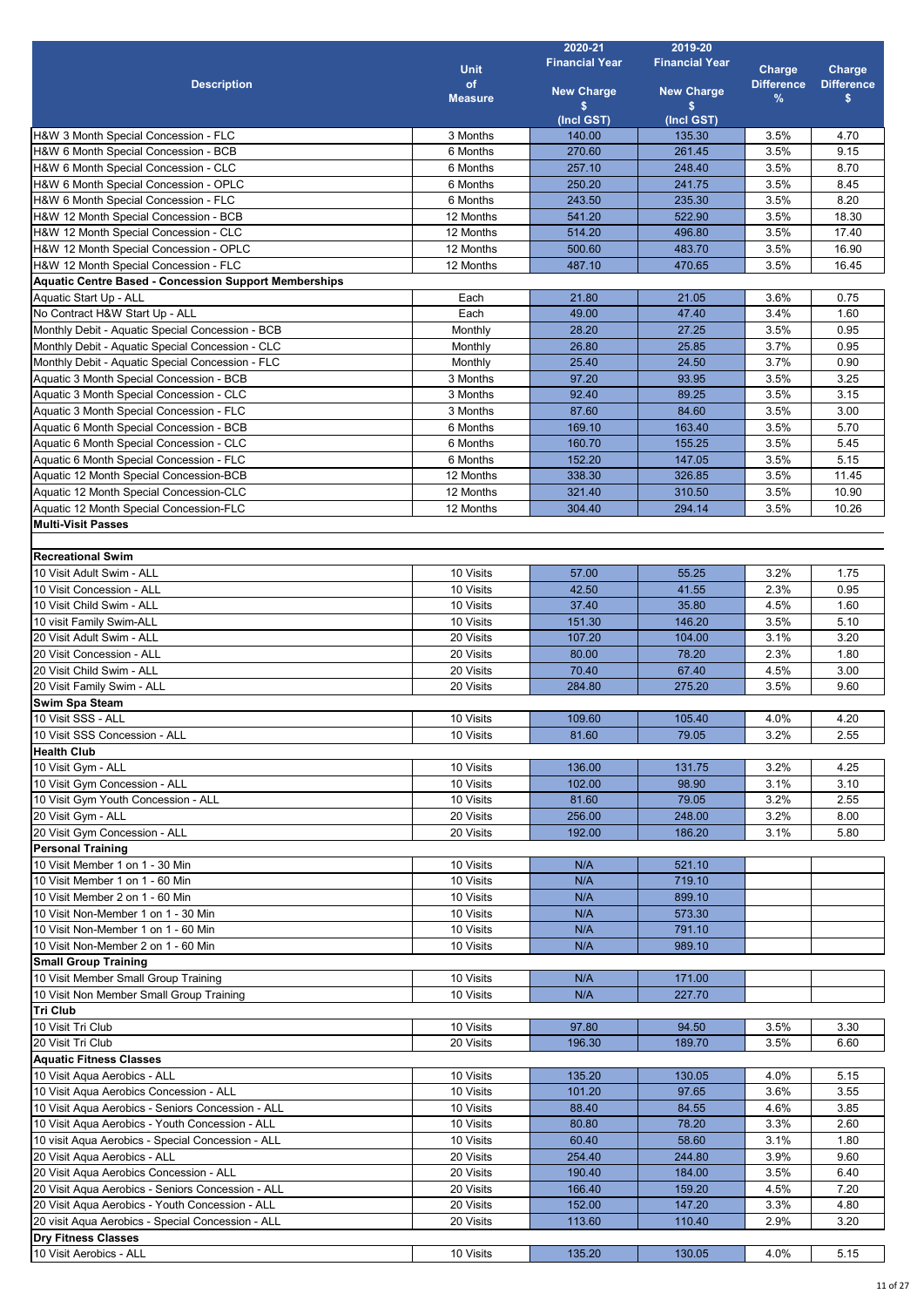| Description | Unit of Measure | 2020-21 Financial Year New Charge $ (Incl GST) | 2019-20 Financial Year New Charge $ (Incl GST) | Charge Difference % | Charge Difference $ |
|---|---|---|---|---|---|
| H&W 3 Month Special Concession - FLC | 3 Months | 140.00 | 135.30 | 3.5% | 4.70 |
| H&W 6 Month Special Concession - BCB | 6 Months | 270.60 | 261.45 | 3.5% | 9.15 |
| H&W 6 Month Special Concession - CLC | 6 Months | 257.10 | 248.40 | 3.5% | 8.70 |
| H&W 6 Month Special Concession - OPLC | 6 Months | 250.20 | 241.75 | 3.5% | 8.45 |
| H&W 6 Month Special Concession - FLC | 6 Months | 243.50 | 235.30 | 3.5% | 8.20 |
| H&W 12 Month Special Concession - BCB | 12 Months | 541.20 | 522.90 | 3.5% | 18.30 |
| H&W 12 Month Special Concession - CLC | 12 Months | 514.20 | 496.80 | 3.5% | 17.40 |
| H&W 12 Month Special Concession - OPLC | 12 Months | 500.60 | 483.70 | 3.5% | 16.90 |
| H&W 12 Month Special Concession - FLC | 12 Months | 487.10 | 470.65 | 3.5% | 16.45 |
| **Aquatic Centre Based - Concession Support Memberships** | | | | | |
| Aquatic Start Up - ALL | Each | 21.80 | 21.05 | 3.6% | 0.75 |
| No Contract H&W Start Up - ALL | Each | 49.00 | 47.40 | 3.4% | 1.60 |
| Monthly Debit - Aquatic Special Concession - BCB | Monthly | 28.20 | 27.25 | 3.5% | 0.95 |
| Monthly Debit - Aquatic Special Concession - CLC | Monthly | 26.80 | 25.85 | 3.7% | 0.95 |
| Monthly Debit - Aquatic Special Concession - FLC | Monthly | 25.40 | 24.50 | 3.7% | 0.90 |
| Aquatic 3 Month Special Concession - BCB | 3 Months | 97.20 | 93.95 | 3.5% | 3.25 |
| Aquatic 3 Month Special Concession - CLC | 3 Months | 92.40 | 89.25 | 3.5% | 3.15 |
| Aquatic 3 Month Special Concession - FLC | 3 Months | 87.60 | 84.60 | 3.5% | 3.00 |
| Aquatic 6 Month Special Concession - BCB | 6 Months | 169.10 | 163.40 | 3.5% | 5.70 |
| Aquatic 6 Month Special Concession - CLC | 6 Months | 160.70 | 155.25 | 3.5% | 5.45 |
| Aquatic 6 Month Special Concession - FLC | 6 Months | 152.20 | 147.05 | 3.5% | 5.15 |
| Aquatic 12 Month Special Concession-BCB | 12 Months | 338.30 | 326.85 | 3.5% | 11.45 |
| Aquatic 12 Month Special Concession-CLC | 12 Months | 321.40 | 310.50 | 3.5% | 10.90 |
| Aquatic 12 Month Special Concession-FLC | 12 Months | 304.40 | 294.14 | 3.5% | 10.26 |
| **Multi-Visit Passes** | | | | | |
| **Recreational Swim** | | | | | |
| 10 Visit Adult Swim - ALL | 10 Visits | 57.00 | 55.25 | 3.2% | 1.75 |
| 10 Visit Concession - ALL | 10 Visits | 42.50 | 41.55 | 2.3% | 0.95 |
| 10 Visit Child Swim - ALL | 10 Visits | 37.40 | 35.80 | 4.5% | 1.60 |
| 10 visit Family Swim-ALL | 10 Visits | 151.30 | 146.20 | 3.5% | 5.10 |
| 20 Visit Adult Swim - ALL | 20 Visits | 107.20 | 104.00 | 3.1% | 3.20 |
| 20 Visit Concession - ALL | 20 Visits | 80.00 | 78.20 | 2.3% | 1.80 |
| 20 Visit Child Swim - ALL | 20 Visits | 70.40 | 67.40 | 4.5% | 3.00 |
| 20 Visit Family Swim - ALL | 20 Visits | 284.80 | 275.20 | 3.5% | 9.60 |
| **Swim Spa Steam** | | | | | |
| 10 Visit SSS - ALL | 10 Visits | 109.60 | 105.40 | 4.0% | 4.20 |
| 10 Visit SSS Concession - ALL | 10 Visits | 81.60 | 79.05 | 3.2% | 2.55 |
| **Health Club** | | | | | |
| 10 Visit Gym - ALL | 10 Visits | 136.00 | 131.75 | 3.2% | 4.25 |
| 10 Visit Gym Concession - ALL | 10 Visits | 102.00 | 98.90 | 3.1% | 3.10 |
| 10 Visit Gym Youth Concession - ALL | 10 Visits | 81.60 | 79.05 | 3.2% | 2.55 |
| 20 Visit Gym - ALL | 20 Visits | 256.00 | 248.00 | 3.2% | 8.00 |
| 20 Visit Gym Concession - ALL | 20 Visits | 192.00 | 186.20 | 3.1% | 5.80 |
| **Personal Training** | | | | | |
| 10 Visit Member 1 on 1 - 30 Min | 10 Visits | N/A | 521.10 | | |
| 10 Visit Member 1 on 1 - 60 Min | 10 Visits | N/A | 719.10 | | |
| 10 Visit Member 2 on 1 - 60 Min | 10 Visits | N/A | 899.10 | | |
| 10 Visit Non-Member 1 on 1 - 30 Min | 10 Visits | N/A | 573.30 | | |
| 10 Visit Non-Member 1 on 1 - 60 Min | 10 Visits | N/A | 791.10 | | |
| 10 Visit Non-Member 2 on 1 - 60 Min | 10 Visits | N/A | 989.10 | | |
| **Small Group Training** | | | | | |
| 10 Visit Member Small Group Training | 10 Visits | N/A | 171.00 | | |
| 10 Visit Non Member Small Group Training | 10 Visits | N/A | 227.70 | | |
| **Tri Club** | | | | | |
| 10 Visit Tri Club | 10 Visits | 97.80 | 94.50 | 3.5% | 3.30 |
| 20 Visit Tri Club | 20 Visits | 196.30 | 189.70 | 3.5% | 6.60 |
| **Aquatic Fitness Classes** | | | | | |
| 10 Visit Aqua Aerobics - ALL | 10 Visits | 135.20 | 130.05 | 4.0% | 5.15 |
| 10 Visit Aqua Aerobics Concession - ALL | 10 Visits | 101.20 | 97.65 | 3.6% | 3.55 |
| 10 Visit Aqua Aerobics - Seniors Concession - ALL | 10 Visits | 88.40 | 84.55 | 4.6% | 3.85 |
| 10 Visit Aqua Aerobics - Youth Concession - ALL | 10 Visits | 80.80 | 78.20 | 3.3% | 2.60 |
| 10 visit Aqua Aerobics - Special Concession - ALL | 10 Visits | 60.40 | 58.60 | 3.1% | 1.80 |
| 20 Visit Aqua Aerobics - ALL | 20 Visits | 254.40 | 244.80 | 3.9% | 9.60 |
| 20 Visit Aqua Aerobics Concession - ALL | 20 Visits | 190.40 | 184.00 | 3.5% | 6.40 |
| 20 Visit Aqua Aerobics - Seniors Concession - ALL | 20 Visits | 166.40 | 159.20 | 4.5% | 7.20 |
| 20 Visit Aqua Aerobics - Youth Concession - ALL | 20 Visits | 152.00 | 147.20 | 3.3% | 4.80 |
| 20 visit Aqua Aerobics - Special Concession - ALL | 20 Visits | 113.60 | 110.40 | 2.9% | 3.20 |
| **Dry Fitness Classes** | | | | | |
| 10 Visit Aerobics - ALL | 10 Visits | 135.20 | 130.05 | 4.0% | 5.15 |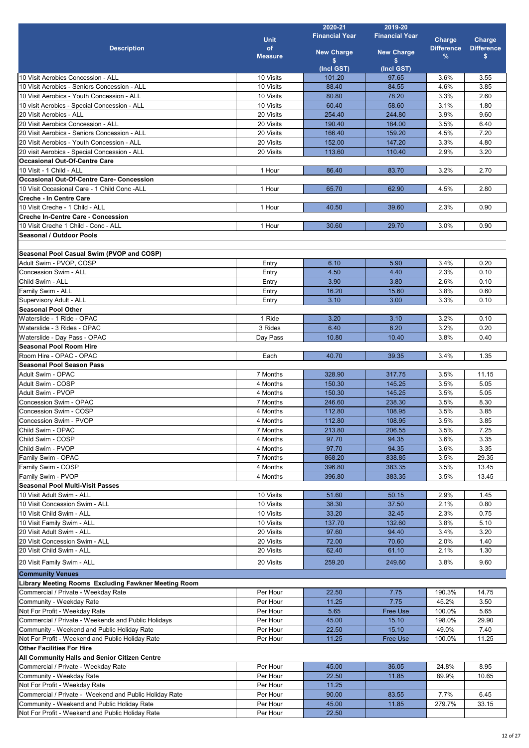| Description | Unit of Measure | 2020-21 Financial Year New Charge $ (Incl GST) | 2019-20 Financial Year New Charge $ (Incl GST) | Charge Difference % | Charge Difference $ |
|---|---|---|---|---|---|
| 10 Visit Aerobics Concession - ALL | 10 Visits | 101.20 | 97.65 | 3.6% | 3.55 |
| 10 Visit Aerobics - Seniors Concession - ALL | 10 Visits | 88.40 | 84.55 | 4.6% | 3.85 |
| 10 Visit Aerobics - Youth Concession - ALL | 10 Visits | 80.80 | 78.20 | 3.3% | 2.60 |
| 10 visit Aerobics - Special Concession - ALL | 10 Visits | 60.40 | 58.60 | 3.1% | 1.80 |
| 20 Visit Aerobics - ALL | 20 Visits | 254.40 | 244.80 | 3.9% | 9.60 |
| 20 Visit Aerobics Concession - ALL | 20 Visits | 190.40 | 184.00 | 3.5% | 6.40 |
| 20 Visit Aerobics - Seniors Concession - ALL | 20 Visits | 166.40 | 159.20 | 4.5% | 7.20 |
| 20 Visit Aerobics - Youth Concession - ALL | 20 Visits | 152.00 | 147.20 | 3.3% | 4.80 |
| 20 visit Aerobics - Special Concession - ALL | 20 Visits | 113.60 | 110.40 | 2.9% | 3.20 |
| **Occasional Out-Of-Centre Care** | | | | | |
| 10 Visit - 1 Child - ALL | 1 Hour | 86.40 | 83.70 | 3.2% | 2.70 |
| **Occasional Out-Of-Centre Care- Concession** | | | | | |
| 10 Visit Occasional Care - 1 Child Conc -ALL | 1 Hour | 65.70 | 62.90 | 4.5% | 2.80 |
| **Creche - In Centre Care** | | | | | |
| 10 Visit Creche - 1 Child - ALL | 1 Hour | 40.50 | 39.60 | 2.3% | 0.90 |
| **Creche In-Centre Care - Concession** | | | | | |
| 10 Visit Creche 1 Child - Conc - ALL | 1 Hour | 30.60 | 29.70 | 3.0% | 0.90 |
| **Seasonal / Outdoor Pools** | | | | | |
| | | | | | |
| **Seasonal Pool Casual Swim (PVOP and COSP)** | | | | | |
| Adult Swim - PVOP, COSP | Entry | 6.10 | 5.90 | 3.4% | 0.20 |
| Concession Swim - ALL | Entry | 4.50 | 4.40 | 2.3% | 0.10 |
| Child Swim - ALL | Entry | 3.90 | 3.80 | 2.6% | 0.10 |
| Family Swim - ALL | Entry | 16.20 | 15.60 | 3.8% | 0.60 |
| Supervisory Adult - ALL | Entry | 3.10 | 3.00 | 3.3% | 0.10 |
| **Seasonal Pool Other** | | | | | |
| Waterslide - 1 Ride - OPAC | 1 Ride | 3.20 | 3.10 | 3.2% | 0.10 |
| Waterslide - 3 Rides - OPAC | 3 Rides | 6.40 | 6.20 | 3.2% | 0.20 |
| Waterslide - Day Pass - OPAC | Day Pass | 10.80 | 10.40 | 3.8% | 0.40 |
| **Seasonal Pool Room Hire** | | | | | |
| Room Hire - OPAC - OPAC | Each | 40.70 | 39.35 | 3.4% | 1.35 |
| **Seasonal Pool Season Pass** | | | | | |
| Adult Swim - OPAC | 7 Months | 328.90 | 317.75 | 3.5% | 11.15 |
| Adult Swim - COSP | 4 Months | 150.30 | 145.25 | 3.5% | 5.05 |
| Adult Swim - PVOP | 4 Months | 150.30 | 145.25 | 3.5% | 5.05 |
| Concession Swim - OPAC | 7 Months | 246.60 | 238.30 | 3.5% | 8.30 |
| Concession Swim - COSP | 4 Months | 112.80 | 108.95 | 3.5% | 3.85 |
| Concession Swim - PVOP | 4 Months | 112.80 | 108.95 | 3.5% | 3.85 |
| Child Swim - OPAC | 7 Months | 213.80 | 206.55 | 3.5% | 7.25 |
| Child Swim - COSP | 4 Months | 97.70 | 94.35 | 3.6% | 3.35 |
| Child Swim - PVOP | 4 Months | 97.70 | 94.35 | 3.6% | 3.35 |
| Family Swim - OPAC | 7 Months | 868.20 | 838.85 | 3.5% | 29.35 |
| Family Swim - COSP | 4 Months | 396.80 | 383.35 | 3.5% | 13.45 |
| Family Swim - PVOP | 4 Months | 396.80 | 383.35 | 3.5% | 13.45 |
| **Seasonal Pool Multi-Visit Passes** | | | | | |
| 10 Visit Adult Swim - ALL | 10 Visits | 51.60 | 50.15 | 2.9% | 1.45 |
| 10 Visit Concession Swim - ALL | 10 Visits | 38.30 | 37.50 | 2.1% | 0.80 |
| 10 Visit Child Swim - ALL | 10 Visits | 33.20 | 32.45 | 2.3% | 0.75 |
| 10 Visit Family Swim - ALL | 10 Visits | 137.70 | 132.60 | 3.8% | 5.10 |
| 20 Visit Adult Swim - ALL | 20 Visits | 97.60 | 94.40 | 3.4% | 3.20 |
| 20 Visit Concession Swim - ALL | 20 Visits | 72.00 | 70.60 | 2.0% | 1.40 |
| 20 Visit Child Swim - ALL | 20 Visits | 62.40 | 61.10 | 2.1% | 1.30 |
| 20 Visit Family Swim - ALL | 20 Visits | 259.20 | 249.60 | 3.8% | 9.60 |
| **Community Venues** | | | | | |
| **Library Meeting Rooms Excluding Fawkner Meeting Room** | | | | | |
| Commercial / Private - Weekday Rate | Per Hour | 22.50 | 7.75 | 190.3% | 14.75 |
| Community - Weekday Rate | Per Hour | 11.25 | 7.75 | 45.2% | 3.50 |
| Not For Profit - Weekday Rate | Per Hour | 5.65 | Free Use | 100.0% | 5.65 |
| Commercial / Private - Weekends and Public Holidays | Per Hour | 45.00 | 15.10 | 198.0% | 29.90 |
| Community - Weekend and Public Holiday Rate | Per Hour | 22.50 | 15.10 | 49.0% | 7.40 |
| Not For Profit - Weekend and Public Holiday Rate | Per Hour | 11.25 | Free Use | 100.0% | 11.25 |
| **Other Facilities For Hire** | | | | | |
| **All Community Halls and Senior Citizen Centre** | | | | | |
| Commercial / Private - Weekday Rate | Per Hour | 45.00 | 36.05 | 24.8% | 8.95 |
| Community - Weekday Rate | Per Hour | 22.50 | 11.85 | 89.9% | 10.65 |
| Not For Profit - Weekday Rate | Per Hour | 11.25 | | | |
| Commercial / Private - Weekend and Public Holiday Rate | Per Hour | 90.00 | 83.55 | 7.7% | 6.45 |
| Community - Weekend and Public Holiday Rate | Per Hour | 45.00 | 11.85 | 279.7% | 33.15 |
| Not For Profit - Weekend and Public Holiday Rate | Per Hour | 22.50 | | | |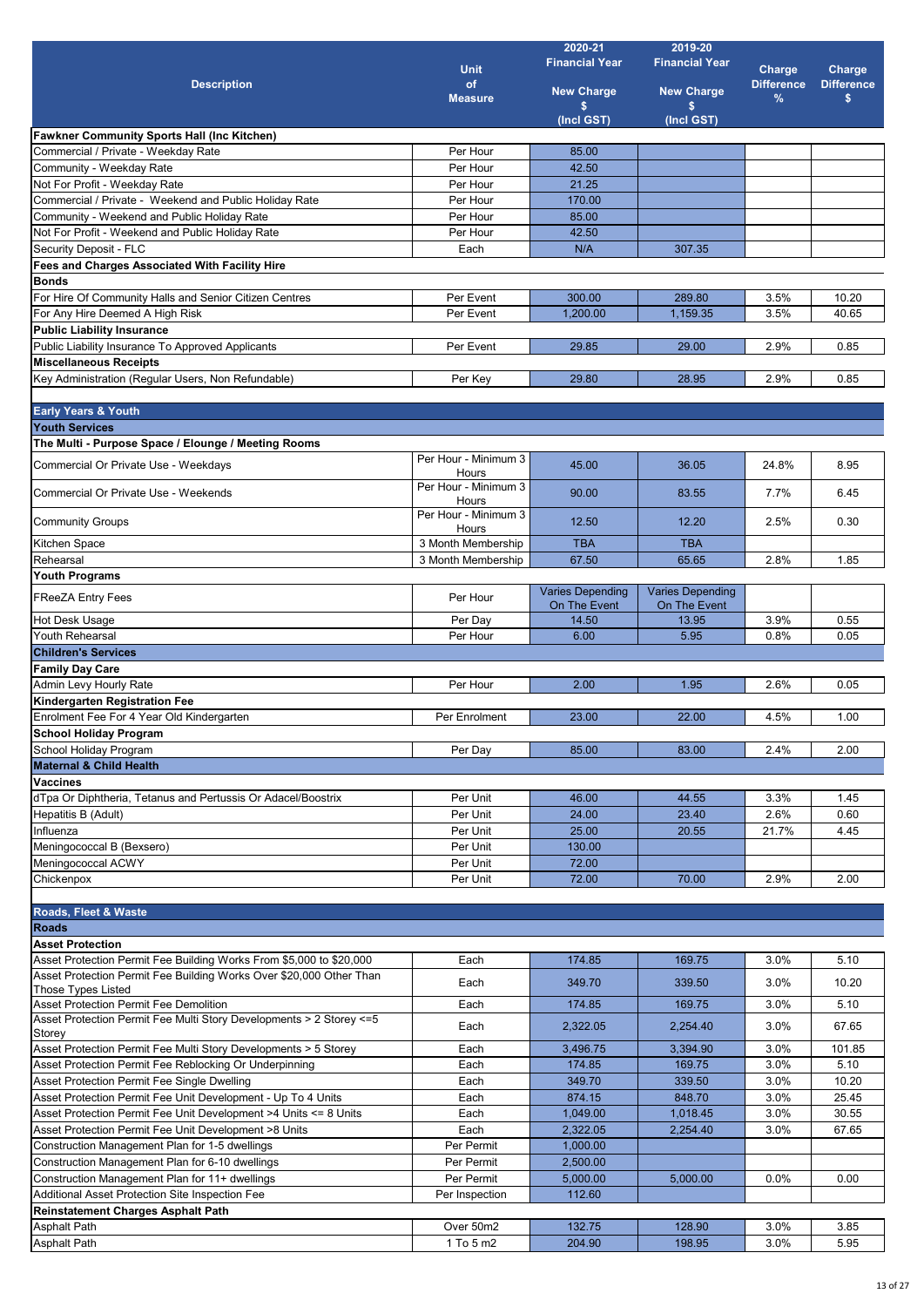| Description | Unit of Measure | 2020-21 Financial Year New Charge $ (Incl GST) | 2019-20 Financial Year New Charge $ (Incl GST) | Charge Difference % | Charge Difference $ |
|---|---|---|---|---|---|
| **Fawkner Community Sports Hall (Inc Kitchen)** | | | | | |
| Commercial / Private - Weekday Rate | Per Hour | 85.00 | | | |
| Community - Weekday Rate | Per Hour | 42.50 | | | |
| Not For Profit - Weekday Rate | Per Hour | 21.25 | | | |
| Commercial / Private - Weekend and Public Holiday Rate | Per Hour | 170.00 | | | |
| Community - Weekend and Public Holiday Rate | Per Hour | 85.00 | | | |
| Not For Profit - Weekend and Public Holiday Rate | Per Hour | 42.50 | | | |
| Security Deposit - FLC | Each | N/A | 307.35 | | |
| **Fees and Charges Associated With Facility Hire** | | | | | |
| **Bonds** | | | | | |
| For Hire Of Community Halls and Senior Citizen Centres | Per Event | 300.00 | 289.80 | 3.5% | 10.20 |
| For Any Hire Deemed A High Risk | Per Event | 1,200.00 | 1,159.35 | 3.5% | 40.65 |
| **Public Liability Insurance** | | | | | |
| Public Liability Insurance To Approved Applicants | Per Event | 29.85 | 29.00 | 2.9% | 0.85 |
| **Miscellaneous Receipts** | | | | | |
| Key Administration (Regular Users, Non Refundable) | Per Key | 29.80 | 28.95 | 2.9% | 0.85 |
| | | | | | |
| **Early Years & Youth** | | | | | |
| **Youth Services** | | | | | |
| **The Multi - Purpose Space / Elounge / Meeting Rooms** | | | | | |
| Commercial Or Private Use - Weekdays | Per Hour - Minimum 3 Hours | 45.00 | 36.05 | 24.8% | 8.95 |
| Commercial Or Private Use - Weekends | Per Hour - Minimum 3 Hours | 90.00 | 83.55 | 7.7% | 6.45 |
| Community Groups | Per Hour - Minimum 3 Hours | 12.50 | 12.20 | 2.5% | 0.30 |
| Kitchen Space | 3 Month Membership | TBA | TBA | | |
| Rehearsal | 3 Month Membership | 67.50 | 65.65 | 2.8% | 1.85 |
| **Youth Programs** | | | | | |
| FReeZA Entry Fees | Per Hour | Varies Depending On The Event | Varies Depending On The Event | | |
| Hot Desk Usage | Per Day | 14.50 | 13.95 | 3.9% | 0.55 |
| Youth Rehearsal | Per Hour | 6.00 | 5.95 | 0.8% | 0.05 |
| **Children's Services** | | | | | |
| **Family Day Care** | | | | | |
| Admin Levy Hourly Rate | Per Hour | 2.00 | 1.95 | 2.6% | 0.05 |
| **Kindergarten Registration Fee** | | | | | |
| Enrolment Fee For 4 Year Old Kindergarten | Per Enrolment | 23.00 | 22.00 | 4.5% | 1.00 |
| **School Holiday Program** | | | | | |
| School Holiday Program | Per Day | 85.00 | 83.00 | 2.4% | 2.00 |
| **Maternal & Child Health** | | | | | |
| **Vaccines** | | | | | |
| dTpa Or Diphtheria, Tetanus and Pertussis Or Adacel/Boostrix | Per Unit | 46.00 | 44.55 | 3.3% | 1.45 |
| Hepatitis B (Adult) | Per Unit | 24.00 | 23.40 | 2.6% | 0.60 |
| Influenza | Per Unit | 25.00 | 20.55 | 21.7% | 4.45 |
| Meningococcal B (Bexsero) | Per Unit | 130.00 | | | |
| Meningococcal ACWY | Per Unit | 72.00 | | | |
| Chickenpox | Per Unit | 72.00 | 70.00 | 2.9% | 2.00 |
| | | | | | |
| **Roads, Fleet & Waste** | | | | | |
| **Roads** | | | | | |
| **Asset Protection** | | | | | |
| Asset Protection Permit Fee Building Works From $5,000 to $20,000 | Each | 174.85 | 169.75 | 3.0% | 5.10 |
| Asset Protection Permit Fee Building Works Over $20,000 Other Than Those Types Listed | Each | 349.70 | 339.50 | 3.0% | 10.20 |
| Asset Protection Permit Fee Demolition | Each | 174.85 | 169.75 | 3.0% | 5.10 |
| Asset Protection Permit Fee Multi Story Developments > 2 Storey <=5 Storey | Each | 2,322.05 | 2,254.40 | 3.0% | 67.65 |
| Asset Protection Permit Fee Multi Story Developments > 5 Storey | Each | 3,496.75 | 3,394.90 | 3.0% | 101.85 |
| Asset Protection Permit Fee Reblocking Or Underpinning | Each | 174.85 | 169.75 | 3.0% | 5.10 |
| Asset Protection Permit Fee Single Dwelling | Each | 349.70 | 339.50 | 3.0% | 10.20 |
| Asset Protection Permit Fee Unit Development - Up To 4 Units | Each | 874.15 | 848.70 | 3.0% | 25.45 |
| Asset Protection Permit Fee Unit Development >4 Units <= 8 Units | Each | 1,049.00 | 1,018.45 | 3.0% | 30.55 |
| Asset Protection Permit Fee Unit Development >8 Units | Each | 2,322.05 | 2,254.40 | 3.0% | 67.65 |
| Construction Management Plan for 1-5 dwellings | Per Permit | 1,000.00 | | | |
| Construction Management Plan for 6-10 dwellings | Per Permit | 2,500.00 | | | |
| Construction Management Plan for 11+ dwellings | Per Permit | 5,000.00 | 5,000.00 | 0.0% | 0.00 |
| Additional Asset Protection Site Inspection Fee | Per Inspection | 112.60 | | | |
| **Reinstatement Charges Asphalt Path** | | | | | |
| Asphalt Path | Over 50m2 | 132.75 | 128.90 | 3.0% | 3.85 |
| Asphalt Path | 1 To 5 m2 | 204.90 | 198.95 | 3.0% | 5.95 |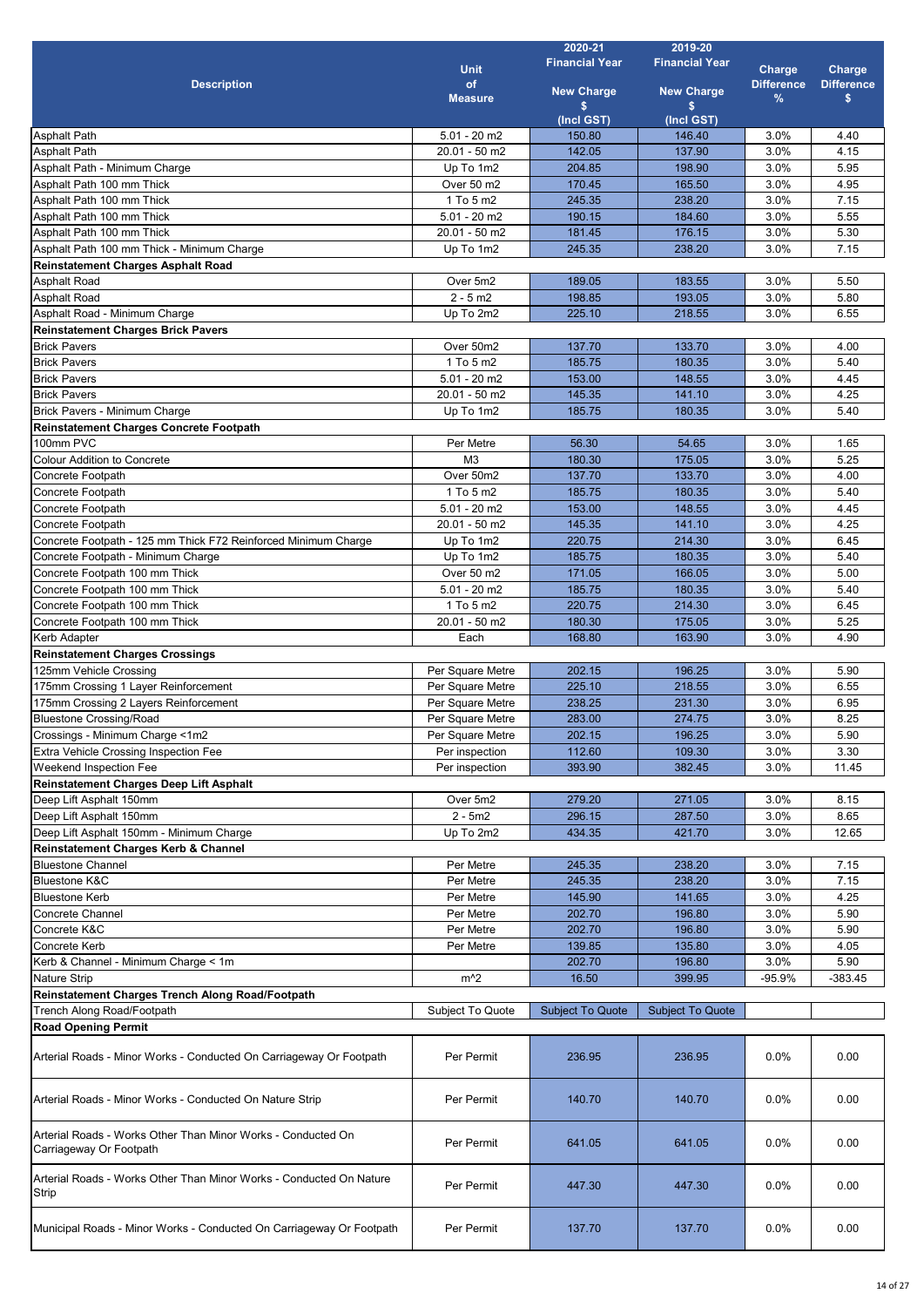| Description | Unit of Measure | 2020-21 Financial Year New Charge $ (Incl GST) | 2019-20 Financial Year New Charge $ (Incl GST) | Charge Difference % | Charge Difference $ |
|---|---|---|---|---|---|
| Asphalt Path | 5.01 - 20 m2 | 150.80 | 146.40 | 3.0% | 4.40 |
| Asphalt Path | 20.01 - 50 m2 | 142.05 | 137.90 | 3.0% | 4.15 |
| Asphalt Path - Minimum Charge | Up To 1m2 | 204.85 | 198.90 | 3.0% | 5.95 |
| Asphalt Path 100 mm Thick | Over 50 m2 | 170.45 | 165.50 | 3.0% | 4.95 |
| Asphalt Path 100 mm Thick | 1 To 5 m2 | 245.35 | 238.20 | 3.0% | 7.15 |
| Asphalt Path 100 mm Thick | 5.01 - 20 m2 | 190.15 | 184.60 | 3.0% | 5.55 |
| Asphalt Path 100 mm Thick | 20.01 - 50 m2 | 181.45 | 176.15 | 3.0% | 5.30 |
| Asphalt Path 100 mm Thick - Minimum Charge | Up To 1m2 | 245.35 | 238.20 | 3.0% | 7.15 |
| **Reinstatement Charges Asphalt Road** | | | | | |
| Asphalt Road | Over 5m2 | 189.05 | 183.55 | 3.0% | 5.50 |
| Asphalt Road | 2 - 5 m2 | 198.85 | 193.05 | 3.0% | 5.80 |
| Asphalt Road - Minimum Charge | Up To 2m2 | 225.10 | 218.55 | 3.0% | 6.55 |
| **Reinstatement Charges Brick Pavers** | | | | | |
| Brick Pavers | Over 50m2 | 137.70 | 133.70 | 3.0% | 4.00 |
| Brick Pavers | 1 To 5 m2 | 185.75 | 180.35 | 3.0% | 5.40 |
| Brick Pavers | 5.01 - 20 m2 | 153.00 | 148.55 | 3.0% | 4.45 |
| Brick Pavers | 20.01 - 50 m2 | 145.35 | 141.10 | 3.0% | 4.25 |
| Brick Pavers - Minimum Charge | Up To 1m2 | 185.75 | 180.35 | 3.0% | 5.40 |
| **Reinstatement Charges Concrete Footpath** | | | | | |
| 100mm PVC | Per Metre | 56.30 | 54.65 | 3.0% | 1.65 |
| Colour Addition to Concrete | M3 | 180.30 | 175.05 | 3.0% | 5.25 |
| Concrete Footpath | Over 50m2 | 137.70 | 133.70 | 3.0% | 4.00 |
| Concrete Footpath | 1 To 5 m2 | 185.75 | 180.35 | 3.0% | 5.40 |
| Concrete Footpath | 5.01 - 20 m2 | 153.00 | 148.55 | 3.0% | 4.45 |
| Concrete Footpath | 20.01 - 50 m2 | 145.35 | 141.10 | 3.0% | 4.25 |
| Concrete Footpath - 125 mm Thick F72 Reinforced Minimum Charge | Up To 1m2 | 220.75 | 214.30 | 3.0% | 6.45 |
| Concrete Footpath - Minimum Charge | Up To 1m2 | 185.75 | 180.35 | 3.0% | 5.40 |
| Concrete Footpath 100 mm Thick | Over 50 m2 | 171.05 | 166.05 | 3.0% | 5.00 |
| Concrete Footpath 100 mm Thick | 5.01 - 20 m2 | 185.75 | 180.35 | 3.0% | 5.40 |
| Concrete Footpath 100 mm Thick | 1 To 5 m2 | 220.75 | 214.30 | 3.0% | 6.45 |
| Concrete Footpath 100 mm Thick | 20.01 - 50 m2 | 180.30 | 175.05 | 3.0% | 5.25 |
| Kerb Adapter | Each | 168.80 | 163.90 | 3.0% | 4.90 |
| **Reinstatement Charges Crossings** | | | | | |
| 125mm Vehicle Crossing | Per Square Metre | 202.15 | 196.25 | 3.0% | 5.90 |
| 175mm Crossing 1 Layer Reinforcement | Per Square Metre | 225.10 | 218.55 | 3.0% | 6.55 |
| 175mm Crossing 2 Layers Reinforcement | Per Square Metre | 238.25 | 231.30 | 3.0% | 6.95 |
| Bluestone Crossing/Road | Per Square Metre | 283.00 | 274.75 | 3.0% | 8.25 |
| Crossings - Minimum Charge <1m2 | Per Square Metre | 202.15 | 196.25 | 3.0% | 5.90 |
| Extra Vehicle Crossing Inspection Fee | Per inspection | 112.60 | 109.30 | 3.0% | 3.30 |
| Weekend Inspection Fee | Per inspection | 393.90 | 382.45 | 3.0% | 11.45 |
| **Reinstatement Charges Deep Lift Asphalt** | | | | | |
| Deep Lift Asphalt 150mm | Over 5m2 | 279.20 | 271.05 | 3.0% | 8.15 |
| Deep Lift Asphalt 150mm | 2 - 5m2 | 296.15 | 287.50 | 3.0% | 8.65 |
| Deep Lift Asphalt 150mm - Minimum Charge | Up To 2m2 | 434.35 | 421.70 | 3.0% | 12.65 |
| **Reinstatement Charges Kerb & Channel** | | | | | |
| Bluestone Channel | Per Metre | 245.35 | 238.20 | 3.0% | 7.15 |
| Bluestone K&C | Per Metre | 245.35 | 238.20 | 3.0% | 7.15 |
| Bluestone Kerb | Per Metre | 145.90 | 141.65 | 3.0% | 4.25 |
| Concrete Channel | Per Metre | 202.70 | 196.80 | 3.0% | 5.90 |
| Concrete K&C | Per Metre | 202.70 | 196.80 | 3.0% | 5.90 |
| Concrete Kerb | Per Metre | 139.85 | 135.80 | 3.0% | 4.05 |
| Kerb & Channel - Minimum Charge < 1m | | 202.70 | 196.80 | 3.0% | 5.90 |
| Nature Strip | m^2 | 16.50 | 399.95 | -95.9% | -383.45 |
| **Reinstatement Charges Trench Along Road/Footpath** | | | | | |
| Trench Along Road/Footpath | Subject To Quote | Subject To Quote | Subject To Quote | | |
| **Road Opening Permit** | | | | | |
| Arterial Roads - Minor Works - Conducted On Carriageway Or Footpath | Per Permit | 236.95 | 236.95 | 0.0% | 0.00 |
| Arterial Roads - Minor Works - Conducted On Nature Strip | Per Permit | 140.70 | 140.70 | 0.0% | 0.00 |
| Arterial Roads - Works Other Than Minor Works - Conducted On Carriageway Or Footpath | Per Permit | 641.05 | 641.05 | 0.0% | 0.00 |
| Arterial Roads - Works Other Than Minor Works - Conducted On Nature Strip | Per Permit | 447.30 | 447.30 | 0.0% | 0.00 |
| Municipal Roads - Minor Works - Conducted On Carriageway Or Footpath | Per Permit | 137.70 | 137.70 | 0.0% | 0.00 |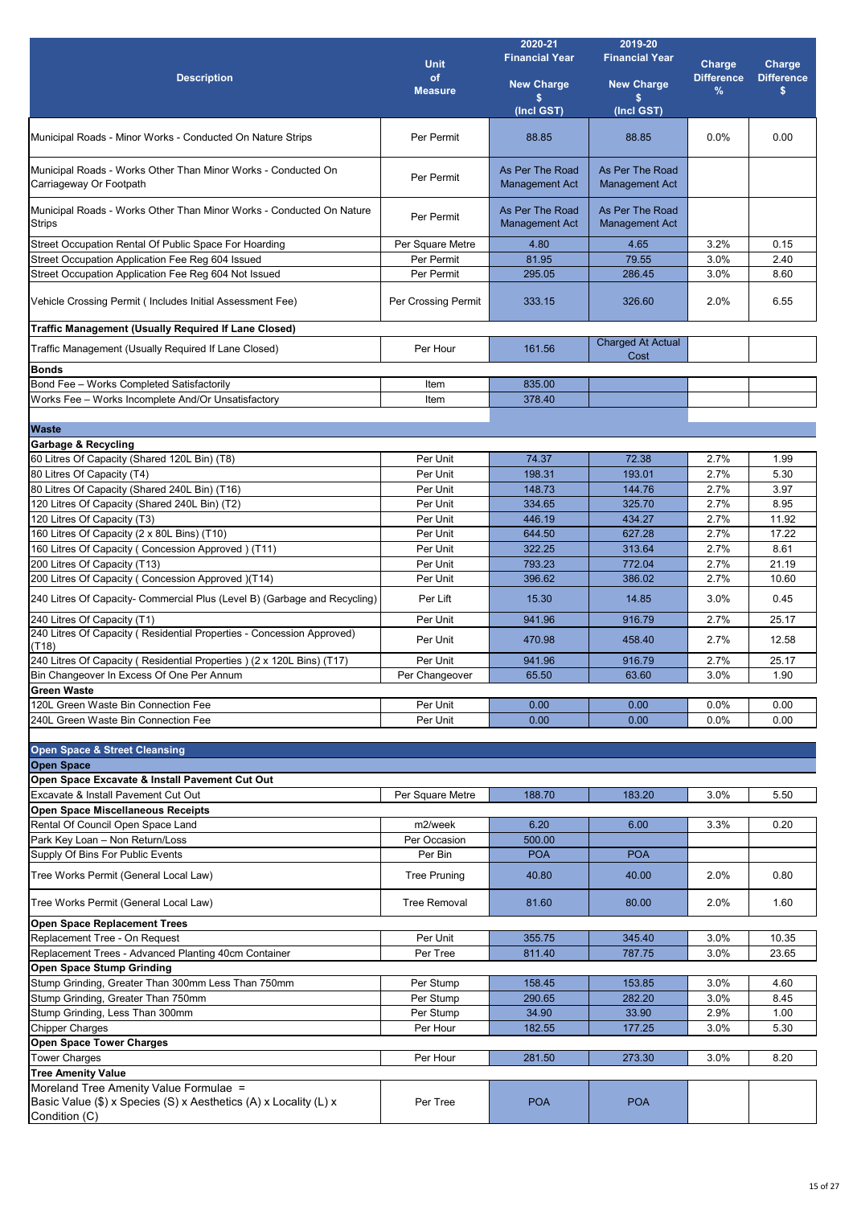| Description | Unit of Measure | 2020-21 Financial Year New Charge $ (Incl GST) | 2019-20 Financial Year New Charge $ (Incl GST) | Charge Difference % | Charge Difference $ |
|---|---|---|---|---|---|
| Municipal Roads - Minor Works - Conducted On Nature Strips | Per Permit | 88.85 | 88.85 | 0.0% | 0.00 |
| Municipal Roads - Works Other Than Minor Works - Conducted On Carriageway Or Footpath | Per Permit | As Per The Road Management Act | As Per The Road Management Act | | |
| Municipal Roads - Works Other Than Minor Works - Conducted On Nature Strips | Per Permit | As Per The Road Management Act | As Per The Road Management Act | | |
| Street Occupation Rental Of Public Space For Hoarding | Per Square Metre | 4.80 | 4.65 | 3.2% | 0.15 |
| Street Occupation Application Fee Reg 604 Issued | Per Permit | 81.95 | 79.55 | 3.0% | 2.40 |
| Street Occupation Application Fee Reg 604 Not Issued | Per Permit | 295.05 | 286.45 | 3.0% | 8.60 |
| Vehicle Crossing Permit ( Includes Initial Assessment Fee) | Per Crossing Permit | 333.15 | 326.60 | 2.0% | 6.55 |
| **Traffic Management (Usually Required If Lane Closed)** | | | | | |
| Traffic Management (Usually Required If Lane Closed) | Per Hour | 161.56 | Charged At Actual Cost | | |
| **Bonds** | | | | | |
| Bond Fee – Works Completed Satisfactorily | Item | 835.00 | | | |
| Works Fee – Works Incomplete And/Or Unsatisfactory | Item | 378.40 | | | |
| **Waste** | | | | | |
| **Garbage & Recycling** | | | | | |
| 60 Litres Of Capacity (Shared 120L Bin) (T8) | Per Unit | 74.37 | 72.38 | 2.7% | 1.99 |
| 80 Litres Of Capacity (T4) | Per Unit | 198.31 | 193.01 | 2.7% | 5.30 |
| 80 Litres Of Capacity (Shared 240L Bin) (T16) | Per Unit | 148.73 | 144.76 | 2.7% | 3.97 |
| 120 Litres Of Capacity (Shared 240L Bin) (T2) | Per Unit | 334.65 | 325.70 | 2.7% | 8.95 |
| 120 Litres Of Capacity (T3) | Per Unit | 446.19 | 434.27 | 2.7% | 11.92 |
| 160 Litres Of Capacity (2 x 80L Bins) (T10) | Per Unit | 644.50 | 627.28 | 2.7% | 17.22 |
| 160 Litres Of Capacity ( Concession Approved ) (T11) | Per Unit | 322.25 | 313.64 | 2.7% | 8.61 |
| 200 Litres Of Capacity (T13) | Per Unit | 793.23 | 772.04 | 2.7% | 21.19 |
| 200 Litres Of Capacity ( Concession Approved )(T14) | Per Unit | 396.62 | 386.02 | 2.7% | 10.60 |
| 240 Litres Of Capacity- Commercial Plus (Level B) (Garbage and Recycling) | Per Lift | 15.30 | 14.85 | 3.0% | 0.45 |
| 240 Litres Of Capacity (T1) | Per Unit | 941.96 | 916.79 | 2.7% | 25.17 |
| 240 Litres Of Capacity ( Residential Properties - Concession Approved) (T18) | Per Unit | 470.98 | 458.40 | 2.7% | 12.58 |
| 240 Litres Of Capacity ( Residential Properties ) (2 x 120L Bins) (T17) | Per Unit | 941.96 | 916.79 | 2.7% | 25.17 |
| Bin Changeover In Excess Of One Per Annum | Per Changeover | 65.50 | 63.60 | 3.0% | 1.90 |
| **Green Waste** | | | | | |
| 120L Green Waste Bin Connection Fee | Per Unit | 0.00 | 0.00 | 0.0% | 0.00 |
| 240L Green Waste Bin Connection Fee | Per Unit | 0.00 | 0.00 | 0.0% | 0.00 |
| **Open Space & Street Cleansing** | | | | | |
| **Open Space** | | | | | |
| **Open Space Excavate & Install Pavement Cut Out** | | | | | |
| Excavate & Install Pavement Cut Out | Per Square Metre | 188.70 | 183.20 | 3.0% | 5.50 |
| **Open Space Miscellaneous Receipts** | | | | | |
| Rental Of Council Open Space Land | m2/week | 6.20 | 6.00 | 3.3% | 0.20 |
| Park Key Loan – Non Return/Loss | Per Occasion | 500.00 | | | |
| Supply Of Bins For Public Events | Per Bin | POA | POA | | |
| Tree Works Permit (General Local Law) | Tree Pruning | 40.80 | 40.00 | 2.0% | 0.80 |
| Tree Works Permit (General Local Law) | Tree Removal | 81.60 | 80.00 | 2.0% | 1.60 |
| **Open Space Replacement Trees** | | | | | |
| Replacement Tree - On Request | Per Unit | 355.75 | 345.40 | 3.0% | 10.35 |
| Replacement Trees - Advanced Planting 40cm Container | Per Tree | 811.40 | 787.75 | 3.0% | 23.65 |
| **Open Space Stump Grinding** | | | | | |
| Stump Grinding, Greater Than 300mm Less Than 750mm | Per Stump | 158.45 | 153.85 | 3.0% | 4.60 |
| Stump Grinding, Greater Than 750mm | Per Stump | 290.65 | 282.20 | 3.0% | 8.45 |
| Stump Grinding, Less Than 300mm | Per Stump | 34.90 | 33.90 | 2.9% | 1.00 |
| Chipper Charges | Per Hour | 182.55 | 177.25 | 3.0% | 5.30 |
| **Open Space Tower Charges** | | | | | |
| Tower Charges | Per Hour | 281.50 | 273.30 | 3.0% | 8.20 |
| **Tree Amenity Value** | | | | | |
| Moreland Tree Amenity Value Formulae = Basic Value ($) x Species (S) x Aesthetics (A) x Locality (L) x Condition (C) | Per Tree | POA | POA | | |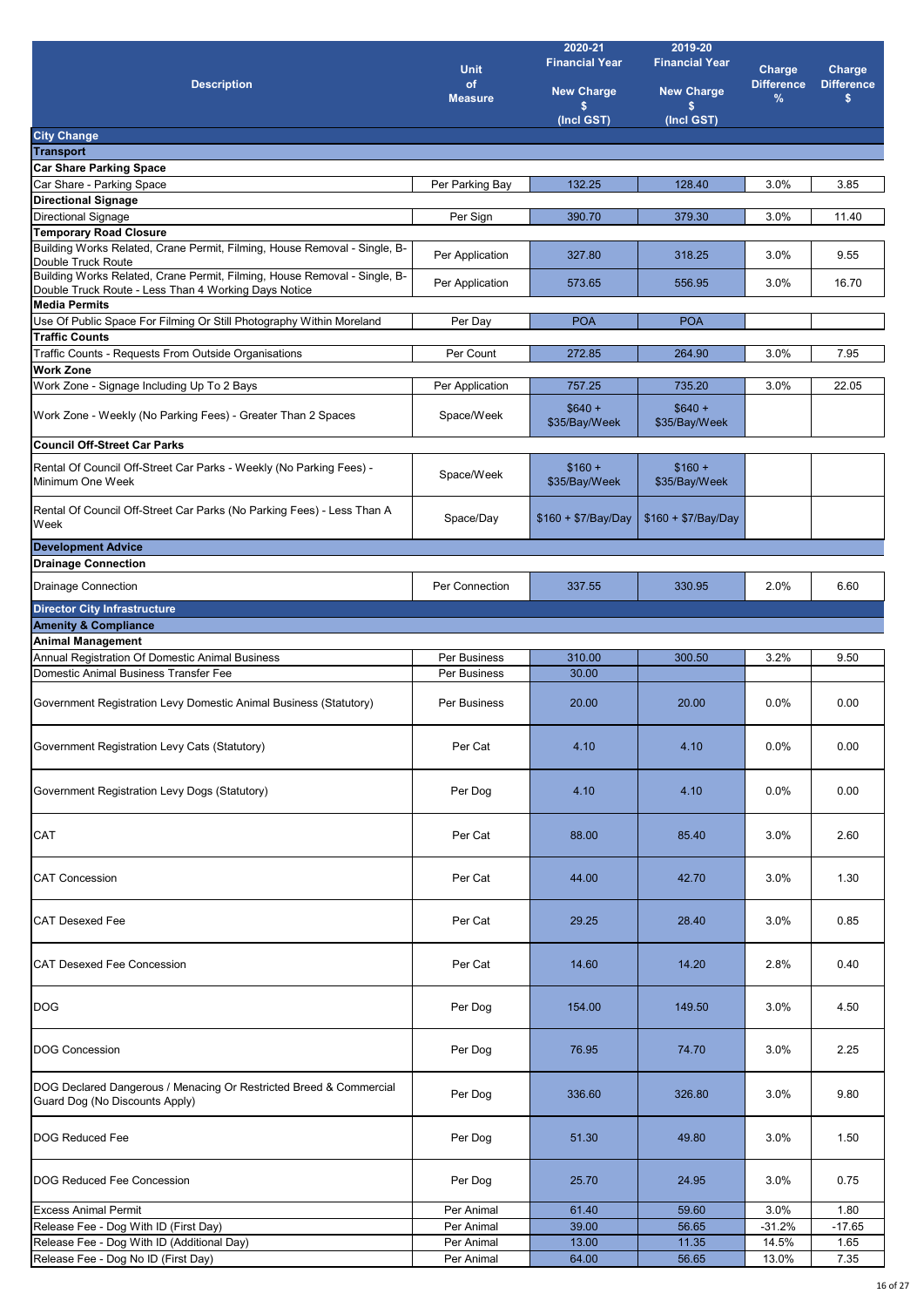| Description | Unit of Measure | 2020-21 Financial Year New Charge $ (Incl GST) | 2019-20 Financial Year New Charge $ (Incl GST) | Charge Difference % | Charge Difference $ |
|---|---|---|---|---|---|
| **City Change** | | | | | |
| **Transport** | | | | | |
| **Car Share Parking Space** | | | | | |
| Car Share - Parking Space | Per Parking Bay | 132.25 | 128.40 | 3.0% | 3.85 |
| **Directional Signage** | | | | | |
| Directional Signage | Per Sign | 390.70 | 379.30 | 3.0% | 11.40 |
| **Temporary Road Closure** | | | | | |
| Building Works Related, Crane Permit, Filming, House Removal - Single, B-Double Truck Route | Per Application | 327.80 | 318.25 | 3.0% | 9.55 |
| Building Works Related, Crane Permit, Filming, House Removal - Single, B-Double Truck Route - Less Than 4 Working Days Notice | Per Application | 573.65 | 556.95 | 3.0% | 16.70 |
| **Media Permits** | | | | | |
| Use Of Public Space For Filming Or Still Photography Within Moreland | Per Day | POA | POA | | |
| **Traffic Counts** | | | | | |
| Traffic Counts - Requests From Outside Organisations | Per Count | 272.85 | 264.90 | 3.0% | 7.95 |
| **Work Zone** | | | | | |
| Work Zone - Signage Including Up To 2 Bays | Per Application | 757.25 | 735.20 | 3.0% | 22.05 |
| Work Zone - Weekly (No Parking Fees) - Greater Than 2 Spaces | Space/Week | $640 + $35/Bay/Week | $640 + $35/Bay/Week | | |
| **Council Off-Street Car Parks** | | | | | |
| Rental Of Council Off-Street Car Parks - Weekly (No Parking Fees) - Minimum One Week | Space/Week | $160 + $35/Bay/Week | $160 + $35/Bay/Week | | |
| Rental Of Council Off-Street Car Parks (No Parking Fees) - Less Than A Week | Space/Day | $160 + $7/Bay/Day | $160 + $7/Bay/Day | | |
| **Development Advice** | | | | | |
| **Drainage Connection** | | | | | |
| Drainage Connection | Per Connection | 337.55 | 330.95 | 2.0% | 6.60 |
| **Director City Infrastructure** | | | | | |
| **Amenity & Compliance** | | | | | |
| **Animal Management** | | | | | |
| Annual Registration Of Domestic Animal Business | Per Business | 310.00 | 300.50 | 3.2% | 9.50 |
| Domestic Animal Business Transfer Fee | Per Business | 30.00 | | | |
| Government Registration Levy Domestic Animal Business (Statutory) | Per Business | 20.00 | 20.00 | 0.0% | 0.00 |
| Government Registration Levy Cats (Statutory) | Per Cat | 4.10 | 4.10 | 0.0% | 0.00 |
| Government Registration Levy Dogs (Statutory) | Per Dog | 4.10 | 4.10 | 0.0% | 0.00 |
| CAT | Per Cat | 88.00 | 85.40 | 3.0% | 2.60 |
| CAT Concession | Per Cat | 44.00 | 42.70 | 3.0% | 1.30 |
| CAT Desexed Fee | Per Cat | 29.25 | 28.40 | 3.0% | 0.85 |
| CAT Desexed Fee Concession | Per Cat | 14.60 | 14.20 | 2.8% | 0.40 |
| DOG | Per Dog | 154.00 | 149.50 | 3.0% | 4.50 |
| DOG Concession | Per Dog | 76.95 | 74.70 | 3.0% | 2.25 |
| DOG Declared Dangerous / Menacing Or Restricted Breed & Commercial Guard Dog (No Discounts Apply) | Per Dog | 336.60 | 326.80 | 3.0% | 9.80 |
| DOG Reduced Fee | Per Dog | 51.30 | 49.80 | 3.0% | 1.50 |
| DOG Reduced Fee Concession | Per Dog | 25.70 | 24.95 | 3.0% | 0.75 |
| Excess Animal Permit | Per Animal | 61.40 | 59.60 | 3.0% | 1.80 |
| Release Fee - Dog With ID (First Day) | Per Animal | 39.00 | 56.65 | -31.2% | -17.65 |
| Release Fee - Dog With ID (Additional Day) | Per Animal | 13.00 | 11.35 | 14.5% | 1.65 |
| Release Fee - Dog No ID (First Day) | Per Animal | 64.00 | 56.65 | 13.0% | 7.35 |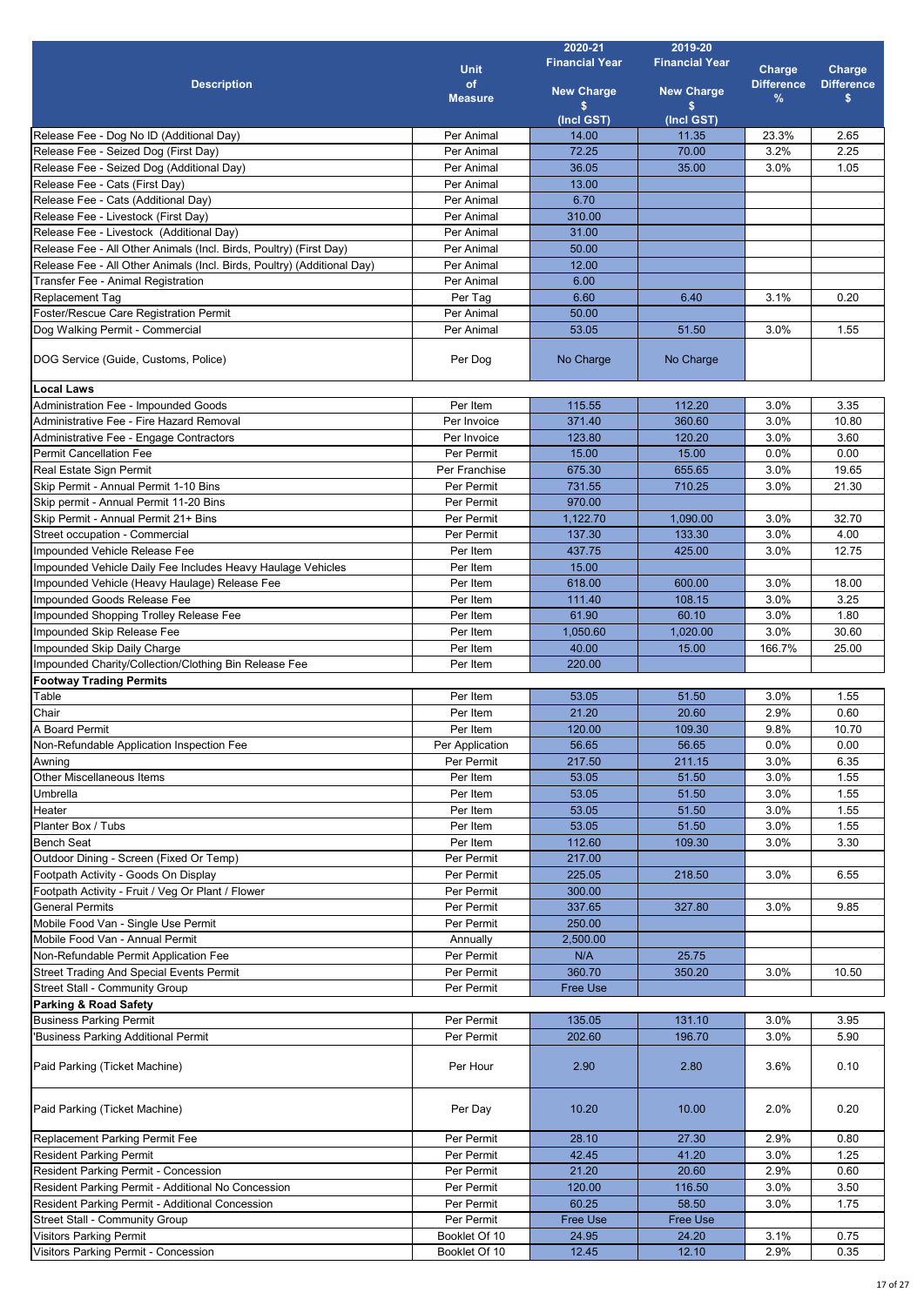| Description | Unit of Measure | 2020-21 Financial Year New Charge $ (Incl GST) | 2019-20 Financial Year New Charge $ (Incl GST) | Charge Difference % | Charge Difference $ |
|---|---|---|---|---|---|
| Release Fee - Dog No ID (Additional Day) | Per Animal | 14.00 | 11.35 | 23.3% | 2.65 |
| Release Fee - Seized Dog (First Day) | Per Animal | 72.25 | 70.00 | 3.2% | 2.25 |
| Release Fee - Seized Dog (Additional Day) | Per Animal | 36.05 | 35.00 | 3.0% | 1.05 |
| Release Fee - Cats (First Day) | Per Animal | 13.00 | | | |
| Release Fee - Cats (Additional Day) | Per Animal | 6.70 | | | |
| Release Fee - Livestock (First Day) | Per Animal | 310.00 | | | |
| Release Fee - Livestock (Additional Day) | Per Animal | 31.00 | | | |
| Release Fee - All Other Animals (Incl. Birds, Poultry) (First Day) | Per Animal | 50.00 | | | |
| Release Fee - All Other Animals (Incl. Birds, Poultry) (Additional Day) | Per Animal | 12.00 | | | |
| Transfer Fee - Animal Registration | Per Animal | 6.00 | | | |
| Replacement Tag | Per Tag | 6.60 | 6.40 | 3.1% | 0.20 |
| Foster/Rescue Care Registration Permit | Per Animal | 50.00 | | | |
| Dog Walking Permit - Commercial | Per Animal | 53.05 | 51.50 | 3.0% | 1.55 |
| DOG Service (Guide, Customs, Police) | Per Dog | No Charge | No Charge | | |
| **Local Laws** | | | | | |
| Administration Fee - Impounded Goods | Per Item | 115.55 | 112.20 | 3.0% | 3.35 |
| Administrative Fee - Fire Hazard Removal | Per Invoice | 371.40 | 360.60 | 3.0% | 10.80 |
| Administrative Fee - Engage Contractors | Per Invoice | 123.80 | 120.20 | 3.0% | 3.60 |
| Permit Cancellation Fee | Per Permit | 15.00 | 15.00 | 0.0% | 0.00 |
| Real Estate Sign Permit | Per Franchise | 675.30 | 655.65 | 3.0% | 19.65 |
| Skip Permit - Annual Permit 1-10 Bins | Per Permit | 731.55 | 710.25 | 3.0% | 21.30 |
| Skip permit - Annual Permit 11-20 Bins | Per Permit | 970.00 | | | |
| Skip Permit - Annual Permit 21+ Bins | Per Permit | 1,122.70 | 1,090.00 | 3.0% | 32.70 |
| Street occupation - Commercial | Per Permit | 137.30 | 133.30 | 3.0% | 4.00 |
| Impounded Vehicle Release Fee | Per Item | 437.75 | 425.00 | 3.0% | 12.75 |
| Impounded Vehicle Daily Fee Includes Heavy Haulage Vehicles | Per Item | 15.00 | | | |
| Impounded Vehicle (Heavy Haulage) Release Fee | Per Item | 618.00 | 600.00 | 3.0% | 18.00 |
| Impounded Goods Release Fee | Per Item | 111.40 | 108.15 | 3.0% | 3.25 |
| Impounded Shopping Trolley Release Fee | Per Item | 61.90 | 60.10 | 3.0% | 1.80 |
| Impounded Skip Release Fee | Per Item | 1,050.60 | 1,020.00 | 3.0% | 30.60 |
| Impounded Skip Daily Charge | Per Item | 40.00 | 15.00 | 166.7% | 25.00 |
| Impounded Charity/Collection/Clothing Bin Release Fee | Per Item | 220.00 | | | |
| **Footway Trading Permits** | | | | | |
| Table | Per Item | 53.05 | 51.50 | 3.0% | 1.55 |
| Chair | Per Item | 21.20 | 20.60 | 2.9% | 0.60 |
| A Board Permit | Per Item | 120.00 | 109.30 | 9.8% | 10.70 |
| Non-Refundable Application Inspection Fee | Per Application | 56.65 | 56.65 | 0.0% | 0.00 |
| Awning | Per Permit | 217.50 | 211.15 | 3.0% | 6.35 |
| Other Miscellaneous Items | Per Item | 53.05 | 51.50 | 3.0% | 1.55 |
| Umbrella | Per Item | 53.05 | 51.50 | 3.0% | 1.55 |
| Heater | Per Item | 53.05 | 51.50 | 3.0% | 1.55 |
| Planter Box / Tubs | Per Item | 53.05 | 51.50 | 3.0% | 1.55 |
| Bench Seat | Per Item | 112.60 | 109.30 | 3.0% | 3.30 |
| Outdoor Dining - Screen (Fixed Or Temp) | Per Permit | 217.00 | | | |
| Footpath Activity - Goods On Display | Per Permit | 225.05 | 218.50 | 3.0% | 6.55 |
| Footpath Activity - Fruit / Veg Or Plant / Flower | Per Permit | 300.00 | | | |
| General Permits | Per Permit | 337.65 | 327.80 | 3.0% | 9.85 |
| Mobile Food Van - Single Use Permit | Per Permit | 250.00 | | | |
| Mobile Food Van - Annual Permit | Annually | 2,500.00 | | | |
| Non-Refundable Permit Application Fee | Per Permit | N/A | 25.75 | | |
| Street Trading And Special Events Permit | Per Permit | 360.70 | 350.20 | 3.0% | 10.50 |
| Street Stall - Community Group | Per Permit | Free Use | | | |
| **Parking & Road Safety** | | | | | |
| Business Parking Permit | Per Permit | 135.05 | 131.10 | 3.0% | 3.95 |
| 'Business Parking Additional Permit | Per Permit | 202.60 | 196.70 | 3.0% | 5.90 |
| Paid Parking (Ticket Machine) | Per Hour | 2.90 | 2.80 | 3.6% | 0.10 |
| Paid Parking (Ticket Machine) | Per Day | 10.20 | 10.00 | 2.0% | 0.20 |
| Replacement Parking Permit Fee | Per Permit | 28.10 | 27.30 | 2.9% | 0.80 |
| Resident Parking Permit | Per Permit | 42.45 | 41.20 | 3.0% | 1.25 |
| Resident Parking Permit - Concession | Per Permit | 21.20 | 20.60 | 2.9% | 0.60 |
| Resident Parking Permit - Additional No Concession | Per Permit | 120.00 | 116.50 | 3.0% | 3.50 |
| Resident Parking Permit - Additional Concession | Per Permit | 60.25 | 58.50 | 3.0% | 1.75 |
| Street Stall - Community Group | Per Permit | Free Use | Free Use | | |
| Visitors Parking Permit | Booklet Of 10 | 24.95 | 24.20 | 3.1% | 0.75 |
| Visitors Parking Permit - Concession | Booklet Of 10 | 12.45 | 12.10 | 2.9% | 0.35 |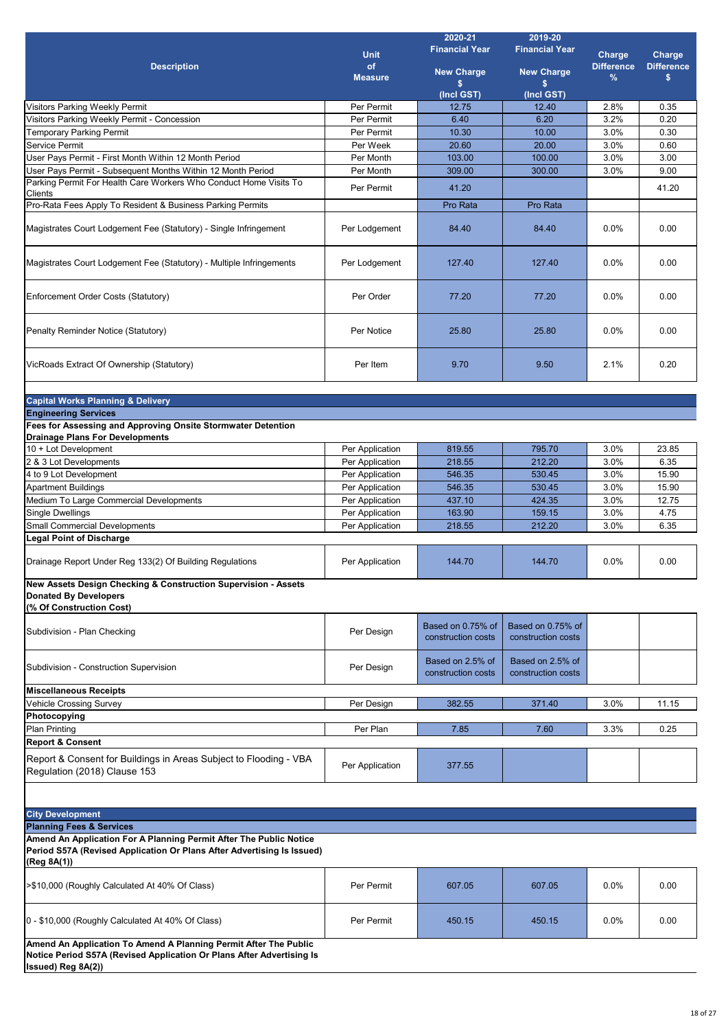| Description | Unit of Measure | 2020-21 Financial Year New Charge $ (Incl GST) | 2019-20 Financial Year New Charge $ (Incl GST) | Charge Difference % | Charge Difference $ |
|---|---|---|---|---|---|
| Visitors Parking Weekly Permit | Per Permit | 12.75 | 12.40 | 2.8% | 0.35 |
| Visitors Parking Weekly Permit - Concession | Per Permit | 6.40 | 6.20 | 3.2% | 0.20 |
| Temporary Parking Permit | Per Permit | 10.30 | 10.00 | 3.0% | 0.30 |
| Service Permit | Per Week | 20.60 | 20.00 | 3.0% | 0.60 |
| User Pays Permit - First Month Within 12 Month Period | Per Month | 103.00 | 100.00 | 3.0% | 3.00 |
| User Pays Permit - Subsequent Months Within 12 Month Period | Per Month | 309.00 | 300.00 | 3.0% | 9.00 |
| Parking Permit For Health Care Workers Who Conduct Home Visits To Clients | Per Permit | 41.20 | | | 41.20 |
| Pro-Rata Fees Apply To Resident & Business Parking Permits | | Pro Rata | Pro Rata | | |
| Magistrates Court Lodgement Fee (Statutory) - Single Infringement | Per Lodgement | 84.40 | 84.40 | 0.0% | 0.00 |
| Magistrates Court Lodgement Fee (Statutory) - Multiple Infringements | Per Lodgement | 127.40 | 127.40 | 0.0% | 0.00 |
| Enforcement Order Costs (Statutory) | Per Order | 77.20 | 77.20 | 0.0% | 0.00 |
| Penalty Reminder Notice (Statutory) | Per Notice | 25.80 | 25.80 | 0.0% | 0.00 |
| VicRoads Extract Of Ownership (Statutory) | Per Item | 9.70 | 9.50 | 2.1% | 0.20 |
| **Capital Works Planning & Delivery** | | | | | |
| **Engineering Services** | | | | | |
| **Fees for Assessing and Approving Onsite Stormwater Detention Drainage Plans For Developments** | | | | | |
| 10 + Lot Development | Per Application | 819.55 | 795.70 | 3.0% | 23.85 |
| 2 & 3 Lot Developments | Per Application | 218.55 | 212.20 | 3.0% | 6.35 |
| 4 to 9 Lot Development | Per Application | 546.35 | 530.45 | 3.0% | 15.90 |
| Apartment Buildings | Per Application | 546.35 | 530.45 | 3.0% | 15.90 |
| Medium To Large Commercial Developments | Per Application | 437.10 | 424.35 | 3.0% | 12.75 |
| Single Dwellings | Per Application | 163.90 | 159.15 | 3.0% | 4.75 |
| Small Commercial Developments | Per Application | 218.55 | 212.20 | 3.0% | 6.35 |
| **Legal Point of Discharge** | | | | | |
| Drainage Report Under Reg 133(2) Of Building Regulations | Per Application | 144.70 | 144.70 | 0.0% | 0.00 |
| **New Assets Design Checking & Construction Supervision - Assets Donated By Developers (% Of Construction Cost)** | | | | | |
| Subdivision - Plan Checking | Per Design | Based on 0.75% of construction costs | Based on 0.75% of construction costs | | |
| Subdivision - Construction Supervision | Per Design | Based on 2.5% of construction costs | Based on 2.5% of construction costs | | |
| **Miscellaneous Receipts** | | | | | |
| Vehicle Crossing Survey | Per Design | 382.55 | 371.40 | 3.0% | 11.15 |
| **Photocopying** | | | | | |
| Plan Printing | Per Plan | 7.85 | 7.60 | 3.3% | 0.25 |
| **Report & Consent** | | | | | |
| Report & Consent for Buildings in Areas Subject to Flooding - VBA Regulation (2018) Clause 153 | Per Application | 377.55 | | | |
| **City Development** | | | | | |
| **Planning Fees & Services** | | | | | |
| **Amend An Application For A Planning Permit After The Public Notice Period S57A (Revised Application Or Plans After Advertising Is Issued) (Reg 8A(1))** | | | | | |
| >$10,000 (Roughly Calculated At 40% Of Class) | Per Permit | 607.05 | 607.05 | 0.0% | 0.00 |
| 0 - $10,000 (Roughly Calculated At 40% Of Class) | Per Permit | 450.15 | 450.15 | 0.0% | 0.00 |
| **Amend An Application To Amend A Planning Permit After The Public Notice Period S57A (Revised Application Or Plans After Advertising Is Issued) Reg 8A(2))** | | | | | |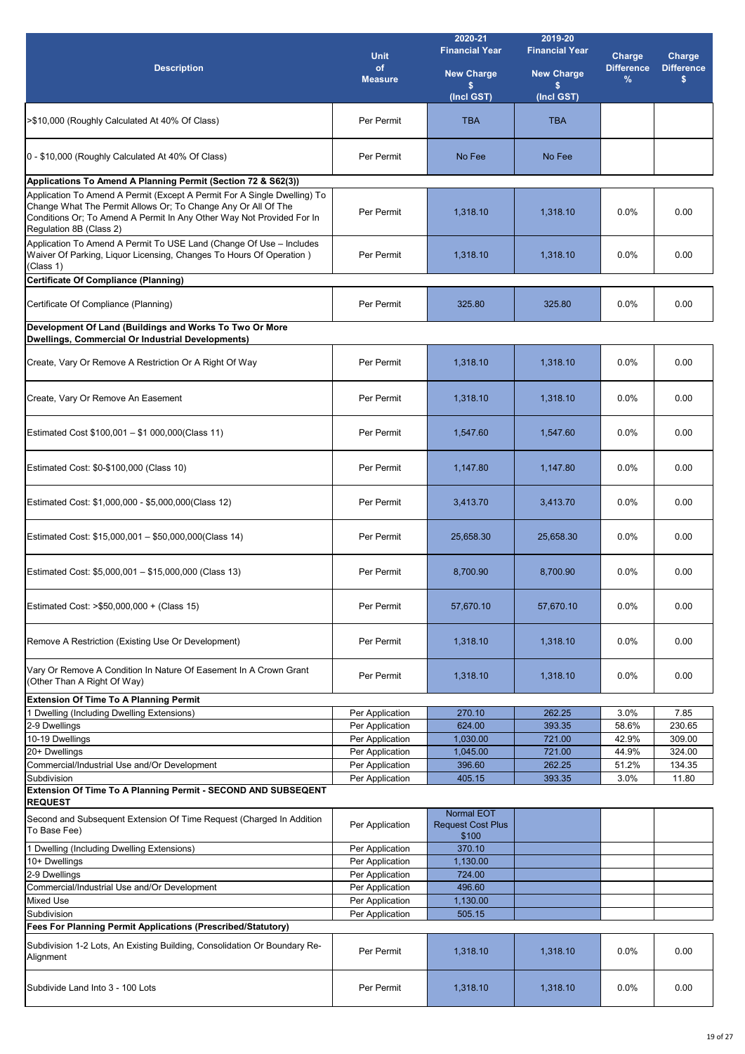| Description | Unit of Measure | 2020-21 Financial Year New Charge $ (Incl GST) | 2019-20 Financial Year New Charge $ (Incl GST) | Charge Difference % | Charge Difference $ |
|---|---|---|---|---|---|
| >$10,000 (Roughly Calculated At 40% Of Class) | Per Permit | TBA | TBA | | |
| 0 - $10,000 (Roughly Calculated At 40% Of Class) | Per Permit | No Fee | No Fee | | |
| **Applications To Amend A Planning Permit (Section 72 & S62(3))** | | | | | |
| Application To Amend A Permit (Except A Permit For A Single Dwelling) To Change What The Permit Allows Or; To Change Any Or All Of The Conditions Or; To Amend A Permit In Any Other Way Not Provided For In Regulation 8B (Class 2) | Per Permit | 1,318.10 | 1,318.10 | 0.0% | 0.00 |
| Application To Amend A Permit To USE Land (Change Of Use – Includes Waiver Of Parking, Liquor Licensing, Changes To Hours Of Operation ) (Class 1) | Per Permit | 1,318.10 | 1,318.10 | 0.0% | 0.00 |
| **Certificate Of Compliance (Planning)** | | | | | |
| Certificate Of Compliance (Planning) | Per Permit | 325.80 | 325.80 | 0.0% | 0.00 |
| **Development Of Land (Buildings and Works To Two Or More Dwellings, Commercial Or Industrial Developments)** | | | | | |
| Create, Vary Or Remove A Restriction Or A Right Of Way | Per Permit | 1,318.10 | 1,318.10 | 0.0% | 0.00 |
| Create, Vary Or Remove An Easement | Per Permit | 1,318.10 | 1,318.10 | 0.0% | 0.00 |
| Estimated Cost $100,001 – $1 000,000(Class 11) | Per Permit | 1,547.60 | 1,547.60 | 0.0% | 0.00 |
| Estimated Cost: $0-$100,000 (Class 10) | Per Permit | 1,147.80 | 1,147.80 | 0.0% | 0.00 |
| Estimated Cost: $1,000,000 - $5,000,000(Class 12) | Per Permit | 3,413.70 | 3,413.70 | 0.0% | 0.00 |
| Estimated Cost: $15,000,001 – $50,000,000(Class 14) | Per Permit | 25,658.30 | 25,658.30 | 0.0% | 0.00 |
| Estimated Cost: $5,000,001 – $15,000,000 (Class 13) | Per Permit | 8,700.90 | 8,700.90 | 0.0% | 0.00 |
| Estimated Cost: >$50,000,000 + (Class 15) | Per Permit | 57,670.10 | 57,670.10 | 0.0% | 0.00 |
| Remove A Restriction (Existing Use Or Development) | Per Permit | 1,318.10 | 1,318.10 | 0.0% | 0.00 |
| Vary Or Remove A Condition In Nature Of Easement In A Crown Grant (Other Than A Right Of Way) | Per Permit | 1,318.10 | 1,318.10 | 0.0% | 0.00 |
| **Extension Of Time To A Planning Permit** | | | | | |
| 1 Dwelling (Including Dwelling Extensions) | Per Application | 270.10 | 262.25 | 3.0% | 7.85 |
| 2-9 Dwellings | Per Application | 624.00 | 393.35 | 58.6% | 230.65 |
| 10-19 Dwellings | Per Application | 1,030.00 | 721.00 | 42.9% | 309.00 |
| 20+ Dwellings | Per Application | 1,045.00 | 721.00 | 44.9% | 324.00 |
| Commercial/Industrial Use and/Or Development | Per Application | 396.60 | 262.25 | 51.2% | 134.35 |
| Subdivision | Per Application | 405.15 | 393.35 | 3.0% | 11.80 |
| **Extension Of Time To A Planning Permit - SECOND AND SUBSEQENT REQUEST** | | | | | |
| Second and Subsequent Extension Of Time Request (Charged In Addition To Base Fee) | Per Application | Normal EOT Request Cost Plus $100 | | | |
| 1 Dwelling (Including Dwelling Extensions) | Per Application | 370.10 | | | |
| 10+ Dwellings | Per Application | 1,130.00 | | | |
| 2-9 Dwellings | Per Application | 724.00 | | | |
| Commercial/Industrial Use and/Or Development | Per Application | 496.60 | | | |
| Mixed Use | Per Application | 1,130.00 | | | |
| Subdivision | Per Application | 505.15 | | | |
| **Fees For Planning Permit Applications (Prescribed/Statutory)** | | | | | |
| Subdivision 1-2 Lots, An Existing Building, Consolidation Or Boundary Re-Alignment | Per Permit | 1,318.10 | 1,318.10 | 0.0% | 0.00 |
| Subdivide Land Into 3 - 100 Lots | Per Permit | 1,318.10 | 1,318.10 | 0.0% | 0.00 |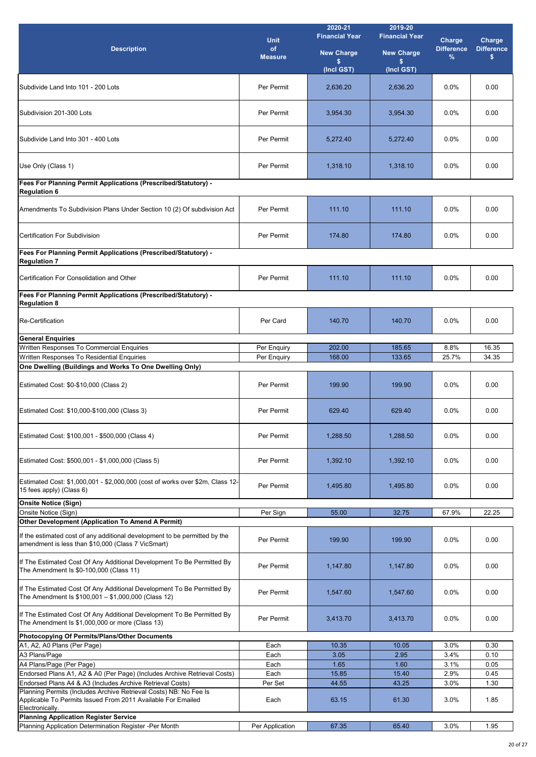| Description | Unit of Measure | 2020-21 Financial Year New Charge $ (Incl GST) | 2019-20 Financial Year New Charge $ (Incl GST) | Charge Difference % | Charge Difference $ |
|---|---|---|---|---|---|
| Subdivide Land Into 101 - 200 Lots | Per Permit | 2,636.20 | 2,636.20 | 0.0% | 0.00 |
| Subdivision 201-300 Lots | Per Permit | 3,954.30 | 3,954.30 | 0.0% | 0.00 |
| Subdivide Land Into 301 - 400 Lots | Per Permit | 5,272.40 | 5,272.40 | 0.0% | 0.00 |
| Use Only (Class 1) | Per Permit | 1,318.10 | 1,318.10 | 0.0% | 0.00 |
| **Fees For Planning Permit Applications (Prescribed/Statutory) - Regulation 6** | | | | | |
| Amendments To Subdivision Plans Under Section 10 (2) Of subdivision Act | Per Permit | 111.10 | 111.10 | 0.0% | 0.00 |
| Certification For Subdivision | Per Permit | 174.80 | 174.80 | 0.0% | 0.00 |
| **Fees For Planning Permit Applications (Prescribed/Statutory) - Regulation 7** | | | | | |
| Certification For Consolidation and Other | Per Permit | 111.10 | 111.10 | 0.0% | 0.00 |
| **Fees For Planning Permit Applications (Prescribed/Statutory) - Regulation 8** | | | | | |
| Re-Certification | Per Card | 140.70 | 140.70 | 0.0% | 0.00 |
| **General Enquiries** | | | | | |
| Written Responses To Commercial Enquiries | Per Enquiry | 202.00 | 185.65 | 8.8% | 16.35 |
| Written Responses To Residential Enquiries | Per Enquiry | 168.00 | 133.65 | 25.7% | 34.35 |
| **One Dwelling (Buildings and Works To One Dwelling Only)** | | | | | |
| Estimated Cost: $0-$10,000 (Class 2) | Per Permit | 199.90 | 199.90 | 0.0% | 0.00 |
| Estimated Cost: $10,000-$100,000 (Class 3) | Per Permit | 629.40 | 629.40 | 0.0% | 0.00 |
| Estimated Cost: $100,001 - $500,000 (Class 4) | Per Permit | 1,288.50 | 1,288.50 | 0.0% | 0.00 |
| Estimated Cost: $500,001 - $1,000,000 (Class 5) | Per Permit | 1,392.10 | 1,392.10 | 0.0% | 0.00 |
| Estimated Cost: $1,000,001 - $2,000,000 (cost of works over $2m, Class 12-15 fees apply) (Class 6) | Per Permit | 1,495.80 | 1,495.80 | 0.0% | 0.00 |
| **Onsite Notice (Sign)** | | | | | |
| Onsite Notice (Sign) | Per Sign | 55.00 | 32.75 | 67.9% | 22.25 |
| **Other Development (Application To Amend A Permit)** | | | | | |
| If the estimated cost of any additional development to be permitted by the amendment is less than $10,000 (Class 7 VicSmart) | Per Permit | 199.90 | 199.90 | 0.0% | 0.00 |
| If The Estimated Cost Of Any Additional Development To Be Permitted By The Amendment Is $0-100,000 (Class 11) | Per Permit | 1,147.80 | 1,147.80 | 0.0% | 0.00 |
| If The Estimated Cost Of Any Additional Development To Be Permitted By The Amendment Is $100,001 – $1,000,000 (Class 12) | Per Permit | 1,547.60 | 1,547.60 | 0.0% | 0.00 |
| If The Estimated Cost Of Any Additional Development To Be Permitted By The Amendment Is $1,000,000 or more (Class 13) | Per Permit | 3,413.70 | 3,413.70 | 0.0% | 0.00 |
| **Photocopying Of Permits/Plans/Other Documents** | | | | | |
| A1, A2, A0 Plans (Per Page) | Each | 10.35 | 10.05 | 3.0% | 0.30 |
| A3 Plans/Page | Each | 3.05 | 2.95 | 3.4% | 0.10 |
| A4 Plans/Page (Per Page) | Each | 1.65 | 1.60 | 3.1% | 0.05 |
| Endorsed Plans A1, A2 & A0 (Per Page) (Includes Archive Retrieval Costs) | Each | 15.85 | 15.40 | 2.9% | 0.45 |
| Endorsed Plans A4 & A3 (Includes Archive Retrieval Costs) | Per Set | 44.55 | 43.25 | 3.0% | 1.30 |
| Planning Permits (Includes Archive Retrieval Costs) NB: No Fee Is Applicable To Permits Issued From 2011 Available For Emailed Electronically. | Each | 63.15 | 61.30 | 3.0% | 1.85 |
| **Planning Application Register Service** | | | | | |
| Planning Application Determination Register -Per Month | Per Application | 67.35 | 65.40 | 3.0% | 1.95 |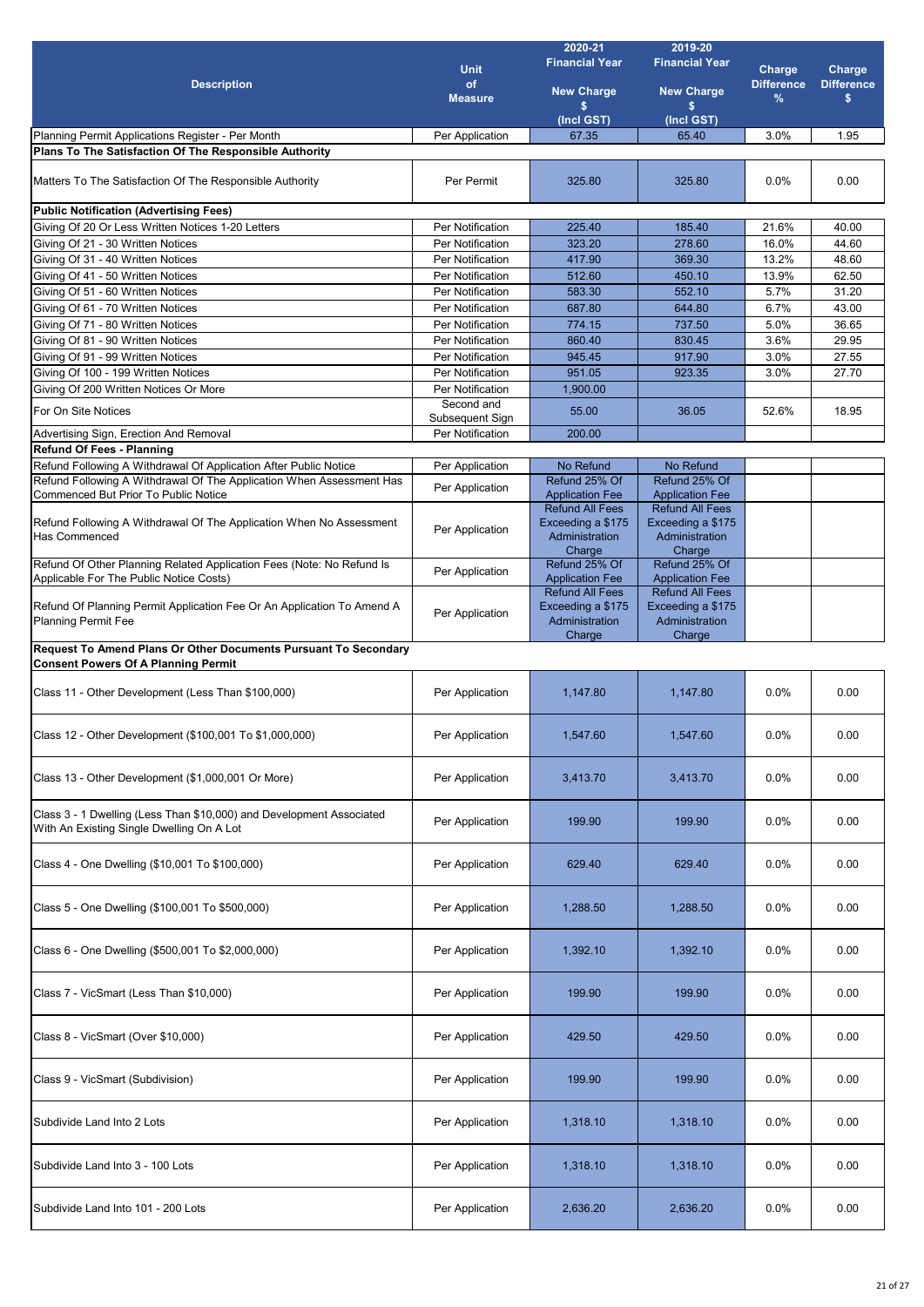| Description | Unit of Measure | 2020-21 Financial Year New Charge $ (Incl GST) | 2019-20 Financial Year New Charge $ (Incl GST) | Charge Difference % | Charge Difference $ |
|---|---|---|---|---|---|
| Planning Permit Applications Register - Per Month | Per Application | 67.35 | 65.40 | 3.0% | 1.95 |
| **Plans To The Satisfaction Of The Responsible Authority** | | | | | |
| Matters To The Satisfaction Of The Responsible Authority | Per Permit | 325.80 | 325.80 | 0.0% | 0.00 |
| **Public Notification (Advertising Fees)** | | | | | |
| Giving Of 20 Or Less Written Notices 1-20 Letters | Per Notification | 225.40 | 185.40 | 21.6% | 40.00 |
| Giving Of 21 - 30 Written Notices | Per Notification | 323.20 | 278.60 | 16.0% | 44.60 |
| Giving Of 31 - 40 Written Notices | Per Notification | 417.90 | 369.30 | 13.2% | 48.60 |
| Giving Of 41 - 50 Written Notices | Per Notification | 512.60 | 450.10 | 13.9% | 62.50 |
| Giving Of 51 - 60 Written Notices | Per Notification | 583.30 | 552.10 | 5.7% | 31.20 |
| Giving Of 61 - 70 Written Notices | Per Notification | 687.80 | 644.80 | 6.7% | 43.00 |
| Giving Of 71 - 80 Written Notices | Per Notification | 774.15 | 737.50 | 5.0% | 36.65 |
| Giving Of 81 - 90 Written Notices | Per Notification | 860.40 | 830.45 | 3.6% | 29.95 |
| Giving Of 91 - 99 Written Notices | Per Notification | 945.45 | 917.90 | 3.0% | 27.55 |
| Giving Of 100 - 199 Written Notices | Per Notification | 951.05 | 923.35 | 3.0% | 27.70 |
| Giving Of 200 Written Notices Or More | Per Notification | 1,900.00 | | | |
| For On Site Notices | Second and Subsequent Sign | 55.00 | 36.05 | 52.6% | 18.95 |
| Advertising Sign, Erection And Removal | Per Notification | 200.00 | | | |
| **Refund Of Fees - Planning** | | | | | |
| Refund Following A Withdrawal Of Application After Public Notice | Per Application | No Refund | No Refund | | |
| Refund Following A Withdrawal Of The Application When Assessment Has Commenced But Prior To Public Notice | Per Application | Refund 25% Of Application Fee | Refund 25% Of Application Fee | | |
| Refund Following A Withdrawal Of The Application When No Assessment Has Commenced | Per Application | Refund All Fees Exceeding a $175 Administration Charge | Refund All Fees Exceeding a $175 Administration Charge | | |
| Refund Of Other Planning Related Application Fees (Note: No Refund Is Applicable For The Public Notice Costs) | Per Application | Refund 25% Of Application Fee | Refund 25% Of Application Fee | | |
| Refund Of Planning Permit Application Fee Or An Application To Amend A Planning Permit Fee | Per Application | Refund All Fees Exceeding a $175 Administration Charge | Refund All Fees Exceeding a $175 Administration Charge | | |
| **Request To Amend Plans Or Other Documents Pursuant To Secondary Consent Powers Of A Planning Permit** | | | | | |
| Class 11 - Other Development (Less Than $100,000) | Per Application | 1,147.80 | 1,147.80 | 0.0% | 0.00 |
| Class 12 - Other Development ($100,001 To $1,000,000) | Per Application | 1,547.60 | 1,547.60 | 0.0% | 0.00 |
| Class 13 - Other Development ($1,000,001 Or More) | Per Application | 3,413.70 | 3,413.70 | 0.0% | 0.00 |
| Class 3 - 1 Dwelling (Less Than $10,000) and Development Associated With An Existing Single Dwelling On A Lot | Per Application | 199.90 | 199.90 | 0.0% | 0.00 |
| Class 4 - One Dwelling ($10,001 To $100,000) | Per Application | 629.40 | 629.40 | 0.0% | 0.00 |
| Class 5 - One Dwelling ($100,001 To $500,000) | Per Application | 1,288.50 | 1,288.50 | 0.0% | 0.00 |
| Class 6 - One Dwelling ($500,001 To $2,000,000) | Per Application | 1,392.10 | 1,392.10 | 0.0% | 0.00 |
| Class 7 - VicSmart (Less Than $10,000) | Per Application | 199.90 | 199.90 | 0.0% | 0.00 |
| Class 8 - VicSmart (Over $10,000) | Per Application | 429.50 | 429.50 | 0.0% | 0.00 |
| Class 9 - VicSmart (Subdivision) | Per Application | 199.90 | 199.90 | 0.0% | 0.00 |
| Subdivide Land Into 2 Lots | Per Application | 1,318.10 | 1,318.10 | 0.0% | 0.00 |
| Subdivide Land Into 3 - 100 Lots | Per Application | 1,318.10 | 1,318.10 | 0.0% | 0.00 |
| Subdivide Land Into 101 - 200 Lots | Per Application | 2,636.20 | 2,636.20 | 0.0% | 0.00 |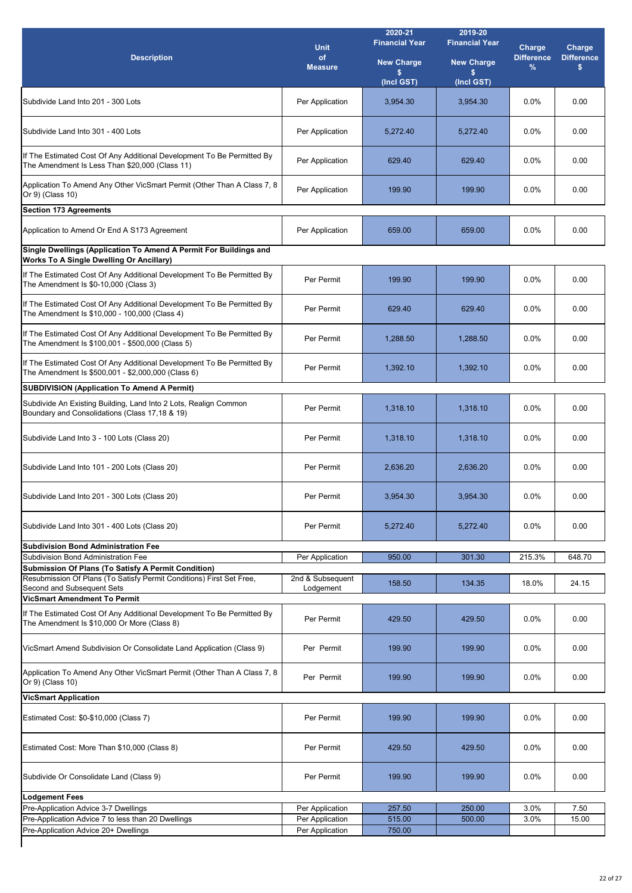| Description | Unit of Measure | 2020-21 Financial Year New Charge $ (Incl GST) | 2019-20 Financial Year New Charge $ (Incl GST) | Charge Difference % | Charge Difference $ |
|---|---|---|---|---|---|
| Subdivide Land Into 201 - 300 Lots | Per Application | 3,954.30 | 3,954.30 | 0.0% | 0.00 |
| Subdivide Land Into 301 - 400 Lots | Per Application | 5,272.40 | 5,272.40 | 0.0% | 0.00 |
| If The Estimated Cost Of Any Additional Development To Be Permitted By The Amendment Is Less Than $20,000 (Class 11) | Per Application | 629.40 | 629.40 | 0.0% | 0.00 |
| Application To Amend Any Other VicSmart Permit (Other Than A Class 7, 8 Or 9) (Class 10) | Per Application | 199.90 | 199.90 | 0.0% | 0.00 |
| **Section 173 Agreements** | | | | | |
| Application to Amend Or End A S173 Agreement | Per Application | 659.00 | 659.00 | 0.0% | 0.00 |
| **Single Dwellings (Application To Amend A Permit For Buildings and Works To A Single Dwelling Or Ancillary)** | | | | | |
| If The Estimated Cost Of Any Additional Development To Be Permitted By The Amendment Is $0-10,000 (Class 3) | Per Permit | 199.90 | 199.90 | 0.0% | 0.00 |
| If The Estimated Cost Of Any Additional Development To Be Permitted By The Amendment Is $10,000 - 100,000 (Class 4) | Per Permit | 629.40 | 629.40 | 0.0% | 0.00 |
| If The Estimated Cost Of Any Additional Development To Be Permitted By The Amendment Is $100,001 - $500,000 (Class 5) | Per Permit | 1,288.50 | 1,288.50 | 0.0% | 0.00 |
| If The Estimated Cost Of Any Additional Development To Be Permitted By The Amendment Is $500,001 - $2,000,000 (Class 6) | Per Permit | 1,392.10 | 1,392.10 | 0.0% | 0.00 |
| **SUBDIVISION (Application To Amend A Permit)** | | | | | |
| Subdivide An Existing Building, Land Into 2 Lots, Realign Common Boundary and Consolidations (Class 17,18 & 19) | Per Permit | 1,318.10 | 1,318.10 | 0.0% | 0.00 |
| Subdivide Land Into 3 - 100 Lots (Class 20) | Per Permit | 1,318.10 | 1,318.10 | 0.0% | 0.00 |
| Subdivide Land Into 101 - 200 Lots (Class 20) | Per Permit | 2,636.20 | 2,636.20 | 0.0% | 0.00 |
| Subdivide Land Into 201 - 300 Lots (Class 20) | Per Permit | 3,954.30 | 3,954.30 | 0.0% | 0.00 |
| Subdivide Land Into 301 - 400 Lots (Class 20) | Per Permit | 5,272.40 | 5,272.40 | 0.0% | 0.00 |
| **Subdivision Bond Administration Fee** | | | | | |
| Subdivision Bond Administration Fee | Per Application | 950.00 | 301.30 | 215.3% | 648.70 |
| **Submission Of Plans (To Satisfy A Permit Condition)** | | | | | |
| Resubmission Of Plans (To Satisfy Permit Conditions) First Set Free, Second and Subsequent Sets | 2nd & Subsequent Lodgement | 158.50 | 134.35 | 18.0% | 24.15 |
| **VicSmart Amendment To Permit** | | | | | |
| If The Estimated Cost Of Any Additional Development To Be Permitted By The Amendment Is $10,000 Or More (Class 8) | Per Permit | 429.50 | 429.50 | 0.0% | 0.00 |
| VicSmart Amend Subdivision Or Consolidate Land Application (Class 9) | Per Permit | 199.90 | 199.90 | 0.0% | 0.00 |
| Application To Amend Any Other VicSmart Permit (Other Than A Class 7, 8 Or 9) (Class 10) | Per Permit | 199.90 | 199.90 | 0.0% | 0.00 |
| **VicSmart Application** | | | | | |
| Estimated Cost: $0-$10,000 (Class 7) | Per Permit | 199.90 | 199.90 | 0.0% | 0.00 |
| Estimated Cost: More Than $10,000 (Class 8) | Per Permit | 429.50 | 429.50 | 0.0% | 0.00 |
| Subdivide Or Consolidate Land (Class 9) | Per Permit | 199.90 | 199.90 | 0.0% | 0.00 |
| **Lodgement Fees** | | | | | |
| Pre-Application Advice 3-7 Dwellings | Per Application | 257.50 | 250.00 | 3.0% | 7.50 |
| Pre-Application Advice 7 to less than 20 Dwellings | Per Application | 515.00 | 500.00 | 3.0% | 15.00 |
| Pre-Application Advice 20+ Dwellings | Per Application | 750.00 | | | |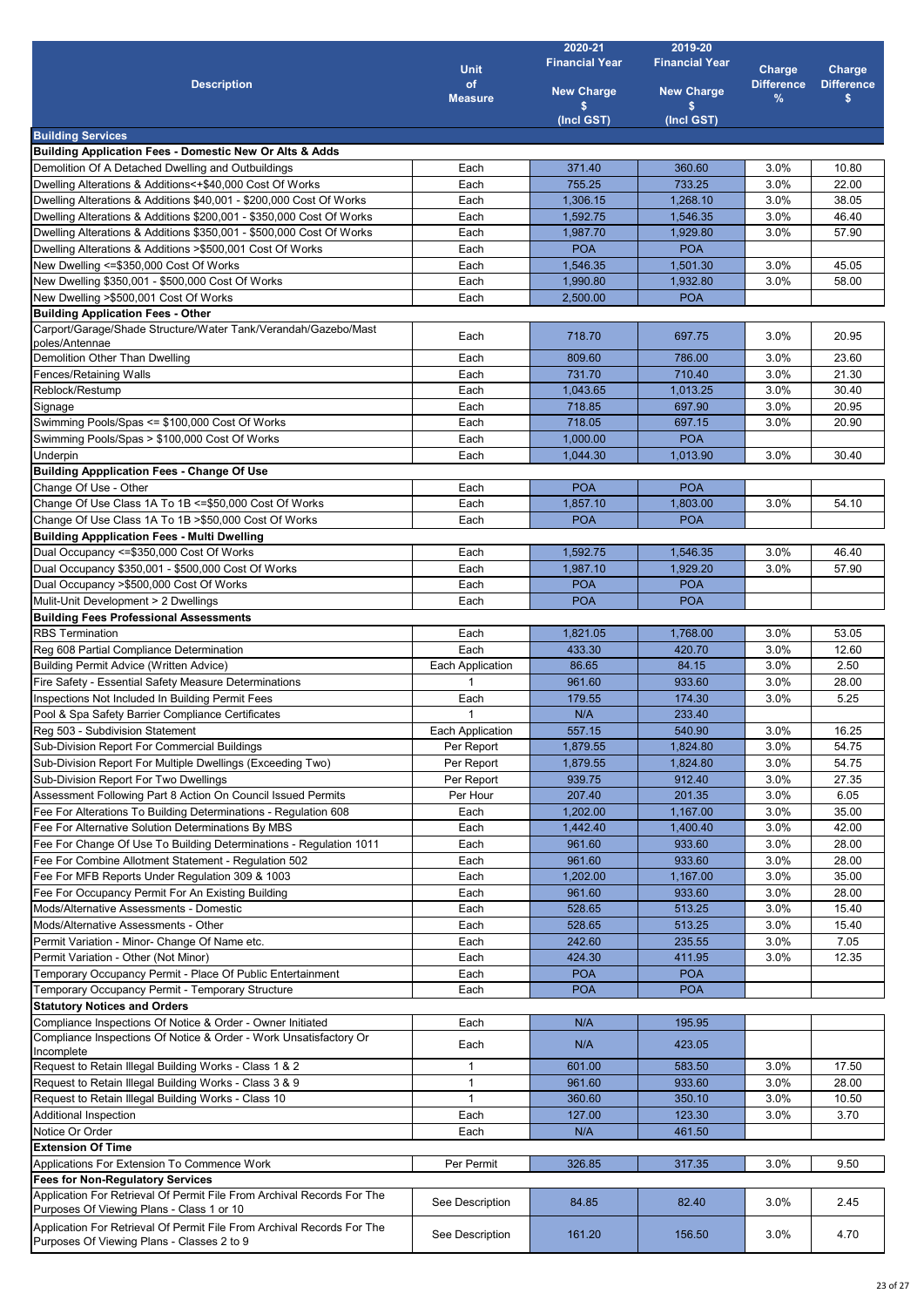| Description | Unit of Measure | 2020-21 Financial Year New Charge $ (Incl GST) | 2019-20 Financial Year New Charge $ (Incl GST) | Charge Difference % | Charge Difference $ |
|---|---|---|---|---|---|
| **Building Services** | | | | | |
| **Building Application Fees - Domestic New Or Alts & Adds** | | | | | |
| Demolition Of A Detached Dwelling and Outbuildings | Each | 371.40 | 360.60 | 3.0% | 10.80 |
| Dwelling Alterations & Additions<+$40,000 Cost Of Works | Each | 755.25 | 733.25 | 3.0% | 22.00 |
| Dwelling Alterations & Additions $40,001 - $200,000 Cost Of Works | Each | 1,306.15 | 1,268.10 | 3.0% | 38.05 |
| Dwelling Alterations & Additions $200,001 - $350,000 Cost Of Works | Each | 1,592.75 | 1,546.35 | 3.0% | 46.40 |
| Dwelling Alterations & Additions $350,001 - $500,000 Cost Of Works | Each | 1,987.70 | 1,929.80 | 3.0% | 57.90 |
| Dwelling Alterations & Additions >$500,001 Cost Of Works | Each | POA | POA | | |
| New Dwelling <=$350,000 Cost Of Works | Each | 1,546.35 | 1,501.30 | 3.0% | 45.05 |
| New Dwelling $350,001 - $500,000 Cost Of Works | Each | 1,990.80 | 1,932.80 | 3.0% | 58.00 |
| New Dwelling >$500,001 Cost Of Works | Each | 2,500.00 | POA | | |
| **Building Application Fees - Other** | | | | | |
| Carport/Garage/Shade Structure/Water Tank/Verandah/Gazebo/Mast poles/Antennae | Each | 718.70 | 697.75 | 3.0% | 20.95 |
| Demolition Other Than Dwelling | Each | 809.60 | 786.00 | 3.0% | 23.60 |
| Fences/Retaining Walls | Each | 731.70 | 710.40 | 3.0% | 21.30 |
| Reblock/Restump | Each | 1,043.65 | 1,013.25 | 3.0% | 30.40 |
| Signage | Each | 718.85 | 697.90 | 3.0% | 20.95 |
| Swimming Pools/Spas <= $100,000 Cost Of Works | Each | 718.05 | 697.15 | 3.0% | 20.90 |
| Swimming Pools/Spas > $100,000 Cost Of Works | Each | 1,000.00 | POA | | |
| Underpin | Each | 1,044.30 | 1,013.90 | 3.0% | 30.40 |
| **Building Appplication Fees - Change Of Use** | | | | | |
| Change Of Use - Other | Each | POA | POA | | |
| Change Of Use Class 1A To 1B <=$50,000 Cost Of Works | Each | 1,857.10 | 1,803.00 | 3.0% | 54.10 |
| Change Of Use Class 1A To 1B >$50,000 Cost Of Works | Each | POA | POA | | |
| **Building Appplication Fees - Multi Dwelling** | | | | | |
| Dual Occupancy <=$350,000 Cost Of Works | Each | 1,592.75 | 1,546.35 | 3.0% | 46.40 |
| Dual Occupancy $350,001 - $500,000 Cost Of Works | Each | 1,987.10 | 1,929.20 | 3.0% | 57.90 |
| Dual Occupancy >$500,000 Cost Of Works | Each | POA | POA | | |
| Mulit-Unit Development > 2 Dwellings | Each | POA | POA | | |
| **Building Fees Professional Assessments** | | | | | |
| RBS Termination | Each | 1,821.05 | 1,768.00 | 3.0% | 53.05 |
| Reg 608 Partial Compliance Determination | Each | 433.30 | 420.70 | 3.0% | 12.60 |
| Building Permit Advice (Written Advice) | Each Application | 86.65 | 84.15 | 3.0% | 2.50 |
| Fire Safety - Essential Safety Measure Determinations | 1 | 961.60 | 933.60 | 3.0% | 28.00 |
| Inspections Not Included In Building Permit Fees | Each | 179.55 | 174.30 | 3.0% | 5.25 |
| Pool & Spa Safety Barrier Compliance Certificates | 1 | N/A | 233.40 | | |
| Reg 503 - Subdivision Statement | Each Application | 557.15 | 540.90 | 3.0% | 16.25 |
| Sub-Division Report For Commercial Buildings | Per Report | 1,879.55 | 1,824.80 | 3.0% | 54.75 |
| Sub-Division Report For Multiple Dwellings (Exceeding Two) | Per Report | 1,879.55 | 1,824.80 | 3.0% | 54.75 |
| Sub-Division Report For Two Dwellings | Per Report | 939.75 | 912.40 | 3.0% | 27.35 |
| Assessment Following Part 8 Action On Council Issued Permits | Per Hour | 207.40 | 201.35 | 3.0% | 6.05 |
| Fee For Alterations To Building Determinations - Regulation 608 | Each | 1,202.00 | 1,167.00 | 3.0% | 35.00 |
| Fee For Alternative Solution Determinations By MBS | Each | 1,442.40 | 1,400.40 | 3.0% | 42.00 |
| Fee For Change Of Use To Building Determinations - Regulation 1011 | Each | 961.60 | 933.60 | 3.0% | 28.00 |
| Fee For Combine Allotment Statement - Regulation 502 | Each | 961.60 | 933.60 | 3.0% | 28.00 |
| Fee For MFB Reports Under Regulation 309 & 1003 | Each | 1,202.00 | 1,167.00 | 3.0% | 35.00 |
| Fee For Occupancy Permit For An Existing Building | Each | 961.60 | 933.60 | 3.0% | 28.00 |
| Mods/Alternative Assessments - Domestic | Each | 528.65 | 513.25 | 3.0% | 15.40 |
| Mods/Alternative Assessments - Other | Each | 528.65 | 513.25 | 3.0% | 15.40 |
| Permit Variation - Minor- Change Of Name etc. | Each | 242.60 | 235.55 | 3.0% | 7.05 |
| Permit Variation - Other (Not Minor) | Each | 424.30 | 411.95 | 3.0% | 12.35 |
| Temporary Occupancy Permit - Place Of Public Entertainment | Each | POA | POA | | |
| Temporary Occupancy Permit - Temporary Structure | Each | POA | POA | | |
| **Statutory Notices and Orders** | | | | | |
| Compliance Inspections Of Notice & Order - Owner Initiated | Each | N/A | 195.95 | | |
| Compliance Inspections Of Notice & Order - Work Unsatisfactory Or Incomplete | Each | N/A | 423.05 | | |
| Request to Retain Illegal Building Works - Class 1 & 2 | 1 | 601.00 | 583.50 | 3.0% | 17.50 |
| Request to Retain Illegal Building Works - Class 3 & 9 | 1 | 961.60 | 933.60 | 3.0% | 28.00 |
| Request to Retain Illegal Building Works - Class 10 | 1 | 360.60 | 350.10 | 3.0% | 10.50 |
| Additional Inspection | Each | 127.00 | 123.30 | 3.0% | 3.70 |
| Notice Or Order | Each | N/A | 461.50 | | |
| **Extension Of Time** | | | | | |
| Applications For Extension To Commence Work | Per Permit | 326.85 | 317.35 | 3.0% | 9.50 |
| **Fees for Non-Regulatory Services** | | | | | |
| Application For Retrieval Of Permit File From Archival Records For The Purposes Of Viewing Plans - Class 1 or 10 | See Description | 84.85 | 82.40 | 3.0% | 2.45 |
| Application For Retrieval Of Permit File From Archival Records For The Purposes Of Viewing Plans - Classes 2 to 9 | See Description | 161.20 | 156.50 | 3.0% | 4.70 |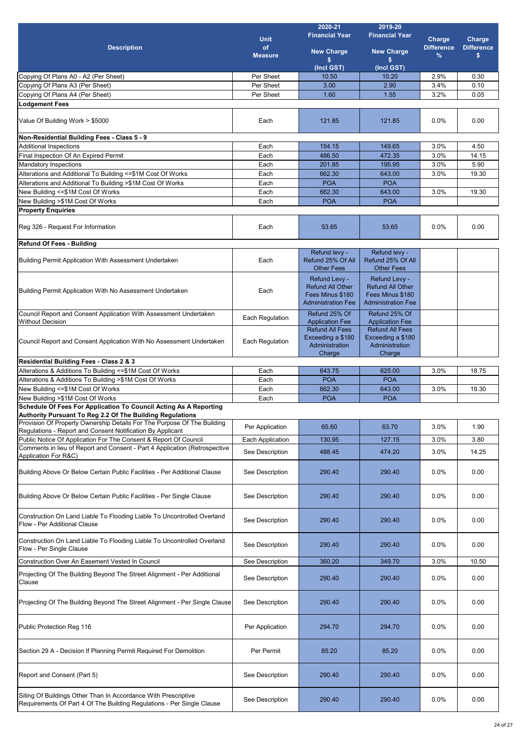| Description | Unit of Measure | 2020-21 Financial Year New Charge $ (Incl GST) | 2019-20 Financial Year New Charge $ (Incl GST) | Charge Difference % | Charge Difference $ |
|---|---|---|---|---|---|
| Copying Of Plans A0 - A2 (Per Sheet) | Per Sheet | 10.50 | 10.20 | 2.9% | 0.30 |
| Copying Of Plans A3 (Per Sheet) | Per Sheet | 3.00 | 2.90 | 3.4% | 0.10 |
| Copying Of Plans A4 (Per Sheet) | Per Sheet | 1.60 | 1.55 | 3.2% | 0.05 |
| **Lodgement Fees** | | | | | |
| Value Of Building Work > $5000 | Each | 121.85 | 121.85 | 0.0% | 0.00 |
| **Non-Residential Building Fees - Class 5 - 9** | | | | | |
| Additional Inspections | Each | 154.15 | 149.65 | 3.0% | 4.50 |
| Final Inspection Of An Expired Permit | Each | 486.50 | 472.35 | 3.0% | 14.15 |
| Mandatory Inspections | Each | 201.85 | 195.95 | 3.0% | 5.90 |
| Alterations and Additional To Building <=$1M Cost Of Works | Each | 662.30 | 643.00 | 3.0% | 19.30 |
| Alterations and Additional To Building >$1M Cost Of Works | Each | POA | POA | | |
| New Building <=$1M Cost Of Works | Each | 662.30 | 643.00 | 3.0% | 19.30 |
| New Building >$1M Cost Of Works | Each | POA | POA | | |
| **Property Enquiries** | | | | | |
| Reg 326 - Request For Information | Each | 53.65 | 53.65 | 0.0% | 0.00 |
| **Refund Of Fees - Building** | | | | | |
| Building Permit Application With Assessment Undertaken | Each | Refund levy - Refund 25% Of All Other Fees | Refund levy - Refund 25% Of All Other Fees | | |
| Building Permit Application With No Assessment Undertaken | Each | Refund Levy - Refund All Other Fees Minus $180 Administration Fee | Refund Levy - Refund All Other Fees Minus $180 Administration Fee | | |
| Council Report and Consent Application With Assessment Undertaken Without Decision | Each Regulation | Refund 25% Of Application Fee | Refund 25% Of Application Fee | | |
| Council Report and Consent Application With No Assessment Undertaken | Each Regulation | Refund All Fees Exceeding a $180 Administration Charge | Refund All Fees Exceeding a $180 Administration Charge | | |
| **Residential Building Fees - Class 2 & 3** | | | | | |
| Alterations & Additions To Building <=$1M Cost Of Works | Each | 643.75 | 625.00 | 3.0% | 18.75 |
| Alterations & Additions To Building >$1M Cost Of Works | Each | POA | POA | | |
| New Building <=$1M Cost Of Works | Each | 662.30 | 643.00 | 3.0% | 19.30 |
| New Building >$1M Cost Of Works | Each | POA | POA | | |
| **Schedule Of Fees For Application To Council Acting As A Reporting Authority Pursuant To Reg 2.2 Of The Building Regulations** | | | | | |
| Provision Of Property Ownership Details For The Purpose Of The Building Regulations - Report and Consent Notification By Applicant | Per Application | 65.60 | 63.70 | 3.0% | 1.90 |
| Public Notice Of Application For The Consent & Report Of Council | Each Application | 130.95 | 127.15 | 3.0% | 3.80 |
| Comments in lieu of Report and Consent - Part 4 Application (Retrospective Application For R&C) | See Description | 488.45 | 474.20 | 3.0% | 14.25 |
| Building Above Or Below Certain Public Facilities - Per Additional Clause | See Description | 290.40 | 290.40 | 0.0% | 0.00 |
| Building Above Or Below Certain Public Facilities - Per Single Clause | See Description | 290.40 | 290.40 | 0.0% | 0.00 |
| Construction On Land Liable To Flooding Liable To Uncontrolled Overland Flow - Per Additional Clause | See Description | 290.40 | 290.40 | 0.0% | 0.00 |
| Construction On Land Liable To Flooding Liable To Uncontrolled Overland Flow - Per Single Clause | See Description | 290.40 | 290.40 | 0.0% | 0.00 |
| Construction Over An Easement Vested In Council | See Description | 360.20 | 349.70 | 3.0% | 10.50 |
| Projecting Of The Building Beyond The Street Alignment - Per Additional Clause | See Description | 290.40 | 290.40 | 0.0% | 0.00 |
| Projecting Of The Building Beyond The Street Alignment - Per Single Clause | See Description | 290.40 | 290.40 | 0.0% | 0.00 |
| Public Protection Reg 116 | Per Application | 294.70 | 294.70 | 0.0% | 0.00 |
| Section 29 A - Decision If Planning Permit Required For Demolition | Per Permit | 85.20 | 85.20 | 0.0% | 0.00 |
| Report and Consent (Part 5) | See Description | 290.40 | 290.40 | 0.0% | 0.00 |
| Siting Of Buildings Other Than In Accordance With Prescriptive Requirements Of Part 4 Of The Building Regulations - Per Single Clause | See Description | 290.40 | 290.40 | 0.0% | 0.00 |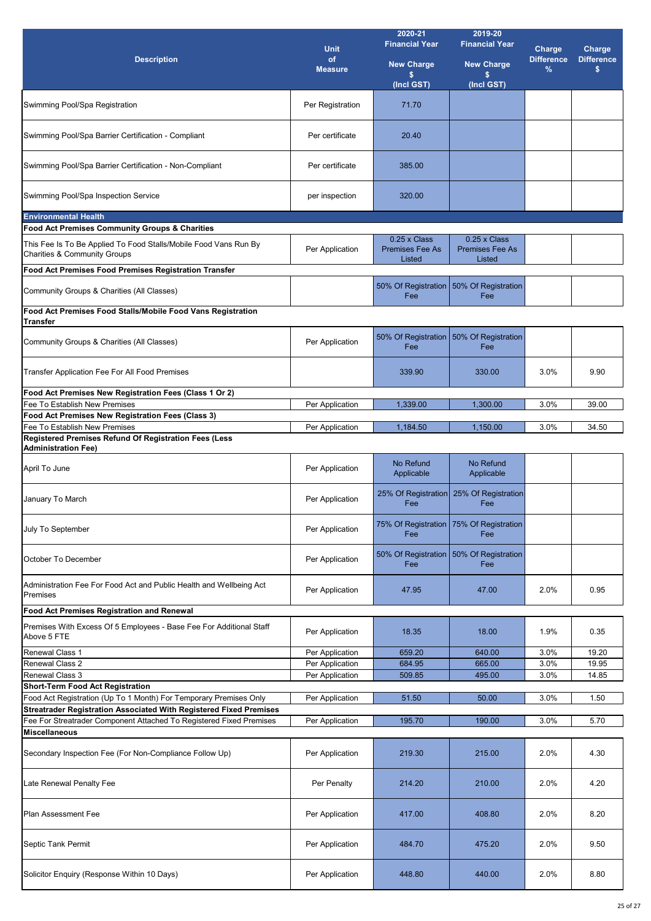| Description | Unit of Measure | 2020-21 Financial Year New Charge $ (Incl GST) | 2019-20 Financial Year New Charge $ (Incl GST) | Charge Difference % | Charge Difference $ |
|---|---|---|---|---|---|
| Swimming Pool/Spa Registration | Per Registration | 71.70 | | | |
| Swimming Pool/Spa Barrier Certification - Compliant | Per certificate | 20.40 | | | |
| Swimming Pool/Spa Barrier Certification - Non-Compliant | Per certificate | 385.00 | | | |
| Swimming Pool/Spa Inspection Service | per inspection | 320.00 | | | |
| **Environmental Health** | | | | | |
| **Food Act Premises Community Groups & Charities** | | | | | |
| This Fee Is To Be Applied To Food Stalls/Mobile Food Vans Run By Charities & Community Groups | Per Application | 0.25 x Class Premises Fee As Listed | 0.25 x Class Premises Fee As Listed | | |
| **Food Act Premises Food Premises Registration Transfer** | | | | | |
| Community Groups & Charities (All Classes) | | 50% Of Registration Fee | 50% Of Registration Fee | | |
| **Food Act Premises Food Stalls/Mobile Food Vans Registration Transfer** | | | | | |
| Community Groups & Charities (All Classes) | Per Application | 50% Of Registration Fee | 50% Of Registration Fee | | |
| Transfer Application Fee For All Food Premises | | 339.90 | 330.00 | 3.0% | 9.90 |
| **Food Act Premises New Registration Fees (Class 1 Or 2)** | | | | | |
| Fee To Establish New Premises | Per Application | 1,339.00 | 1,300.00 | 3.0% | 39.00 |
| **Food Act Premises New Registration Fees (Class 3)** | | | | | |
| Fee To Establish New Premises | Per Application | 1,184.50 | 1,150.00 | 3.0% | 34.50 |
| **Registered Premises Refund Of Registration Fees (Less Administration Fee)** | | | | | |
| April To June | Per Application | No Refund Applicable | No Refund Applicable | | |
| January To March | Per Application | 25% Of Registration Fee | 25% Of Registration Fee | | |
| July To September | Per Application | 75% Of Registration Fee | 75% Of Registration Fee | | |
| October To December | Per Application | 50% Of Registration Fee | 50% Of Registration Fee | | |
| Administration Fee For Food Act and Public Health and Wellbeing Act Premises | Per Application | 47.95 | 47.00 | 2.0% | 0.95 |
| **Food Act Premises Registration and Renewal** | | | | | |
| Premises With Excess Of 5 Employees - Base Fee For Additional Staff Above 5 FTE | Per Application | 18.35 | 18.00 | 1.9% | 0.35 |
| Renewal Class 1 | Per Application | 659.20 | 640.00 | 3.0% | 19.20 |
| Renewal Class 2 | Per Application | 684.95 | 665.00 | 3.0% | 19.95 |
| Renewal Class 3 | Per Application | 509.85 | 495.00 | 3.0% | 14.85 |
| **Short-Term Food Act Registration** | | | | | |
| Food Act Registration (Up To 1 Month) For Temporary Premises Only | Per Application | 51.50 | 50.00 | 3.0% | 1.50 |
| **Streatrader Registration Associated With Registered Fixed Premises** | | | | | |
| Fee For Streatrader Component Attached To Registered Fixed Premises | Per Application | 195.70 | 190.00 | 3.0% | 5.70 |
| **Miscellaneous** | | | | | |
| Secondary Inspection Fee (For Non-Compliance Follow Up) | Per Application | 219.30 | 215.00 | 2.0% | 4.30 |
| Late Renewal Penalty Fee | Per Penalty | 214.20 | 210.00 | 2.0% | 4.20 |
| Plan Assessment Fee | Per Application | 417.00 | 408.80 | 2.0% | 8.20 |
| Septic Tank Permit | Per Application | 484.70 | 475.20 | 2.0% | 9.50 |
| Solicitor Enquiry (Response Within 10 Days) | Per Application | 448.80 | 440.00 | 2.0% | 8.80 |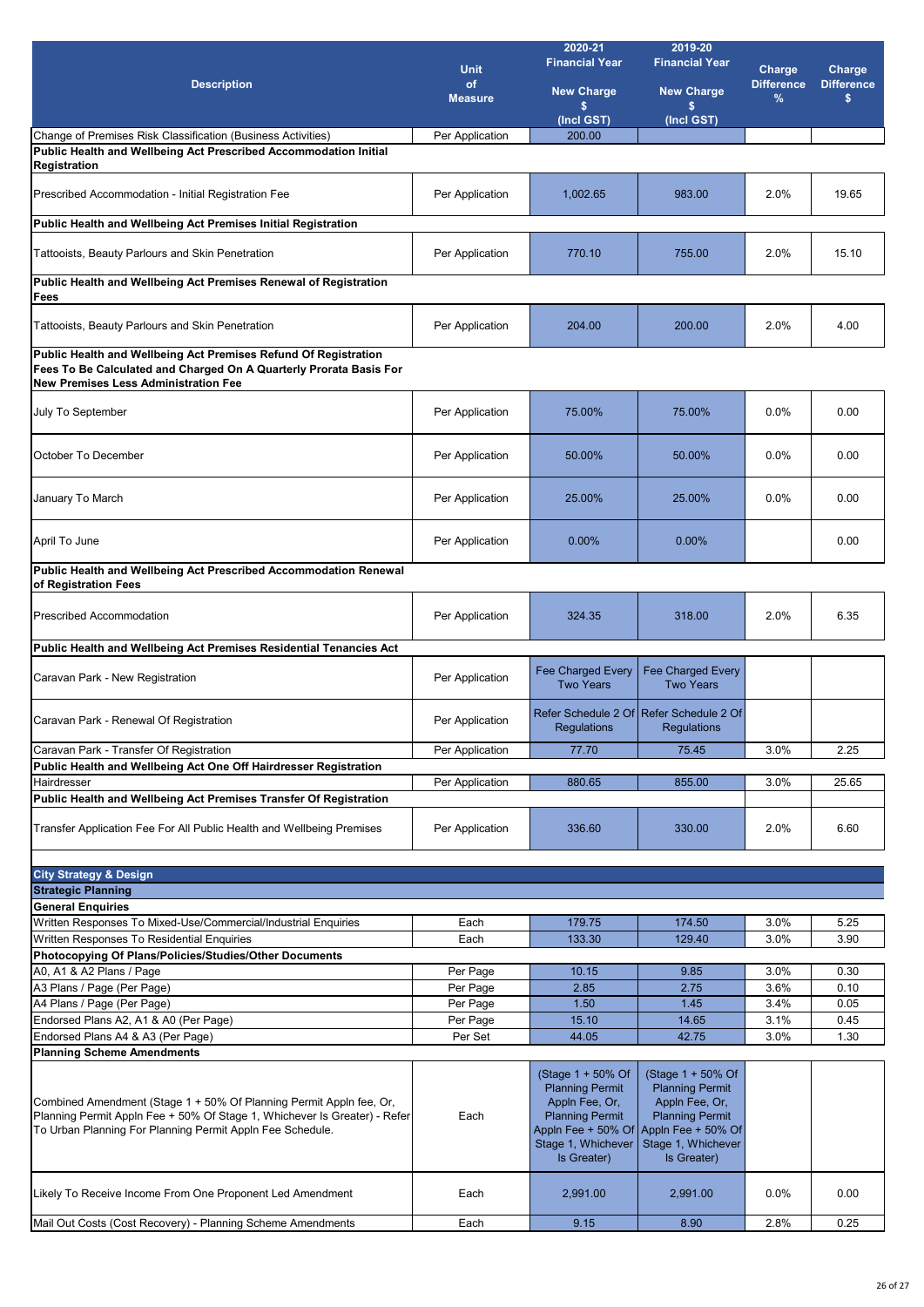| Description | Unit of Measure | 2020-21 Financial Year New Charge $ (Incl GST) | 2019-20 Financial Year New Charge $ (Incl GST) | Charge Difference % | Charge Difference $ |
|---|---|---|---|---|---|
| Change of Premises Risk Classification (Business Activities) | Per Application | 200.00 | | | |
| **Public Health and Wellbeing Act Prescribed Accommodation Initial Registration** | | | | | |
| Prescribed Accommodation - Initial Registration Fee | Per Application | 1,002.65 | 983.00 | 2.0% | 19.65 |
| **Public Health and Wellbeing Act Premises Initial Registration** | | | | | |
| Tattooists, Beauty Parlours and Skin Penetration | Per Application | 770.10 | 755.00 | 2.0% | 15.10 |
| **Public Health and Wellbeing Act Premises Renewal of Registration Fees** | | | | | |
| Tattooists, Beauty Parlours and Skin Penetration | Per Application | 204.00 | 200.00 | 2.0% | 4.00 |
| **Public Health and Wellbeing Act Premises Refund Of Registration Fees To Be Calculated and Charged On A Quarterly Prorata Basis For New Premises Less Administration Fee** | | | | | |
| July To September | Per Application | 75.00% | 75.00% | 0.0% | 0.00 |
| October To December | Per Application | 50.00% | 50.00% | 0.0% | 0.00 |
| January To March | Per Application | 25.00% | 25.00% | 0.0% | 0.00 |
| April To June | Per Application | 0.00% | 0.00% | | 0.00 |
| **Public Health and Wellbeing Act Prescribed Accommodation Renewal of Registration Fees** | | | | | |
| Prescribed Accommodation | Per Application | 324.35 | 318.00 | 2.0% | 6.35 |
| **Public Health and Wellbeing Act Premises Residential Tenancies Act** | | | | | |
| Caravan Park - New Registration | Per Application | Fee Charged Every Two Years | Fee Charged Every Two Years | | |
| Caravan Park - Renewal Of Registration | Per Application | Refer Schedule 2 Of Regulations | Refer Schedule 2 Of Regulations | | |
| Caravan Park - Transfer Of Registration | Per Application | 77.70 | 75.45 | 3.0% | 2.25 |
| **Public Health and Wellbeing Act One Off Hairdresser Registration** | | | | | |
| Hairdresser | Per Application | 880.65 | 855.00 | 3.0% | 25.65 |
| **Public Health and Wellbeing Act Premises Transfer Of Registration** | | | | | |
| Transfer Application Fee For All Public Health and Wellbeing Premises | Per Application | 336.60 | 330.00 | 2.0% | 6.60 |
| **City Strategy & Design** | | | | | |
| **Strategic Planning** | | | | | |
| **General Enquiries** | | | | | |
| Written Responses To Mixed-Use/Commercial/Industrial Enquiries | Each | 179.75 | 174.50 | 3.0% | 5.25 |
| Written Responses To Residential Enquiries | Each | 133.30 | 129.40 | 3.0% | 3.90 |
| **Photocopying Of Plans/Policies/Studies/Other Documents** | | | | | |
| A0, A1 & A2 Plans / Page | Per Page | 10.15 | 9.85 | 3.0% | 0.30 |
| A3 Plans / Page (Per Page) | Per Page | 2.85 | 2.75 | 3.6% | 0.10 |
| A4 Plans / Page (Per Page) | Per Page | 1.50 | 1.45 | 3.4% | 0.05 |
| Endorsed Plans A2, A1 & A0 (Per Page) | Per Page | 15.10 | 14.65 | 3.1% | 0.45 |
| Endorsed Plans A4 & A3 (Per Page) | Per Set | 44.05 | 42.75 | 3.0% | 1.30 |
| **Planning Scheme Amendments** | | | | | |
| Combined Amendment (Stage 1 + 50% Of Planning Permit Appln fee, Or, Planning Permit Appln Fee + 50% Of Stage 1, Whichever Is Greater) - Refer To Urban Planning For Planning Permit Appln Fee Schedule. | Each | (Stage 1 + 50% Of Planning Permit Appln Fee, Or, Planning Permit Appln Fee + 50% Of Stage 1, Whichever Is Greater) | (Stage 1 + 50% Of Planning Permit Appln Fee, Or, Planning Permit Appln Fee + 50% Of Stage 1, Whichever Is Greater) | | |
| Likely To Receive Income From One Proponent Led Amendment | Each | 2,991.00 | 2,991.00 | 0.0% | 0.00 |
| Mail Out Costs (Cost Recovery) - Planning Scheme Amendments | Each | 9.15 | 8.90 | 2.8% | 0.25 |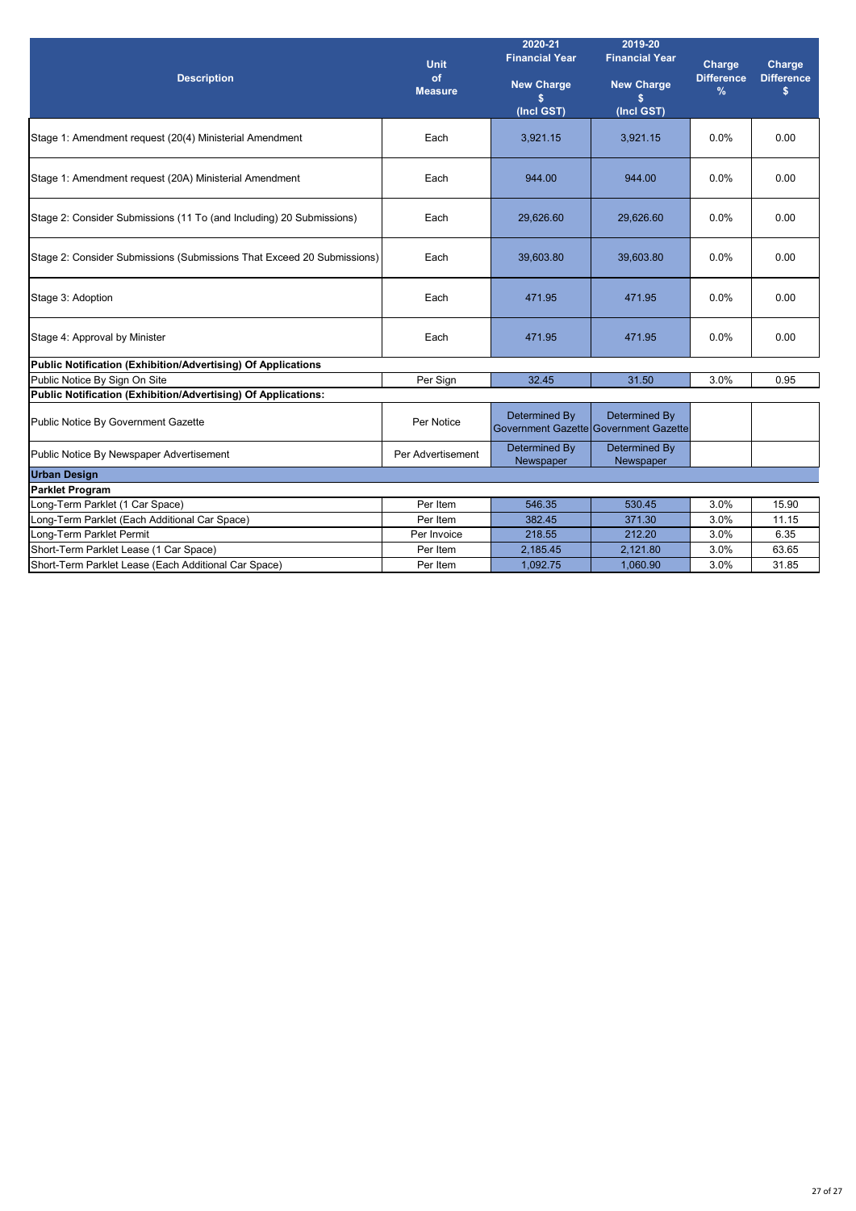| Description | Unit of Measure | 2020-21 Financial Year New Charge $ (Incl GST) | 2019-20 Financial Year New Charge $ (Incl GST) | Charge Difference % | Charge Difference $ |
|---|---|---|---|---|---|
| Stage 1: Amendment request (20(4) Ministerial Amendment | Each | 3,921.15 | 3,921.15 | 0.0% | 0.00 |
| Stage 1: Amendment request (20A) Ministerial Amendment | Each | 944.00 | 944.00 | 0.0% | 0.00 |
| Stage 2: Consider Submissions (11 To (and Including) 20 Submissions) | Each | 29,626.60 | 29,626.60 | 0.0% | 0.00 |
| Stage 2: Consider Submissions (Submissions That Exceed 20 Submissions) | Each | 39,603.80 | 39,603.80 | 0.0% | 0.00 |
| Stage 3: Adoption | Each | 471.95 | 471.95 | 0.0% | 0.00 |
| Stage 4: Approval by Minister | Each | 471.95 | 471.95 | 0.0% | 0.00 |
| **Public Notification (Exhibition/Advertising) Of Applications** | | | | | |
| Public Notice By Sign On Site | Per Sign | 32.45 | 31.50 | 3.0% | 0.95 |
| **Public Notification (Exhibition/Advertising) Of Applications:** | | | | | |
| Public Notice By Government Gazette | Per Notice | Determined By Government Gazette | Determined By Government Gazette | | |
| Public Notice By Newspaper Advertisement | Per Advertisement | Determined By Newspaper | Determined By Newspaper | | |
| **Urban Design** | | | | | |
| **Parklet Program** | | | | | |
| Long-Term Parklet (1 Car Space) | Per Item | 546.35 | 530.45 | 3.0% | 15.90 |
| Long-Term Parklet (Each Additional Car Space) | Per Item | 382.45 | 371.30 | 3.0% | 11.15 |
| Long-Term Parklet Permit | Per Invoice | 218.55 | 212.20 | 3.0% | 6.35 |
| Short-Term Parklet Lease (1 Car Space) | Per Item | 2,185.45 | 2,121.80 | 3.0% | 63.65 |
| Short-Term Parklet Lease (Each Additional Car Space) | Per Item | 1,092.75 | 1,060.90 | 3.0% | 31.85 |